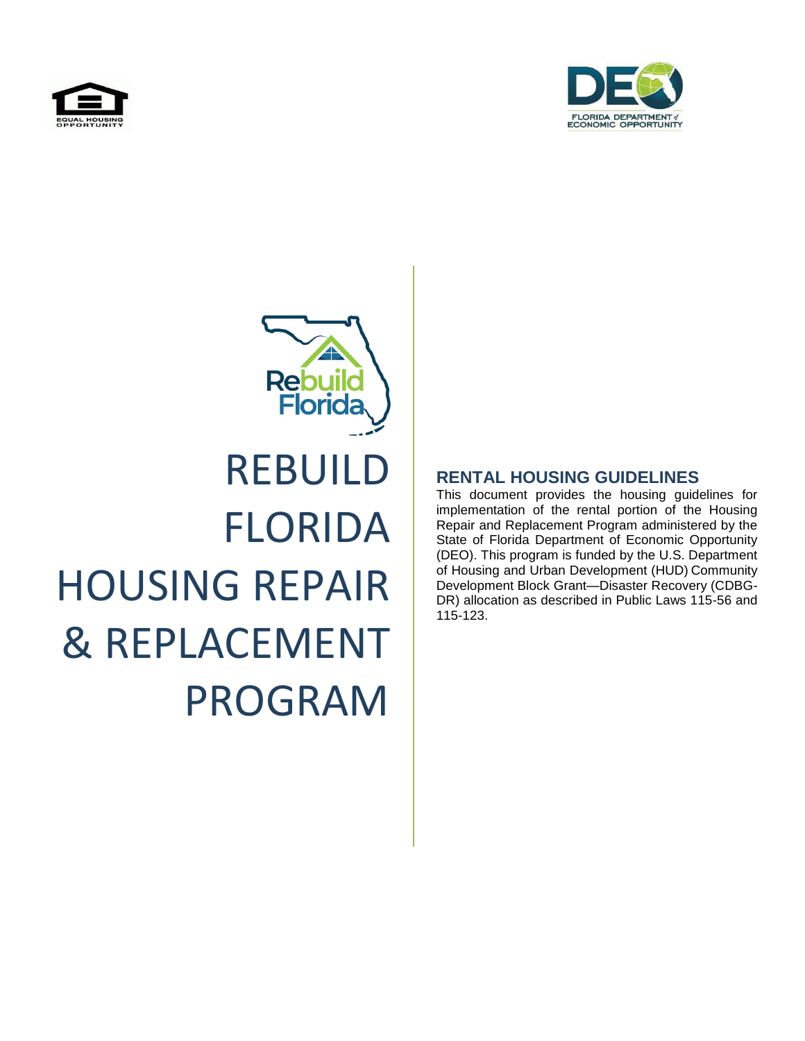# REBUILD FLORIDA HOUSING REPAIR & REPLACEMENT PROGRAM

## RENTAL HOUSING GUIDELINES

This document provides the housing guidelines for implementation of the rental portion of the Housing Repair and Replacement Program administered by the State of Florida Department of Economic Opportunity (DEO). This program is funded by the U.S. Department of Housing and Urban Development (HUD) Community Development Block Grant—Disaster Recovery (CDBG-DR) allocation as described in Public Laws 115-56 and 115-123.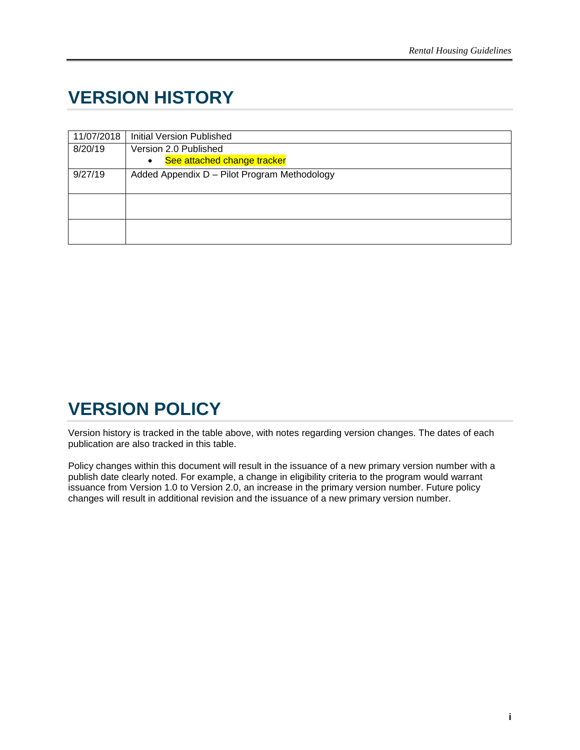# VERSION HISTORY

| | |
|---|---|
| 11/07/2018 | Initial Version Published |
| 8/20/19 | Version 2.0 Published<br>• See attached change tracker |
| 9/27/19 | Added Appendix D – Pilot Program Methodology |
| | |
| | |

# VERSION POLICY

Version history is tracked in the table above, with notes regarding version changes. The dates of each publication are also tracked in this table.

Policy changes within this document will result in the issuance of a new primary version number with a publish date clearly noted. For example, a change in eligibility criteria to the program would warrant issuance from Version 1.0 to Version 2.0, an increase in the primary version number. Future policy changes will result in additional revision and the issuance of a new primary version number.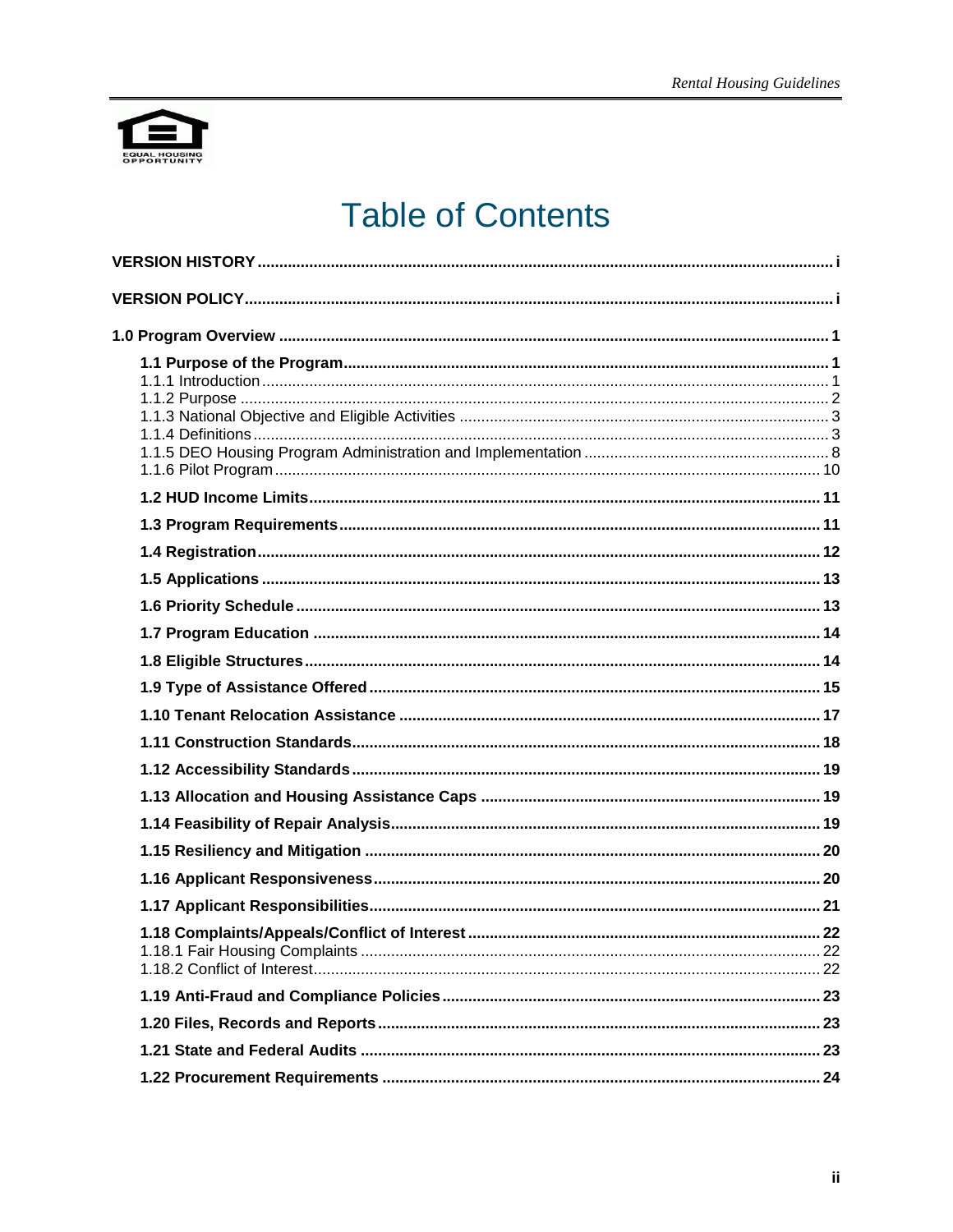# Table of Contents

**VERSION HISTORY** ........ i

**VERSION POLICY** ........ i

**1.0 Program Overview** ........ 1

- **1.1 Purpose of the Program** ........ 1
  - 1.1.1 Introduction ........ 1
  - 1.1.2 Purpose ........ 2
  - 1.1.3 National Objective and Eligible Activities ........ 3
  - 1.1.4 Definitions ........ 3
  - 1.1.5 DEO Housing Program Administration and Implementation ........ 8
  - 1.1.6 Pilot Program ........ 10
- **1.2 HUD Income Limits** ........ 11
- **1.3 Program Requirements** ........ 11
- **1.4 Registration** ........ 12
- **1.5 Applications** ........ 13
- **1.6 Priority Schedule** ........ 13
- **1.7 Program Education** ........ 14
- **1.8 Eligible Structures** ........ 14
- **1.9 Type of Assistance Offered** ........ 15
- **1.10 Tenant Relocation Assistance** ........ 17
- **1.11 Construction Standards** ........ 18
- **1.12 Accessibility Standards** ........ 19
- **1.13 Allocation and Housing Assistance Caps** ........ 19
- **1.14 Feasibility of Repair Analysis** ........ 19
- **1.15 Resiliency and Mitigation** ........ 20
- **1.16 Applicant Responsiveness** ........ 20
- **1.17 Applicant Responsibilities** ........ 21
- **1.18 Complaints/Appeals/Conflict of Interest** ........ 22
  - 1.18.1 Fair Housing Complaints ........ 22
  - 1.18.2 Conflict of Interest ........ 22
- **1.19 Anti-Fraud and Compliance Policies** ........ 23
- **1.20 Files, Records and Reports** ........ 23
- **1.21 State and Federal Audits** ........ 23
- **1.22 Procurement Requirements** ........ 24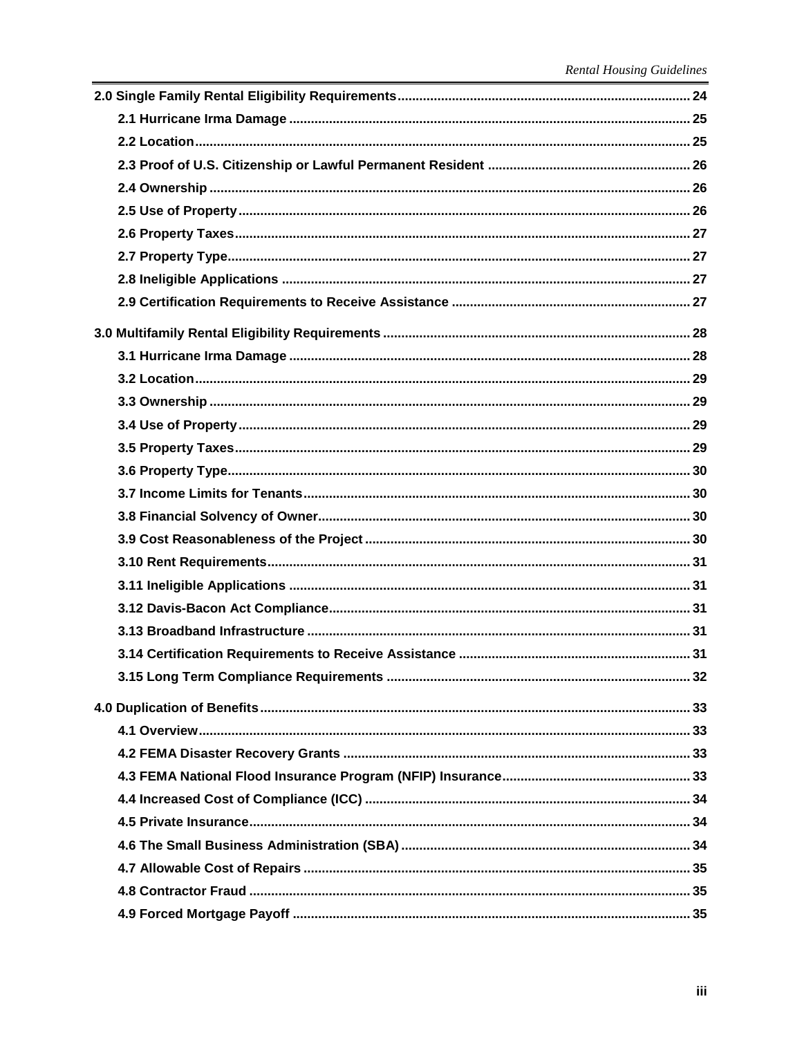- **2.0 Single Family Rental Eligibility Requirements** ... 24
  - **2.1 Hurricane Irma Damage** ... 25
  - **2.2 Location** ... 25
  - **2.3 Proof of U.S. Citizenship or Lawful Permanent Resident** ... 26
  - **2.4 Ownership** ... 26
  - **2.5 Use of Property** ... 26
  - **2.6 Property Taxes** ... 27
  - **2.7 Property Type** ... 27
  - **2.8 Ineligible Applications** ... 27
  - **2.9 Certification Requirements to Receive Assistance** ... 27
- **3.0 Multifamily Rental Eligibility Requirements** ... 28
  - **3.1 Hurricane Irma Damage** ... 28
  - **3.2 Location** ... 29
  - **3.3 Ownership** ... 29
  - **3.4 Use of Property** ... 29
  - **3.5 Property Taxes** ... 29
  - **3.6 Property Type** ... 30
  - **3.7 Income Limits for Tenants** ... 30
  - **3.8 Financial Solvency of Owner** ... 30
  - **3.9 Cost Reasonableness of the Project** ... 30
  - **3.10 Rent Requirements** ... 31
  - **3.11 Ineligible Applications** ... 31
  - **3.12 Davis-Bacon Act Compliance** ... 31
  - **3.13 Broadband Infrastructure** ... 31
  - **3.14 Certification Requirements to Receive Assistance** ... 31
  - **3.15 Long Term Compliance Requirements** ... 32
- **4.0 Duplication of Benefits** ... 33
  - **4.1 Overview** ... 33
  - **4.2 FEMA Disaster Recovery Grants** ... 33
  - **4.3 FEMA National Flood Insurance Program (NFIP) Insurance** ... 33
  - **4.4 Increased Cost of Compliance (ICC)** ... 34
  - **4.5 Private Insurance** ... 34
  - **4.6 The Small Business Administration (SBA)** ... 34
  - **4.7 Allowable Cost of Repairs** ... 35
  - **4.8 Contractor Fraud** ... 35
  - **4.9 Forced Mortgage Payoff** ... 35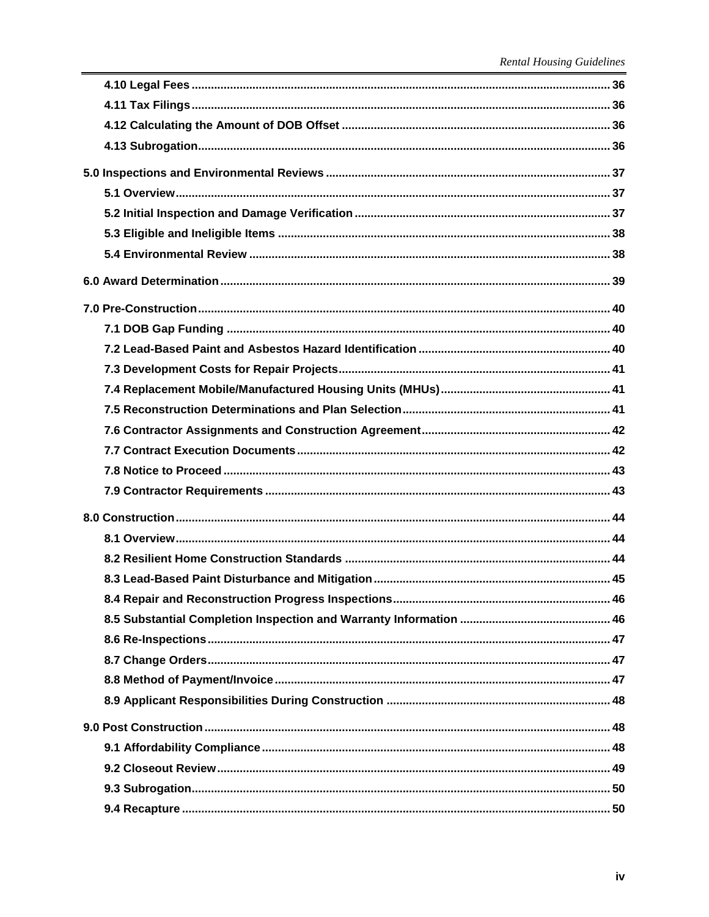4.10 Legal Fees ........ 36
4.11 Tax Filings ........ 36
4.12 Calculating the Amount of DOB Offset ........ 36
4.13 Subrogation ........ 36

5.0 Inspections and Environmental Reviews ........ 37
5.1 Overview ........ 37
5.2 Initial Inspection and Damage Verification ........ 37
5.3 Eligible and Ineligible Items ........ 38
5.4 Environmental Review ........ 38

6.0 Award Determination ........ 39

7.0 Pre-Construction ........ 40
7.1 DOB Gap Funding ........ 40
7.2 Lead-Based Paint and Asbestos Hazard Identification ........ 40
7.3 Development Costs for Repair Projects ........ 41
7.4 Replacement Mobile/Manufactured Housing Units (MHUs) ........ 41
7.5 Reconstruction Determinations and Plan Selection ........ 41
7.6 Contractor Assignments and Construction Agreement ........ 42
7.7 Contract Execution Documents ........ 42
7.8 Notice to Proceed ........ 43
7.9 Contractor Requirements ........ 43

8.0 Construction ........ 44
8.1 Overview ........ 44
8.2 Resilient Home Construction Standards ........ 44
8.3 Lead-Based Paint Disturbance and Mitigation ........ 45
8.4 Repair and Reconstruction Progress Inspections ........ 46
8.5 Substantial Completion Inspection and Warranty Information ........ 46
8.6 Re-Inspections ........ 47
8.7 Change Orders ........ 47
8.8 Method of Payment/Invoice ........ 47
8.9 Applicant Responsibilities During Construction ........ 48

9.0 Post Construction ........ 48
9.1 Affordability Compliance ........ 48
9.2 Closeout Review ........ 49
9.3 Subrogation ........ 50
9.4 Recapture ........ 50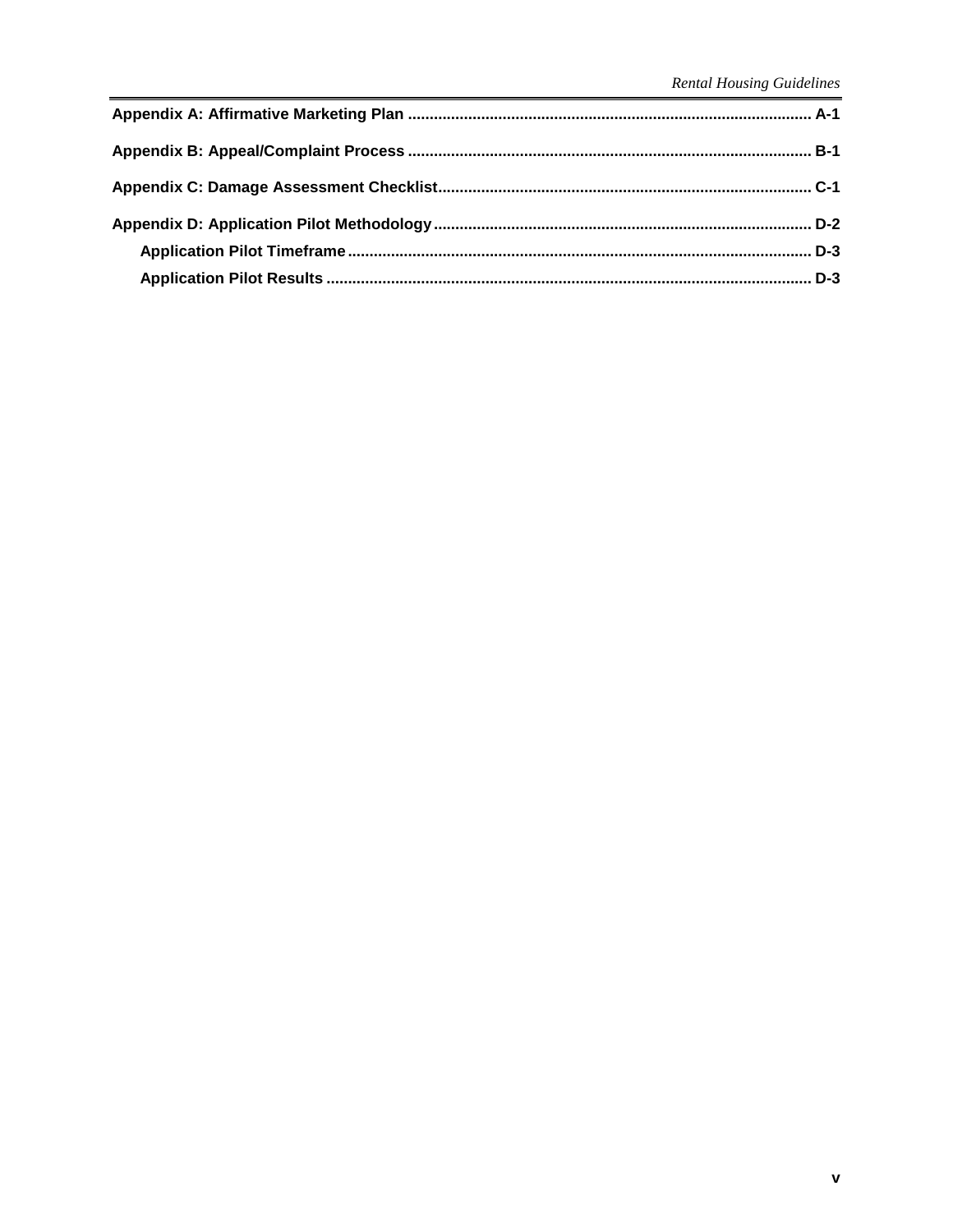**Appendix A: Affirmative Marketing Plan** ............................................................................................ A-1

**Appendix B: Appeal/Complaint Process** ............................................................................................ B-1

**Appendix C: Damage Assessment Checklist** ...................................................................................... C-1

**Appendix D: Application Pilot Methodology** ....................................................................................... D-2

- **Application Pilot Timeframe** .......................................................................................................... D-3
- **Application Pilot Results** ............................................................................................................... D-3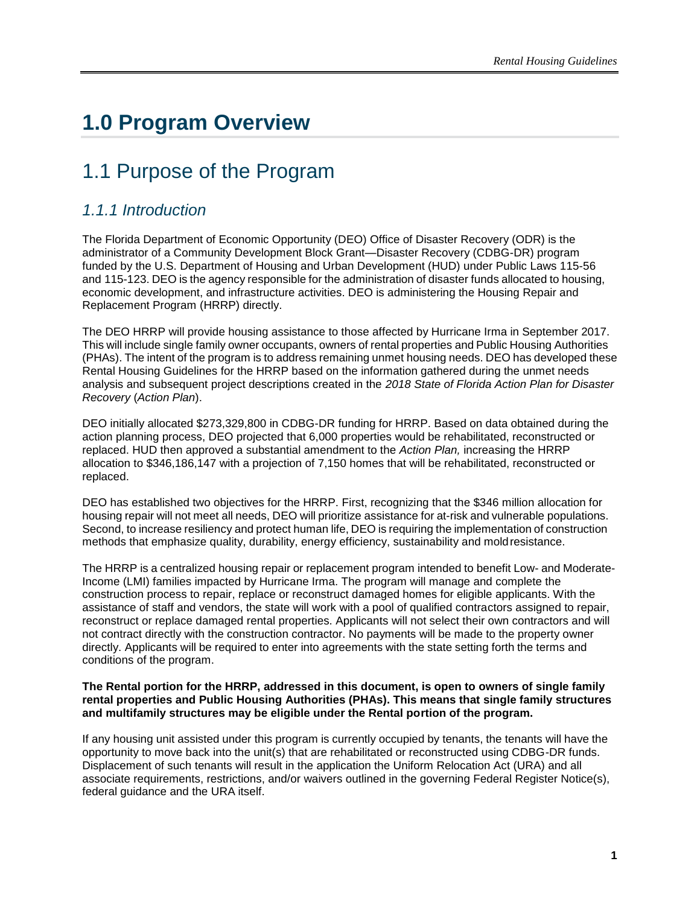# 1.0 Program Overview

## 1.1 Purpose of the Program

### *1.1.1 Introduction*

The Florida Department of Economic Opportunity (DEO) Office of Disaster Recovery (ODR) is the administrator of a Community Development Block Grant—Disaster Recovery (CDBG-DR) program funded by the U.S. Department of Housing and Urban Development (HUD) under Public Laws 115-56 and 115-123. DEO is the agency responsible for the administration of disaster funds allocated to housing, economic development, and infrastructure activities. DEO is administering the Housing Repair and Replacement Program (HRRP) directly.

The DEO HRRP will provide housing assistance to those affected by Hurricane Irma in September 2017. This will include single family owner occupants, owners of rental properties and Public Housing Authorities (PHAs). The intent of the program is to address remaining unmet housing needs. DEO has developed these Rental Housing Guidelines for the HRRP based on the information gathered during the unmet needs analysis and subsequent project descriptions created in the *2018 State of Florida Action Plan for Disaster Recovery* (*Action Plan*).

DEO initially allocated $273,329,800 in CDBG-DR funding for HRRP. Based on data obtained during the action planning process, DEO projected that 6,000 properties would be rehabilitated, reconstructed or replaced. HUD then approved a substantial amendment to the *Action Plan,* increasing the HRRP allocation to $346,186,147 with a projection of 7,150 homes that will be rehabilitated, reconstructed or replaced.

DEO has established two objectives for the HRRP. First, recognizing that the $346 million allocation for housing repair will not meet all needs, DEO will prioritize assistance for at-risk and vulnerable populations. Second, to increase resiliency and protect human life, DEO is requiring the implementation of construction methods that emphasize quality, durability, energy efficiency, sustainability and mold resistance.

The HRRP is a centralized housing repair or replacement program intended to benefit Low- and Moderate-Income (LMI) families impacted by Hurricane Irma. The program will manage and complete the construction process to repair, replace or reconstruct damaged homes for eligible applicants. With the assistance of staff and vendors, the state will work with a pool of qualified contractors assigned to repair, reconstruct or replace damaged rental properties. Applicants will not select their own contractors and will not contract directly with the construction contractor. No payments will be made to the property owner directly. Applicants will be required to enter into agreements with the state setting forth the terms and conditions of the program.

**The Rental portion for the HRRP, addressed in this document, is open to owners of single family rental properties and Public Housing Authorities (PHAs). This means that single family structures and multifamily structures may be eligible under the Rental portion of the program.**

If any housing unit assisted under this program is currently occupied by tenants, the tenants will have the opportunity to move back into the unit(s) that are rehabilitated or reconstructed using CDBG-DR funds. Displacement of such tenants will result in the application the Uniform Relocation Act (URA) and all associate requirements, restrictions, and/or waivers outlined in the governing Federal Register Notice(s), federal guidance and the URA itself.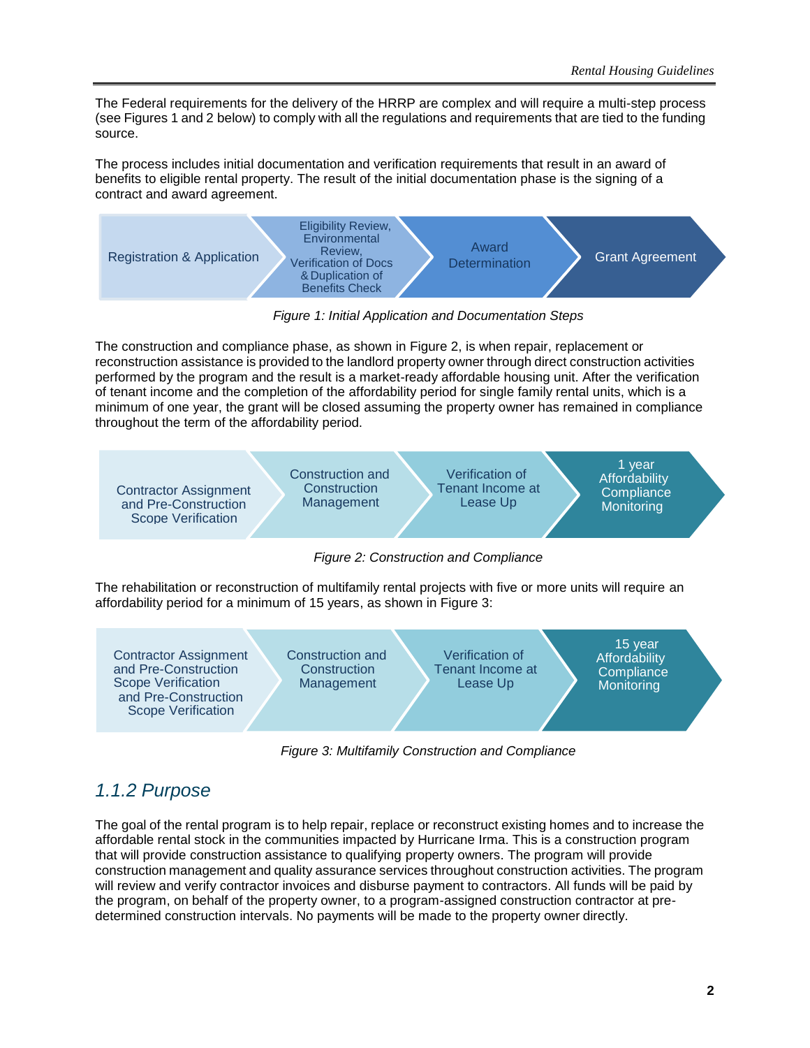The Federal requirements for the delivery of the HRRP are complex and will require a multi-step process (see Figures 1 and 2 below) to comply with all the regulations and requirements that are tied to the funding source.

The process includes initial documentation and verification requirements that result in an award of benefits to eligible rental property. The result of the initial documentation phase is the signing of a contract and award agreement.

Registration & Application → Eligibility Review, Environmental Review, Verification of Docs & Duplication of Benefits Check → Award Determination → Grant Agreement

*Figure 1: Initial Application and Documentation Steps*

The construction and compliance phase, as shown in Figure 2, is when repair, replacement or reconstruction assistance is provided to the landlord property owner through direct construction activities performed by the program and the result is a market-ready affordable housing unit. After the verification of tenant income and the completion of the affordability period for single family rental units, which is a minimum of one year, the grant will be closed assuming the property owner has remained in compliance throughout the term of the affordability period.

Contractor Assignment and Pre-Construction Scope Verification → Construction and Construction Management → Verification of Tenant Income at Lease Up → 1 year Affordability Compliance Monitoring

*Figure 2: Construction and Compliance*

The rehabilitation or reconstruction of multifamily rental projects with five or more units will require an affordability period for a minimum of 15 years, as shown in Figure 3:

Contractor Assignment and Pre-Construction Scope Verification and Pre-Construction Scope Verification → Construction and Construction Management → Verification of Tenant Income at Lease Up → 15 year Affordability Compliance Monitoring

*Figure 3: Multifamily Construction and Compliance*

## 1.1.2 Purpose

The goal of the rental program is to help repair, replace or reconstruct existing homes and to increase the affordable rental stock in the communities impacted by Hurricane Irma. This is a construction program that will provide construction assistance to qualifying property owners. The program will provide construction management and quality assurance services throughout construction activities. The program will review and verify contractor invoices and disburse payment to contractors. All funds will be paid by the program, on behalf of the property owner, to a program-assigned construction contractor at pre-determined construction intervals. No payments will be made to the property owner directly.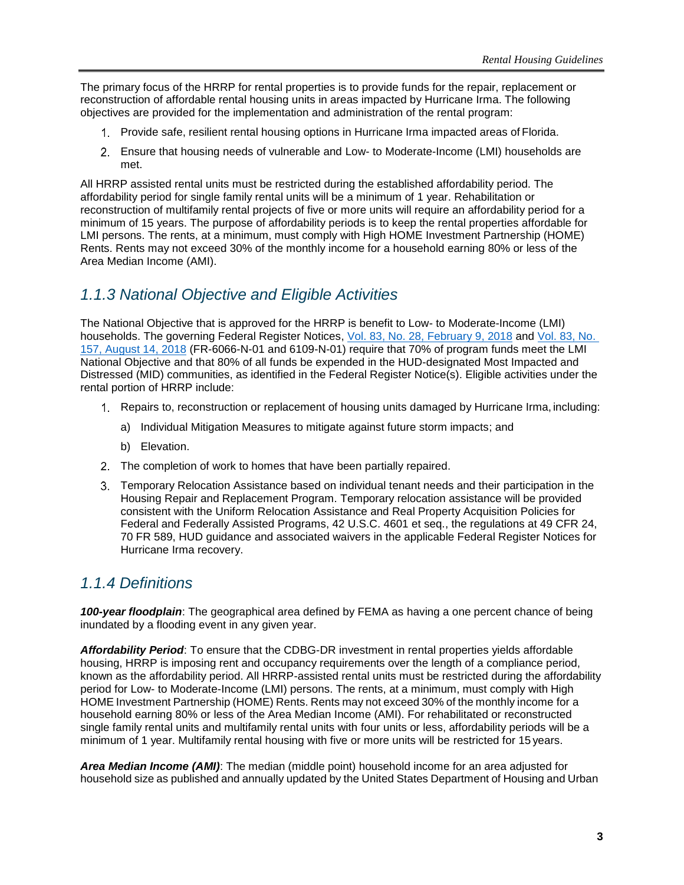The primary focus of the HRRP for rental properties is to provide funds for the repair, replacement or reconstruction of affordable rental housing units in areas impacted by Hurricane Irma. The following objectives are provided for the implementation and administration of the rental program:

1. Provide safe, resilient rental housing options in Hurricane Irma impacted areas of Florida.
2. Ensure that housing needs of vulnerable and Low- to Moderate-Income (LMI) households are met.

All HRRP assisted rental units must be restricted during the established affordability period. The affordability period for single family rental units will be a minimum of 1 year. Rehabilitation or reconstruction of multifamily rental projects of five or more units will require an affordability period for a minimum of 15 years. The purpose of affordability periods is to keep the rental properties affordable for LMI persons. The rents, at a minimum, must comply with High HOME Investment Partnership (HOME) Rents. Rents may not exceed 30% of the monthly income for a household earning 80% or less of the Area Median Income (AMI).

## *1.1.3 National Objective and Eligible Activities*

The National Objective that is approved for the HRRP is benefit to Low- to Moderate-Income (LMI) households. The governing Federal Register Notices, Vol. 83, No. 28, February 9, 2018 and Vol. 83, No. 157, August 14, 2018 (FR-6066-N-01 and 6109-N-01) require that 70% of program funds meet the LMI National Objective and that 80% of all funds be expended in the HUD-designated Most Impacted and Distressed (MID) communities, as identified in the Federal Register Notice(s). Eligible activities under the rental portion of HRRP include:

1. Repairs to, reconstruction or replacement of housing units damaged by Hurricane Irma, including:
   a) Individual Mitigation Measures to mitigate against future storm impacts; and
   b) Elevation.
2. The completion of work to homes that have been partially repaired.
3. Temporary Relocation Assistance based on individual tenant needs and their participation in the Housing Repair and Replacement Program. Temporary relocation assistance will be provided consistent with the Uniform Relocation Assistance and Real Property Acquisition Policies for Federal and Federally Assisted Programs, 42 U.S.C. 4601 et seq., the regulations at 49 CFR 24, 70 FR 589, HUD guidance and associated waivers in the applicable Federal Register Notices for Hurricane Irma recovery.

## *1.1.4 Definitions*

***100-year floodplain***: The geographical area defined by FEMA as having a one percent chance of being inundated by a flooding event in any given year.

***Affordability Period***: To ensure that the CDBG-DR investment in rental properties yields affordable housing, HRRP is imposing rent and occupancy requirements over the length of a compliance period, known as the affordability period. All HRRP-assisted rental units must be restricted during the affordability period for Low- to Moderate-Income (LMI) persons. The rents, at a minimum, must comply with High HOME Investment Partnership (HOME) Rents. Rents may not exceed 30% of the monthly income for a household earning 80% or less of the Area Median Income (AMI). For rehabilitated or reconstructed single family rental units and multifamily rental units with four units or less, affordability periods will be a minimum of 1 year. Multifamily rental housing with five or more units will be restricted for 15 years.

***Area Median Income (AMI)***: The median (middle point) household income for an area adjusted for household size as published and annually updated by the United States Department of Housing and Urban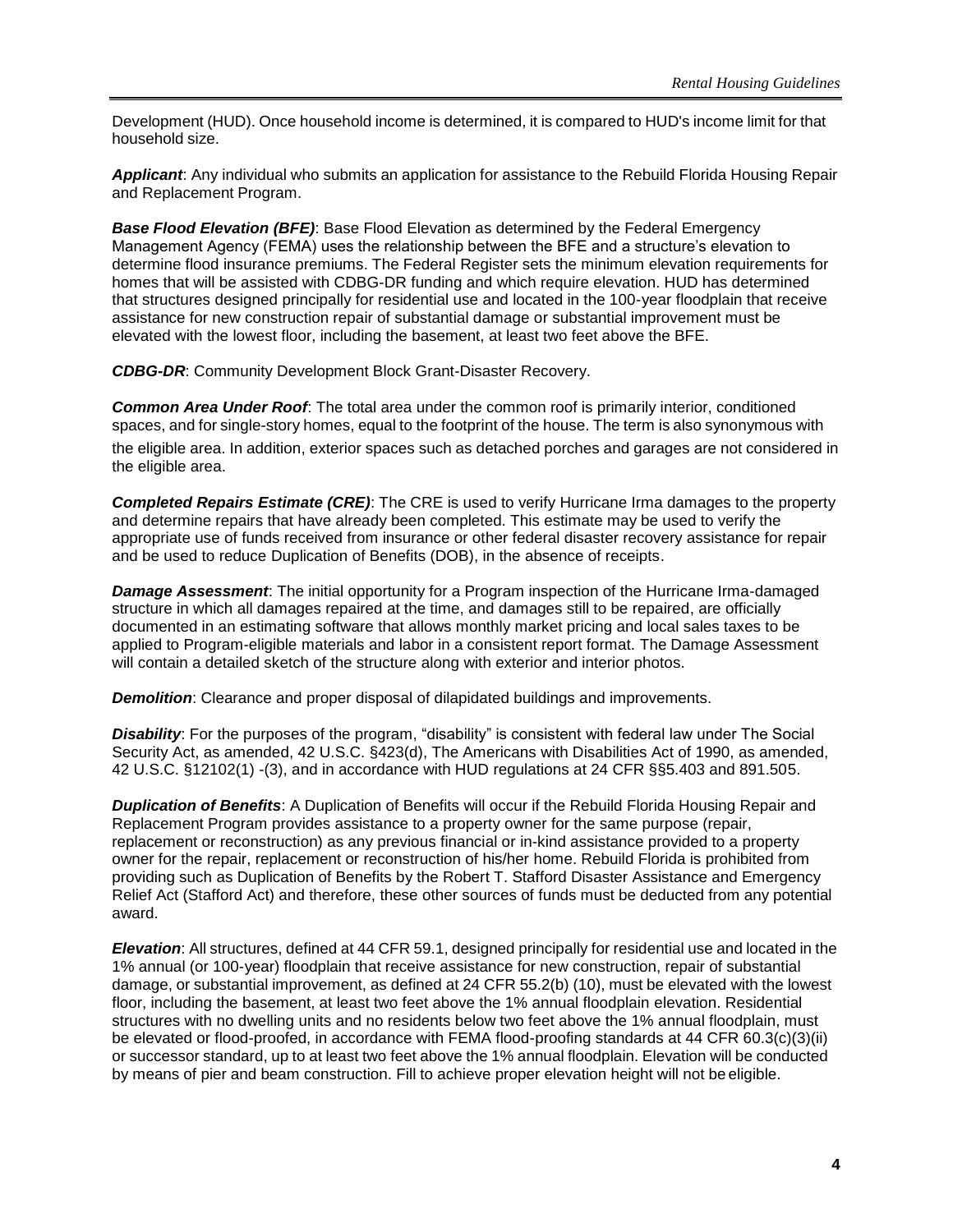Development (HUD). Once household income is determined, it is compared to HUD's income limit for that household size.

***Applicant***: Any individual who submits an application for assistance to the Rebuild Florida Housing Repair and Replacement Program.

***Base Flood Elevation (BFE)***: Base Flood Elevation as determined by the Federal Emergency Management Agency (FEMA) uses the relationship between the BFE and a structure's elevation to determine flood insurance premiums. The Federal Register sets the minimum elevation requirements for homes that will be assisted with CDBG-DR funding and which require elevation. HUD has determined that structures designed principally for residential use and located in the 100-year floodplain that receive assistance for new construction repair of substantial damage or substantial improvement must be elevated with the lowest floor, including the basement, at least two feet above the BFE.

***CDBG-DR***: Community Development Block Grant-Disaster Recovery.

***Common Area Under Roof***: The total area under the common roof is primarily interior, conditioned spaces, and for single-story homes, equal to the footprint of the house. The term is also synonymous with the eligible area. In addition, exterior spaces such as detached porches and garages are not considered in the eligible area.

***Completed Repairs Estimate (CRE)***: The CRE is used to verify Hurricane Irma damages to the property and determine repairs that have already been completed. This estimate may be used to verify the appropriate use of funds received from insurance or other federal disaster recovery assistance for repair and be used to reduce Duplication of Benefits (DOB), in the absence of receipts.

***Damage Assessment***: The initial opportunity for a Program inspection of the Hurricane Irma-damaged structure in which all damages repaired at the time, and damages still to be repaired, are officially documented in an estimating software that allows monthly market pricing and local sales taxes to be applied to Program-eligible materials and labor in a consistent report format. The Damage Assessment will contain a detailed sketch of the structure along with exterior and interior photos.

***Demolition***: Clearance and proper disposal of dilapidated buildings and improvements.

***Disability***: For the purposes of the program, "disability" is consistent with federal law under The Social Security Act, as amended, 42 U.S.C. §423(d), The Americans with Disabilities Act of 1990, as amended, 42 U.S.C. §12102(1) -(3), and in accordance with HUD regulations at 24 CFR §§5.403 and 891.505.

***Duplication of Benefits***: A Duplication of Benefits will occur if the Rebuild Florida Housing Repair and Replacement Program provides assistance to a property owner for the same purpose (repair, replacement or reconstruction) as any previous financial or in-kind assistance provided to a property owner for the repair, replacement or reconstruction of his/her home. Rebuild Florida is prohibited from providing such as Duplication of Benefits by the Robert T. Stafford Disaster Assistance and Emergency Relief Act (Stafford Act) and therefore, these other sources of funds must be deducted from any potential award.

***Elevation***: All structures, defined at 44 CFR 59.1, designed principally for residential use and located in the 1% annual (or 100-year) floodplain that receive assistance for new construction, repair of substantial damage, or substantial improvement, as defined at 24 CFR 55.2(b) (10), must be elevated with the lowest floor, including the basement, at least two feet above the 1% annual floodplain elevation. Residential structures with no dwelling units and no residents below two feet above the 1% annual floodplain, must be elevated or flood-proofed, in accordance with FEMA flood-proofing standards at 44 CFR 60.3(c)(3)(ii) or successor standard, up to at least two feet above the 1% annual floodplain. Elevation will be conducted by means of pier and beam construction. Fill to achieve proper elevation height will not be eligible.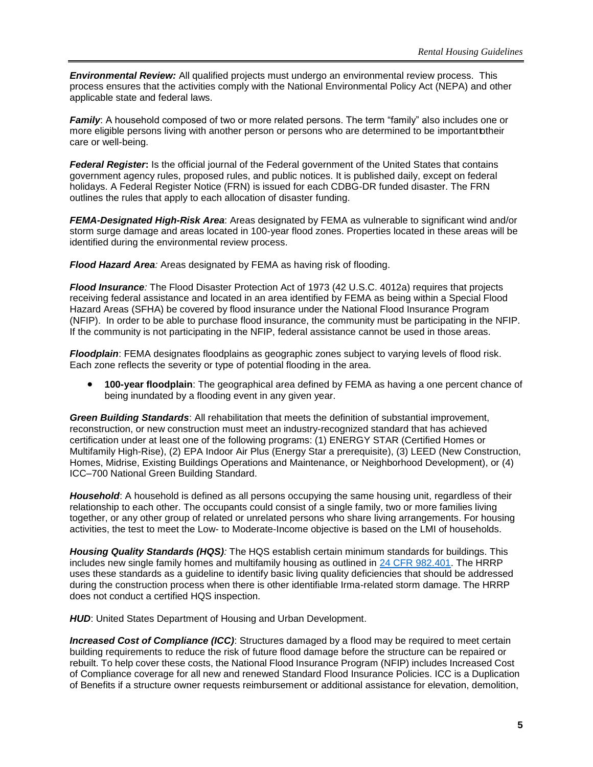***Environmental Review:*** All qualified projects must undergo an environmental review process. This process ensures that the activities comply with the National Environmental Policy Act (NEPA) and other applicable state and federal laws.

***Family***: A household composed of two or more related persons. The term "family" also includes one or more eligible persons living with another person or persons who are determined to be important to their care or well-being.

***Federal Register*:** Is the official journal of the Federal government of the United States that contains government agency rules, proposed rules, and public notices. It is published daily, except on federal holidays. A Federal Register Notice (FRN) is issued for each CDBG-DR funded disaster. The FRN outlines the rules that apply to each allocation of disaster funding.

***FEMA-Designated High-Risk Area***: Areas designated by FEMA as vulnerable to significant wind and/or storm surge damage and areas located in 100-year flood zones. Properties located in these areas will be identified during the environmental review process.

***Flood Hazard Area:*** Areas designated by FEMA as having risk of flooding.

***Flood Insurance:*** The Flood Disaster Protection Act of 1973 (42 U.S.C. 4012a) requires that projects receiving federal assistance and located in an area identified by FEMA as being within a Special Flood Hazard Areas (SFHA) be covered by flood insurance under the National Flood Insurance Program (NFIP). In order to be able to purchase flood insurance, the community must be participating in the NFIP. If the community is not participating in the NFIP, federal assistance cannot be used in those areas.

***Floodplain***: FEMA designates floodplains as geographic zones subject to varying levels of flood risk. Each zone reflects the severity or type of potential flooding in the area.

- **100-year floodplain**: The geographical area defined by FEMA as having a one percent chance of being inundated by a flooding event in any given year.

***Green Building Standards***: All rehabilitation that meets the definition of substantial improvement, reconstruction, or new construction must meet an industry-recognized standard that has achieved certification under at least one of the following programs: (1) ENERGY STAR (Certified Homes or Multifamily High-Rise), (2) EPA Indoor Air Plus (Energy Star a prerequisite), (3) LEED (New Construction, Homes, Midrise, Existing Buildings Operations and Maintenance, or Neighborhood Development), or (4) ICC–700 National Green Building Standard.

***Household***: A household is defined as all persons occupying the same housing unit, regardless of their relationship to each other. The occupants could consist of a single family, two or more families living together, or any other group of related or unrelated persons who share living arrangements. For housing activities, the test to meet the Low- to Moderate-Income objective is based on the LMI of households.

***Housing Quality Standards (HQS):*** The HQS establish certain minimum standards for buildings. This includes new single family homes and multifamily housing as outlined in [24 CFR 982.401](). The HRRP uses these standards as a guideline to identify basic living quality deficiencies that should be addressed during the construction process when there is other identifiable Irma-related storm damage. The HRRP does not conduct a certified HQS inspection.

***HUD***: United States Department of Housing and Urban Development.

***Increased Cost of Compliance (ICC)***: Structures damaged by a flood may be required to meet certain building requirements to reduce the risk of future flood damage before the structure can be repaired or rebuilt. To help cover these costs, the National Flood Insurance Program (NFIP) includes Increased Cost of Compliance coverage for all new and renewed Standard Flood Insurance Policies. ICC is a Duplication of Benefits if a structure owner requests reimbursement or additional assistance for elevation, demolition,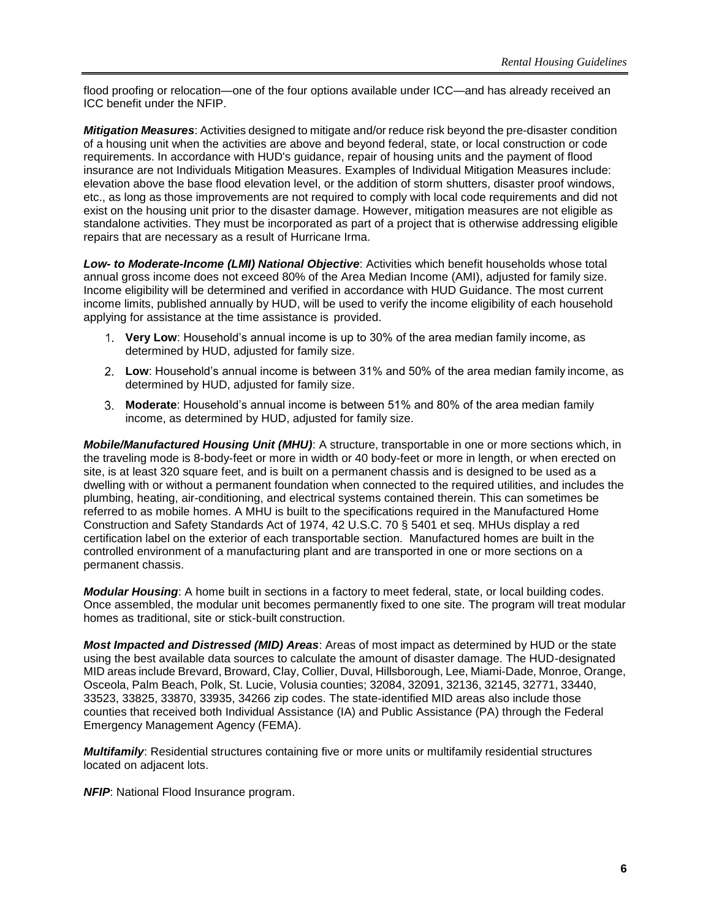flood proofing or relocation—one of the four options available under ICC—and has already received an ICC benefit under the NFIP.

***Mitigation Measures***: Activities designed to mitigate and/or reduce risk beyond the pre-disaster condition of a housing unit when the activities are above and beyond federal, state, or local construction or code requirements. In accordance with HUD's guidance, repair of housing units and the payment of flood insurance are not Individuals Mitigation Measures. Examples of Individual Mitigation Measures include: elevation above the base flood elevation level, or the addition of storm shutters, disaster proof windows, etc., as long as those improvements are not required to comply with local code requirements and did not exist on the housing unit prior to the disaster damage. However, mitigation measures are not eligible as standalone activities. They must be incorporated as part of a project that is otherwise addressing eligible repairs that are necessary as a result of Hurricane Irma.

***Low- to Moderate-Income (LMI) National Objective***: Activities which benefit households whose total annual gross income does not exceed 80% of the Area Median Income (AMI), adjusted for family size. Income eligibility will be determined and verified in accordance with HUD Guidance. The most current income limits, published annually by HUD, will be used to verify the income eligibility of each household applying for assistance at the time assistance is provided.

1. **Very Low**: Household's annual income is up to 30% of the area median family income, as determined by HUD, adjusted for family size.
2. **Low**: Household's annual income is between 31% and 50% of the area median family income, as determined by HUD, adjusted for family size.
3. **Moderate**: Household's annual income is between 51% and 80% of the area median family income, as determined by HUD, adjusted for family size.

***Mobile/Manufactured Housing Unit (MHU)***: A structure, transportable in one or more sections which, in the traveling mode is 8-body-feet or more in width or 40 body-feet or more in length, or when erected on site, is at least 320 square feet, and is built on a permanent chassis and is designed to be used as a dwelling with or without a permanent foundation when connected to the required utilities, and includes the plumbing, heating, air-conditioning, and electrical systems contained therein. This can sometimes be referred to as mobile homes. A MHU is built to the specifications required in the Manufactured Home Construction and Safety Standards Act of 1974, 42 U.S.C. 70 § 5401 et seq. MHUs display a red certification label on the exterior of each transportable section. Manufactured homes are built in the controlled environment of a manufacturing plant and are transported in one or more sections on a permanent chassis.

***Modular Housing***: A home built in sections in a factory to meet federal, state, or local building codes. Once assembled, the modular unit becomes permanently fixed to one site. The program will treat modular homes as traditional, site or stick-built construction.

***Most Impacted and Distressed (MID) Areas***: Areas of most impact as determined by HUD or the state using the best available data sources to calculate the amount of disaster damage. The HUD-designated MID areas include Brevard, Broward, Clay, Collier, Duval, Hillsborough, Lee, Miami-Dade, Monroe, Orange, Osceola, Palm Beach, Polk, St. Lucie, Volusia counties; 32084, 32091, 32136, 32145, 32771, 33440, 33523, 33825, 33870, 33935, 34266 zip codes. The state-identified MID areas also include those counties that received both Individual Assistance (IA) and Public Assistance (PA) through the Federal Emergency Management Agency (FEMA).

***Multifamily***: Residential structures containing five or more units or multifamily residential structures located on adjacent lots.

***NFIP***: National Flood Insurance program.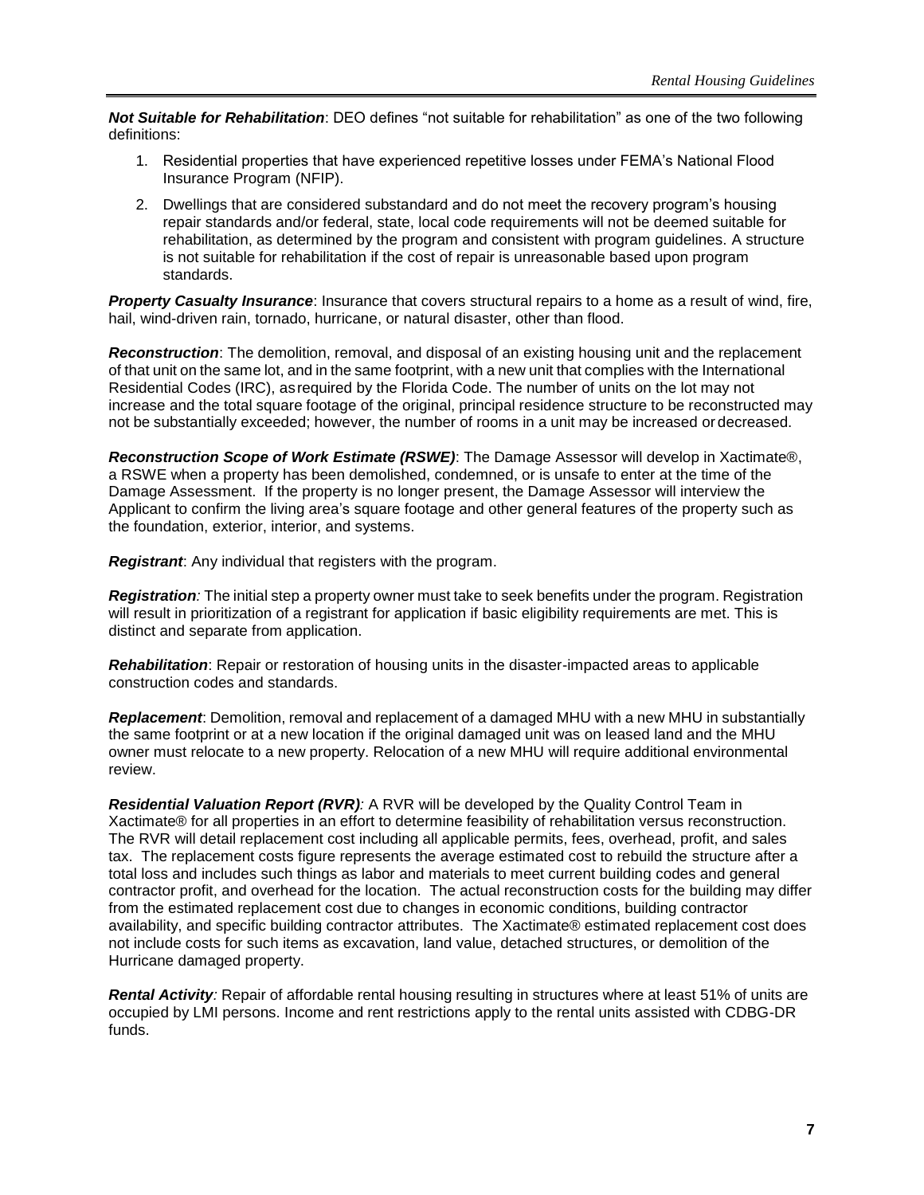***Not Suitable for Rehabilitation***: DEO defines "not suitable for rehabilitation" as one of the two following definitions:

1. Residential properties that have experienced repetitive losses under FEMA's National Flood Insurance Program (NFIP).
2. Dwellings that are considered substandard and do not meet the recovery program's housing repair standards and/or federal, state, local code requirements will not be deemed suitable for rehabilitation, as determined by the program and consistent with program guidelines. A structure is not suitable for rehabilitation if the cost of repair is unreasonable based upon program standards.

***Property Casualty Insurance***: Insurance that covers structural repairs to a home as a result of wind, fire, hail, wind-driven rain, tornado, hurricane, or natural disaster, other than flood.

***Reconstruction***: The demolition, removal, and disposal of an existing housing unit and the replacement of that unit on the same lot, and in the same footprint, with a new unit that complies with the International Residential Codes (IRC), as required by the Florida Code. The number of units on the lot may not increase and the total square footage of the original, principal residence structure to be reconstructed may not be substantially exceeded; however, the number of rooms in a unit may be increased or decreased.

***Reconstruction Scope of Work Estimate (RSWE)***: The Damage Assessor will develop in Xactimate®, a RSWE when a property has been demolished, condemned, or is unsafe to enter at the time of the Damage Assessment. If the property is no longer present, the Damage Assessor will interview the Applicant to confirm the living area's square footage and other general features of the property such as the foundation, exterior, interior, and systems.

***Registrant***: Any individual that registers with the program.

***Registration**:* The initial step a property owner must take to seek benefits under the program. Registration will result in prioritization of a registrant for application if basic eligibility requirements are met. This is distinct and separate from application.

***Rehabilitation***: Repair or restoration of housing units in the disaster-impacted areas to applicable construction codes and standards.

***Replacement***: Demolition, removal and replacement of a damaged MHU with a new MHU in substantially the same footprint or at a new location if the original damaged unit was on leased land and the MHU owner must relocate to a new property. Relocation of a new MHU will require additional environmental review.

***Residential Valuation Report (RVR)**:* A RVR will be developed by the Quality Control Team in Xactimate® for all properties in an effort to determine feasibility of rehabilitation versus reconstruction. The RVR will detail replacement cost including all applicable permits, fees, overhead, profit, and sales tax. The replacement costs figure represents the average estimated cost to rebuild the structure after a total loss and includes such things as labor and materials to meet current building codes and general contractor profit, and overhead for the location. The actual reconstruction costs for the building may differ from the estimated replacement cost due to changes in economic conditions, building contractor availability, and specific building contractor attributes. The Xactimate® estimated replacement cost does not include costs for such items as excavation, land value, detached structures, or demolition of the Hurricane damaged property.

***Rental Activity**:* Repair of affordable rental housing resulting in structures where at least 51% of units are occupied by LMI persons. Income and rent restrictions apply to the rental units assisted with CDBG-DR funds.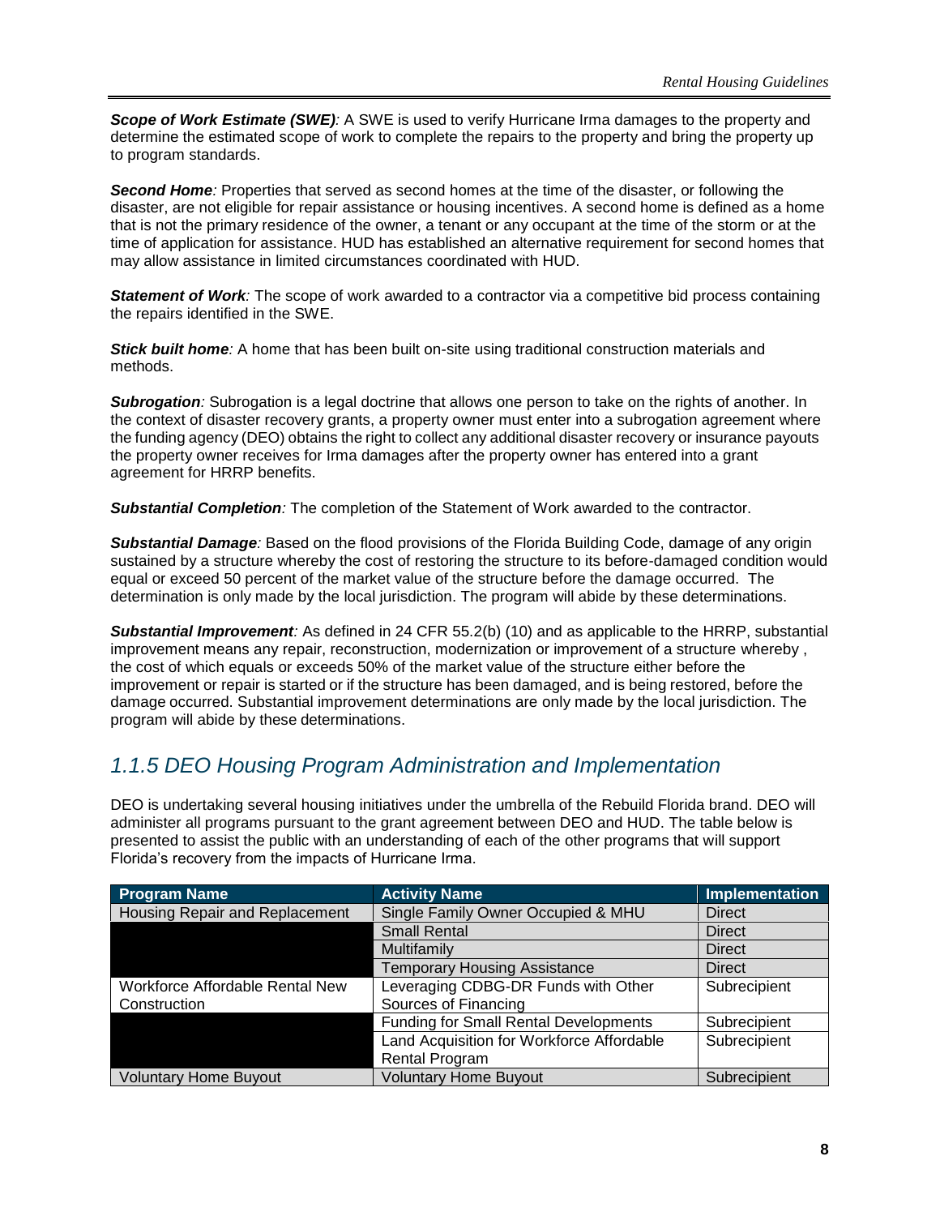***Scope of Work Estimate (SWE)**:* A SWE is used to verify Hurricane Irma damages to the property and determine the estimated scope of work to complete the repairs to the property and bring the property up to program standards.

***Second Home**:* Properties that served as second homes at the time of the disaster, or following the disaster, are not eligible for repair assistance or housing incentives. A second home is defined as a home that is not the primary residence of the owner, a tenant or any occupant at the time of the storm or at the time of application for assistance. HUD has established an alternative requirement for second homes that may allow assistance in limited circumstances coordinated with HUD.

***Statement of Work**:* The scope of work awarded to a contractor via a competitive bid process containing the repairs identified in the SWE.

***Stick built home**:* A home that has been built on-site using traditional construction materials and methods.

***Subrogation**:* Subrogation is a legal doctrine that allows one person to take on the rights of another. In the context of disaster recovery grants, a property owner must enter into a subrogation agreement where the funding agency (DEO) obtains the right to collect any additional disaster recovery or insurance payouts the property owner receives for Irma damages after the property owner has entered into a grant agreement for HRRP benefits.

***Substantial Completion**:* The completion of the Statement of Work awarded to the contractor.

***Substantial Damage**:* Based on the flood provisions of the Florida Building Code, damage of any origin sustained by a structure whereby the cost of restoring the structure to its before-damaged condition would equal or exceed 50 percent of the market value of the structure before the damage occurred. The determination is only made by the local jurisdiction. The program will abide by these determinations.

***Substantial Improvement**:* As defined in 24 CFR 55.2(b) (10) and as applicable to the HRRP, substantial improvement means any repair, reconstruction, modernization or improvement of a structure whereby , the cost of which equals or exceeds 50% of the market value of the structure either before the improvement or repair is started or if the structure has been damaged, and is being restored, before the damage occurred. Substantial improvement determinations are only made by the local jurisdiction. The program will abide by these determinations.

## *1.1.5 DEO Housing Program Administration and Implementation*

DEO is undertaking several housing initiatives under the umbrella of the Rebuild Florida brand. DEO will administer all programs pursuant to the grant agreement between DEO and HUD. The table below is presented to assist the public with an understanding of each of the other programs that will support Florida's recovery from the impacts of Hurricane Irma.

| Program Name | Activity Name | Implementation |
|---|---|---|
| Housing Repair and Replacement | Single Family Owner Occupied & MHU | Direct |
| | Small Rental | Direct |
| | Multifamily | Direct |
| | Temporary Housing Assistance | Direct |
| Workforce Affordable Rental New Construction | Leveraging CDBG-DR Funds with Other Sources of Financing | Subrecipient |
| | Funding for Small Rental Developments | Subrecipient |
| | Land Acquisition for Workforce Affordable Rental Program | Subrecipient |
| Voluntary Home Buyout | Voluntary Home Buyout | Subrecipient |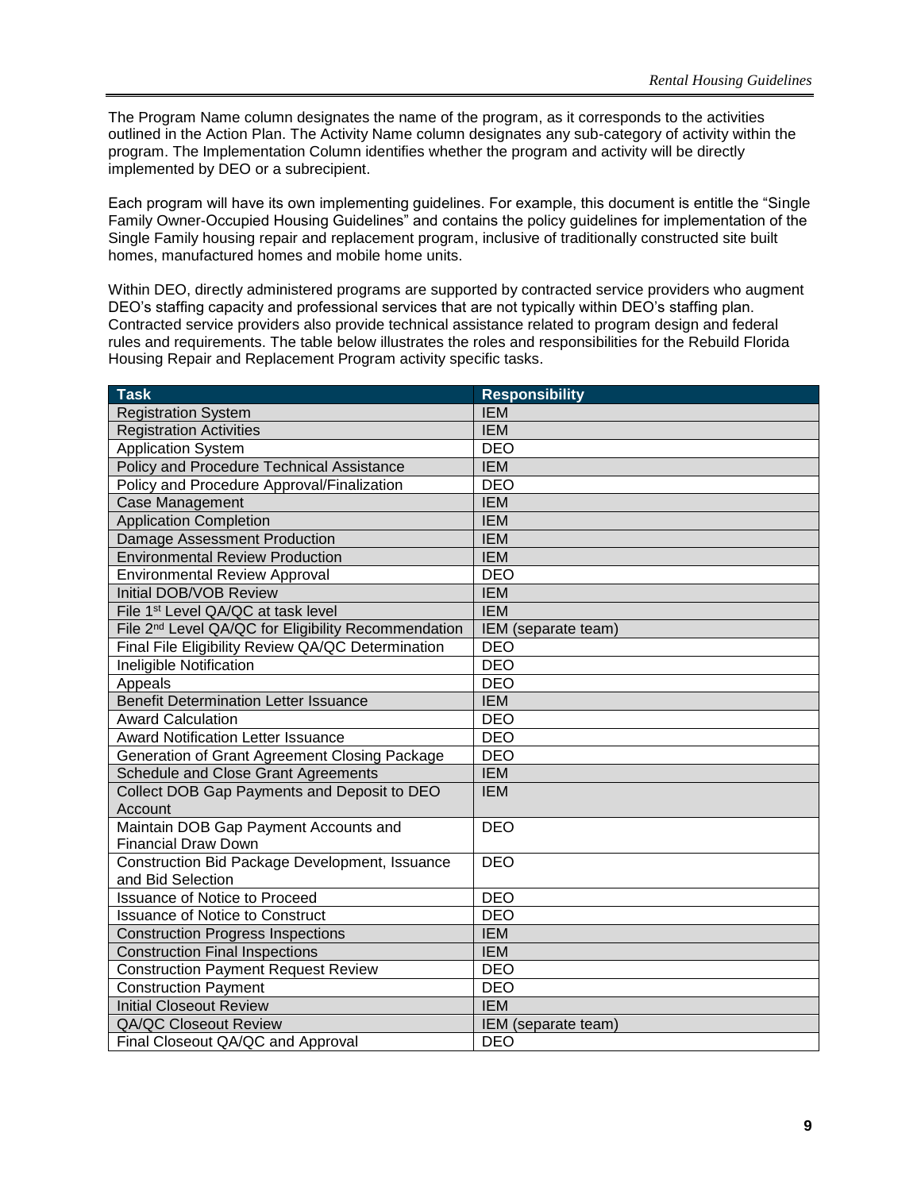The Program Name column designates the name of the program, as it corresponds to the activities outlined in the Action Plan. The Activity Name column designates any sub-category of activity within the program. The Implementation Column identifies whether the program and activity will be directly implemented by DEO or a subrecipient.

Each program will have its own implementing guidelines. For example, this document is entitle the "Single Family Owner-Occupied Housing Guidelines" and contains the policy guidelines for implementation of the Single Family housing repair and replacement program, inclusive of traditionally constructed site built homes, manufactured homes and mobile home units.

Within DEO, directly administered programs are supported by contracted service providers who augment DEO's staffing capacity and professional services that are not typically within DEO's staffing plan. Contracted service providers also provide technical assistance related to program design and federal rules and requirements. The table below illustrates the roles and responsibilities for the Rebuild Florida Housing Repair and Replacement Program activity specific tasks.

| Task | Responsibility |
|---|---|
| Registration System | IEM |
| Registration Activities | IEM |
| Application System | DEO |
| Policy and Procedure Technical Assistance | IEM |
| Policy and Procedure Approval/Finalization | DEO |
| Case Management | IEM |
| Application Completion | IEM |
| Damage Assessment Production | IEM |
| Environmental Review Production | IEM |
| Environmental Review Approval | DEO |
| Initial DOB/VOB Review | IEM |
| File 1st Level QA/QC at task level | IEM |
| File 2nd Level QA/QC for Eligibility Recommendation | IEM (separate team) |
| Final File Eligibility Review QA/QC Determination | DEO |
| Ineligible Notification | DEO |
| Appeals | DEO |
| Benefit Determination Letter Issuance | IEM |
| Award Calculation | DEO |
| Award Notification Letter Issuance | DEO |
| Generation of Grant Agreement Closing Package | DEO |
| Schedule and Close Grant Agreements | IEM |
| Collect DOB Gap Payments and Deposit to DEO Account | IEM |
| Maintain DOB Gap Payment Accounts and Financial Draw Down | DEO |
| Construction Bid Package Development, Issuance and Bid Selection | DEO |
| Issuance of Notice to Proceed | DEO |
| Issuance of Notice to Construct | DEO |
| Construction Progress Inspections | IEM |
| Construction Final Inspections | IEM |
| Construction Payment Request Review | DEO |
| Construction Payment | DEO |
| Initial Closeout Review | IEM |
| QA/QC Closeout Review | IEM (separate team) |
| Final Closeout QA/QC and Approval | DEO |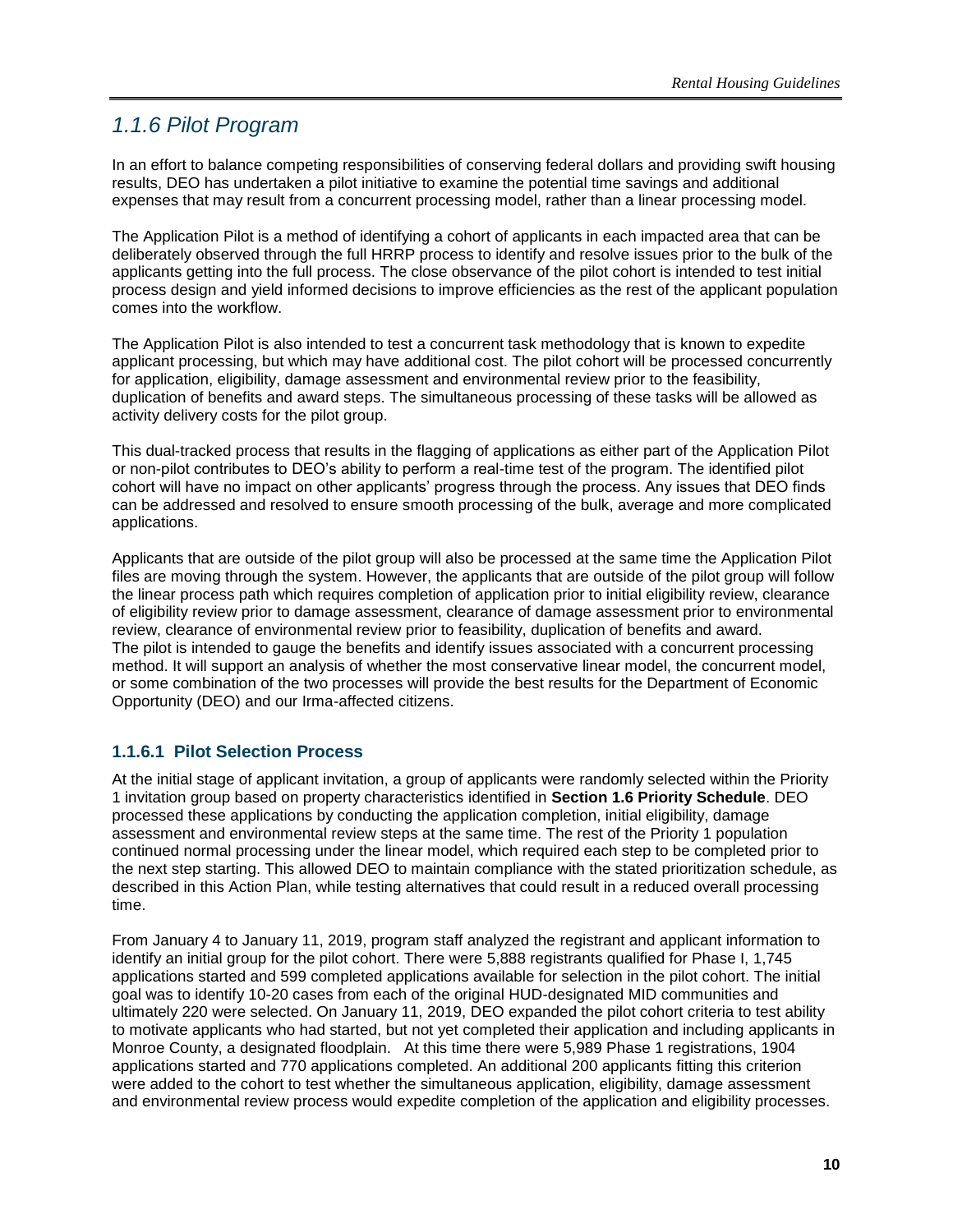## *1.1.6 Pilot Program*

In an effort to balance competing responsibilities of conserving federal dollars and providing swift housing results, DEO has undertaken a pilot initiative to examine the potential time savings and additional expenses that may result from a concurrent processing model, rather than a linear processing model.

The Application Pilot is a method of identifying a cohort of applicants in each impacted area that can be deliberately observed through the full HRRP process to identify and resolve issues prior to the bulk of the applicants getting into the full process. The close observance of the pilot cohort is intended to test initial process design and yield informed decisions to improve efficiencies as the rest of the applicant population comes into the workflow.

The Application Pilot is also intended to test a concurrent task methodology that is known to expedite applicant processing, but which may have additional cost. The pilot cohort will be processed concurrently for application, eligibility, damage assessment and environmental review prior to the feasibility, duplication of benefits and award steps. The simultaneous processing of these tasks will be allowed as activity delivery costs for the pilot group.

This dual-tracked process that results in the flagging of applications as either part of the Application Pilot or non-pilot contributes to DEO's ability to perform a real-time test of the program. The identified pilot cohort will have no impact on other applicants' progress through the process. Any issues that DEO finds can be addressed and resolved to ensure smooth processing of the bulk, average and more complicated applications.

Applicants that are outside of the pilot group will also be processed at the same time the Application Pilot files are moving through the system. However, the applicants that are outside of the pilot group will follow the linear process path which requires completion of application prior to initial eligibility review, clearance of eligibility review prior to damage assessment, clearance of damage assessment prior to environmental review, clearance of environmental review prior to feasibility, duplication of benefits and award. The pilot is intended to gauge the benefits and identify issues associated with a concurrent processing method. It will support an analysis of whether the most conservative linear model, the concurrent model, or some combination of the two processes will provide the best results for the Department of Economic Opportunity (DEO) and our Irma-affected citizens.

### 1.1.6.1 Pilot Selection Process

At the initial stage of applicant invitation, a group of applicants were randomly selected within the Priority 1 invitation group based on property characteristics identified in **Section 1.6 Priority Schedule**. DEO processed these applications by conducting the application completion, initial eligibility, damage assessment and environmental review steps at the same time. The rest of the Priority 1 population continued normal processing under the linear model, which required each step to be completed prior to the next step starting. This allowed DEO to maintain compliance with the stated prioritization schedule, as described in this Action Plan, while testing alternatives that could result in a reduced overall processing time.

From January 4 to January 11, 2019, program staff analyzed the registrant and applicant information to identify an initial group for the pilot cohort. There were 5,888 registrants qualified for Phase I, 1,745 applications started and 599 completed applications available for selection in the pilot cohort. The initial goal was to identify 10-20 cases from each of the original HUD-designated MID communities and ultimately 220 were selected. On January 11, 2019, DEO expanded the pilot cohort criteria to test ability to motivate applicants who had started, but not yet completed their application and including applicants in Monroe County, a designated floodplain. At this time there were 5,989 Phase 1 registrations, 1904 applications started and 770 applications completed. An additional 200 applicants fitting this criterion were added to the cohort to test whether the simultaneous application, eligibility, damage assessment and environmental review process would expedite completion of the application and eligibility processes.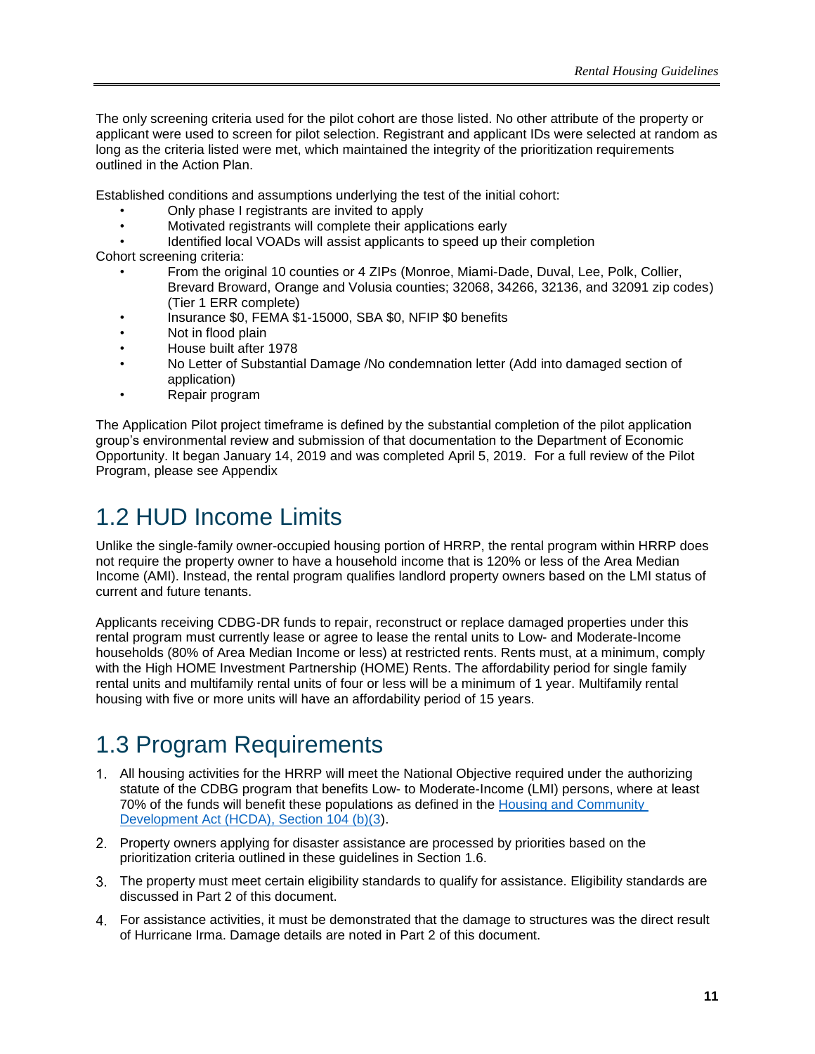The only screening criteria used for the pilot cohort are those listed. No other attribute of the property or applicant were used to screen for pilot selection. Registrant and applicant IDs were selected at random as long as the criteria listed were met, which maintained the integrity of the prioritization requirements outlined in the Action Plan.

Established conditions and assumptions underlying the test of the initial cohort:

- Only phase I registrants are invited to apply
- Motivated registrants will complete their applications early
- Identified local VOADs will assist applicants to speed up their completion

Cohort screening criteria:

- From the original 10 counties or 4 ZIPs (Monroe, Miami-Dade, Duval, Lee, Polk, Collier, Brevard Broward, Orange and Volusia counties; 32068, 34266, 32136, and 32091 zip codes) (Tier 1 ERR complete)
- Insurance $0, FEMA $1-15000, SBA $0, NFIP $0 benefits
- Not in flood plain
- House built after 1978
- No Letter of Substantial Damage /No condemnation letter (Add into damaged section of application)
- Repair program

The Application Pilot project timeframe is defined by the substantial completion of the pilot application group's environmental review and submission of that documentation to the Department of Economic Opportunity. It began January 14, 2019 and was completed April 5, 2019. For a full review of the Pilot Program, please see Appendix

## 1.2 HUD Income Limits

Unlike the single-family owner-occupied housing portion of HRRP, the rental program within HRRP does not require the property owner to have a household income that is 120% or less of the Area Median Income (AMI). Instead, the rental program qualifies landlord property owners based on the LMI status of current and future tenants.

Applicants receiving CDBG-DR funds to repair, reconstruct or replace damaged properties under this rental program must currently lease or agree to lease the rental units to Low- and Moderate-Income households (80% of Area Median Income or less) at restricted rents. Rents must, at a minimum, comply with the High HOME Investment Partnership (HOME) Rents. The affordability period for single family rental units and multifamily rental units of four or less will be a minimum of 1 year. Multifamily rental housing with five or more units will have an affordability period of 15 years.

## 1.3 Program Requirements

1. All housing activities for the HRRP will meet the National Objective required under the authorizing statute of the CDBG program that benefits Low- to Moderate-Income (LMI) persons, where at least 70% of the funds will benefit these populations as defined in the [Housing and Community Development Act (HCDA), Section 104 (b)(3](#)).
2. Property owners applying for disaster assistance are processed by priorities based on the prioritization criteria outlined in these guidelines in Section 1.6.
3. The property must meet certain eligibility standards to qualify for assistance. Eligibility standards are discussed in Part 2 of this document.
4. For assistance activities, it must be demonstrated that the damage to structures was the direct result of Hurricane Irma. Damage details are noted in Part 2 of this document.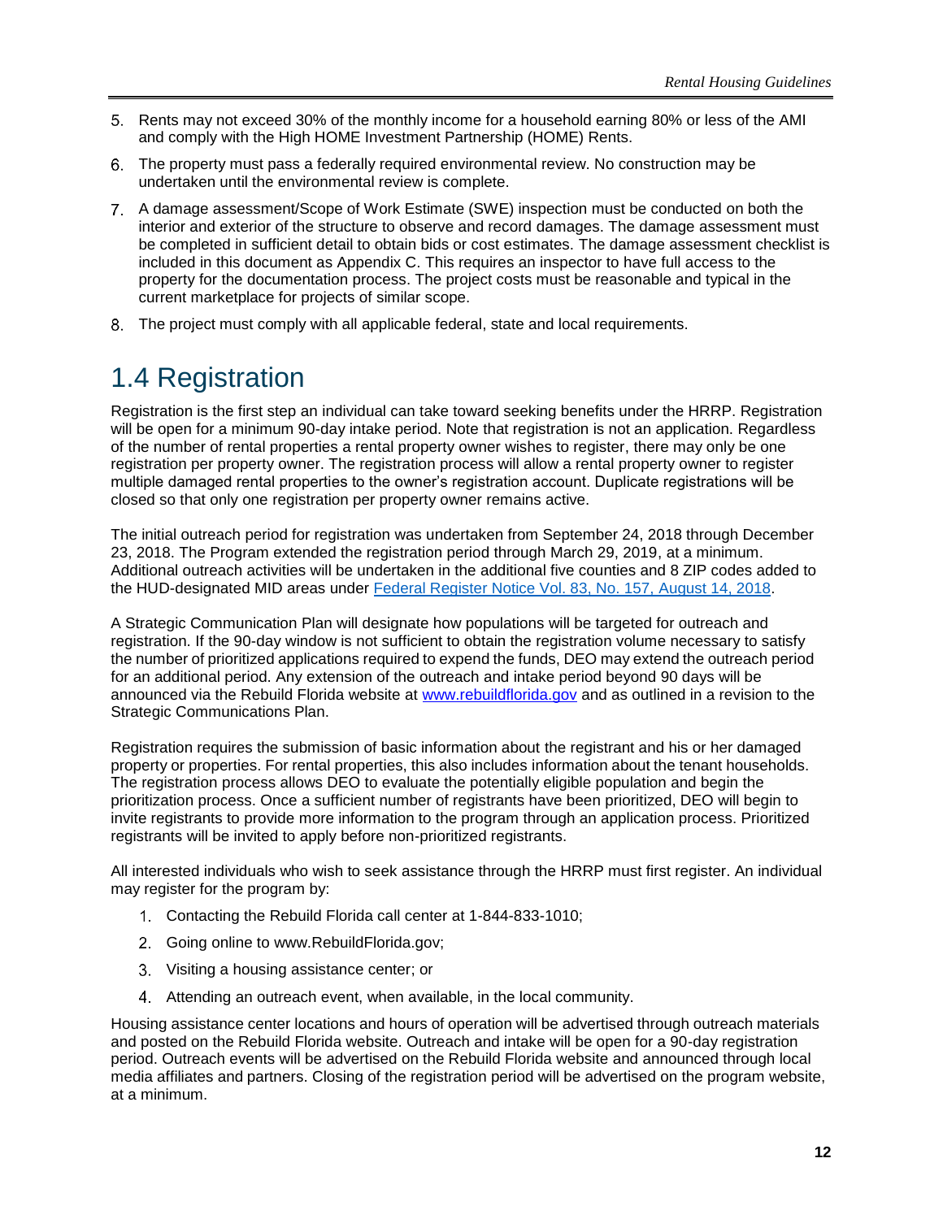5. Rents may not exceed 30% of the monthly income for a household earning 80% or less of the AMI and comply with the High HOME Investment Partnership (HOME) Rents.
6. The property must pass a federally required environmental review. No construction may be undertaken until the environmental review is complete.
7. A damage assessment/Scope of Work Estimate (SWE) inspection must be conducted on both the interior and exterior of the structure to observe and record damages. The damage assessment must be completed in sufficient detail to obtain bids or cost estimates. The damage assessment checklist is included in this document as Appendix C. This requires an inspector to have full access to the property for the documentation process. The project costs must be reasonable and typical in the current marketplace for projects of similar scope.
8. The project must comply with all applicable federal, state and local requirements.

## 1.4 Registration

Registration is the first step an individual can take toward seeking benefits under the HRRP. Registration will be open for a minimum 90-day intake period. Note that registration is not an application. Regardless of the number of rental properties a rental property owner wishes to register, there may only be one registration per property owner. The registration process will allow a rental property owner to register multiple damaged rental properties to the owner's registration account. Duplicate registrations will be closed so that only one registration per property owner remains active.

The initial outreach period for registration was undertaken from September 24, 2018 through December 23, 2018. The Program extended the registration period through March 29, 2019, at a minimum. Additional outreach activities will be undertaken in the additional five counties and 8 ZIP codes added to the HUD-designated MID areas under [Federal Register Notice Vol. 83, No. 157, August 14, 2018](#).

A Strategic Communication Plan will designate how populations will be targeted for outreach and registration. If the 90-day window is not sufficient to obtain the registration volume necessary to satisfy the number of prioritized applications required to expend the funds, DEO may extend the outreach period for an additional period. Any extension of the outreach and intake period beyond 90 days will be announced via the Rebuild Florida website at [www.rebuildflorida.gov](http://www.rebuildflorida.gov) and as outlined in a revision to the Strategic Communications Plan.

Registration requires the submission of basic information about the registrant and his or her damaged property or properties. For rental properties, this also includes information about the tenant households. The registration process allows DEO to evaluate the potentially eligible population and begin the prioritization process. Once a sufficient number of registrants have been prioritized, DEO will begin to invite registrants to provide more information to the program through an application process. Prioritized registrants will be invited to apply before non-prioritized registrants.

All interested individuals who wish to seek assistance through the HRRP must first register. An individual may register for the program by:

1. Contacting the Rebuild Florida call center at 1-844-833-1010;
2. Going online to www.RebuildFlorida.gov;
3. Visiting a housing assistance center; or
4. Attending an outreach event, when available, in the local community.

Housing assistance center locations and hours of operation will be advertised through outreach materials and posted on the Rebuild Florida website. Outreach and intake will be open for a 90-day registration period. Outreach events will be advertised on the Rebuild Florida website and announced through local media affiliates and partners. Closing of the registration period will be advertised on the program website, at a minimum.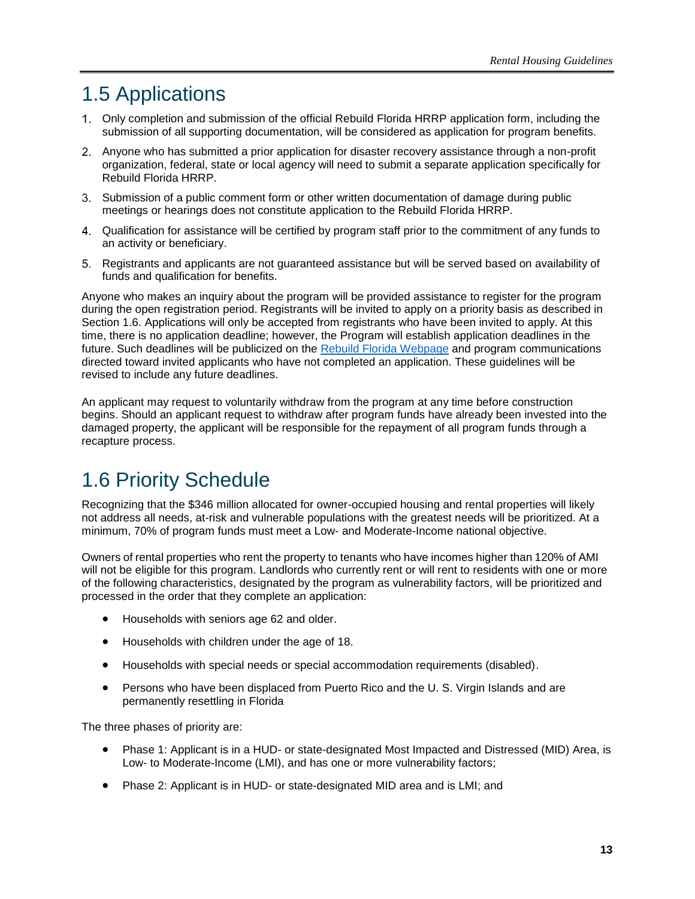## 1.5 Applications

1. Only completion and submission of the official Rebuild Florida HRRP application form, including the submission of all supporting documentation, will be considered as application for program benefits.
2. Anyone who has submitted a prior application for disaster recovery assistance through a non-profit organization, federal, state or local agency will need to submit a separate application specifically for Rebuild Florida HRRP.
3. Submission of a public comment form or other written documentation of damage during public meetings or hearings does not constitute application to the Rebuild Florida HRRP.
4. Qualification for assistance will be certified by program staff prior to the commitment of any funds to an activity or beneficiary.
5. Registrants and applicants are not guaranteed assistance but will be served based on availability of funds and qualification for benefits.

Anyone who makes an inquiry about the program will be provided assistance to register for the program during the open registration period. Registrants will be invited to apply on a priority basis as described in Section 1.6. Applications will only be accepted from registrants who have been invited to apply. At this time, there is no application deadline; however, the Program will establish application deadlines in the future. Such deadlines will be publicized on the [Rebuild Florida Webpage] and program communications directed toward invited applicants who have not completed an application. These guidelines will be revised to include any future deadlines.

An applicant may request to voluntarily withdraw from the program at any time before construction begins. Should an applicant request to withdraw after program funds have already been invested into the damaged property, the applicant will be responsible for the repayment of all program funds through a recapture process.

## 1.6 Priority Schedule

Recognizing that the $346 million allocated for owner-occupied housing and rental properties will likely not address all needs, at-risk and vulnerable populations with the greatest needs will be prioritized. At a minimum, 70% of program funds must meet a Low- and Moderate-Income national objective.

Owners of rental properties who rent the property to tenants who have incomes higher than 120% of AMI will not be eligible for this program. Landlords who currently rent or will rent to residents with one or more of the following characteristics, designated by the program as vulnerability factors, will be prioritized and processed in the order that they complete an application:

- Households with seniors age 62 and older.
- Households with children under the age of 18.
- Households with special needs or special accommodation requirements (disabled).
- Persons who have been displaced from Puerto Rico and the U. S. Virgin Islands and are permanently resettling in Florida

The three phases of priority are:

- Phase 1: Applicant is in a HUD- or state-designated Most Impacted and Distressed (MID) Area, is Low- to Moderate-Income (LMI), and has one or more vulnerability factors;
- Phase 2: Applicant is in HUD- or state-designated MID area and is LMI; and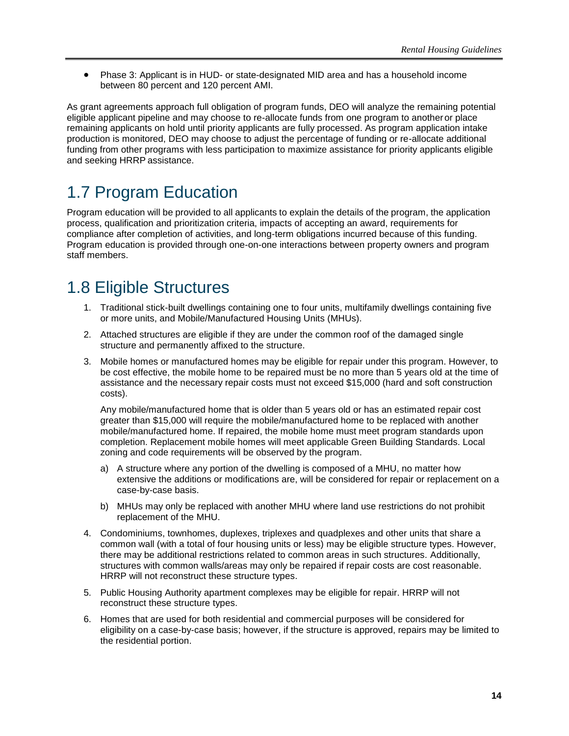- Phase 3: Applicant is in HUD- or state-designated MID area and has a household income between 80 percent and 120 percent AMI.

As grant agreements approach full obligation of program funds, DEO will analyze the remaining potential eligible applicant pipeline and may choose to re-allocate funds from one program to another or place remaining applicants on hold until priority applicants are fully processed. As program application intake production is monitored, DEO may choose to adjust the percentage of funding or re-allocate additional funding from other programs with less participation to maximize assistance for priority applicants eligible and seeking HRRP assistance.

## 1.7 Program Education

Program education will be provided to all applicants to explain the details of the program, the application process, qualification and prioritization criteria, impacts of accepting an award, requirements for compliance after completion of activities, and long-term obligations incurred because of this funding. Program education is provided through one-on-one interactions between property owners and program staff members.

## 1.8 Eligible Structures

1. Traditional stick-built dwellings containing one to four units, multifamily dwellings containing five or more units, and Mobile/Manufactured Housing Units (MHUs).

2. Attached structures are eligible if they are under the common roof of the damaged single structure and permanently affixed to the structure.

3. Mobile homes or manufactured homes may be eligible for repair under this program. However, to be cost effective, the mobile home to be repaired must be no more than 5 years old at the time of assistance and the necessary repair costs must not exceed $15,000 (hard and soft construction costs).

   Any mobile/manufactured home that is older than 5 years old or has an estimated repair cost greater than $15,000 will require the mobile/manufactured home to be replaced with another mobile/manufactured home. If repaired, the mobile home must meet program standards upon completion. Replacement mobile homes will meet applicable Green Building Standards. Local zoning and code requirements will be observed by the program.

   a) A structure where any portion of the dwelling is composed of a MHU, no matter how extensive the additions or modifications are, will be considered for repair or replacement on a case-by-case basis.

   b) MHUs may only be replaced with another MHU where land use restrictions do not prohibit replacement of the MHU.

4. Condominiums, townhomes, duplexes, triplexes and quadplexes and other units that share a common wall (with a total of four housing units or less) may be eligible structure types. However, there may be additional restrictions related to common areas in such structures. Additionally, structures with common walls/areas may only be repaired if repair costs are cost reasonable. HRRP will not reconstruct these structure types.

5. Public Housing Authority apartment complexes may be eligible for repair. HRRP will not reconstruct these structure types.

6. Homes that are used for both residential and commercial purposes will be considered for eligibility on a case-by-case basis; however, if the structure is approved, repairs may be limited to the residential portion.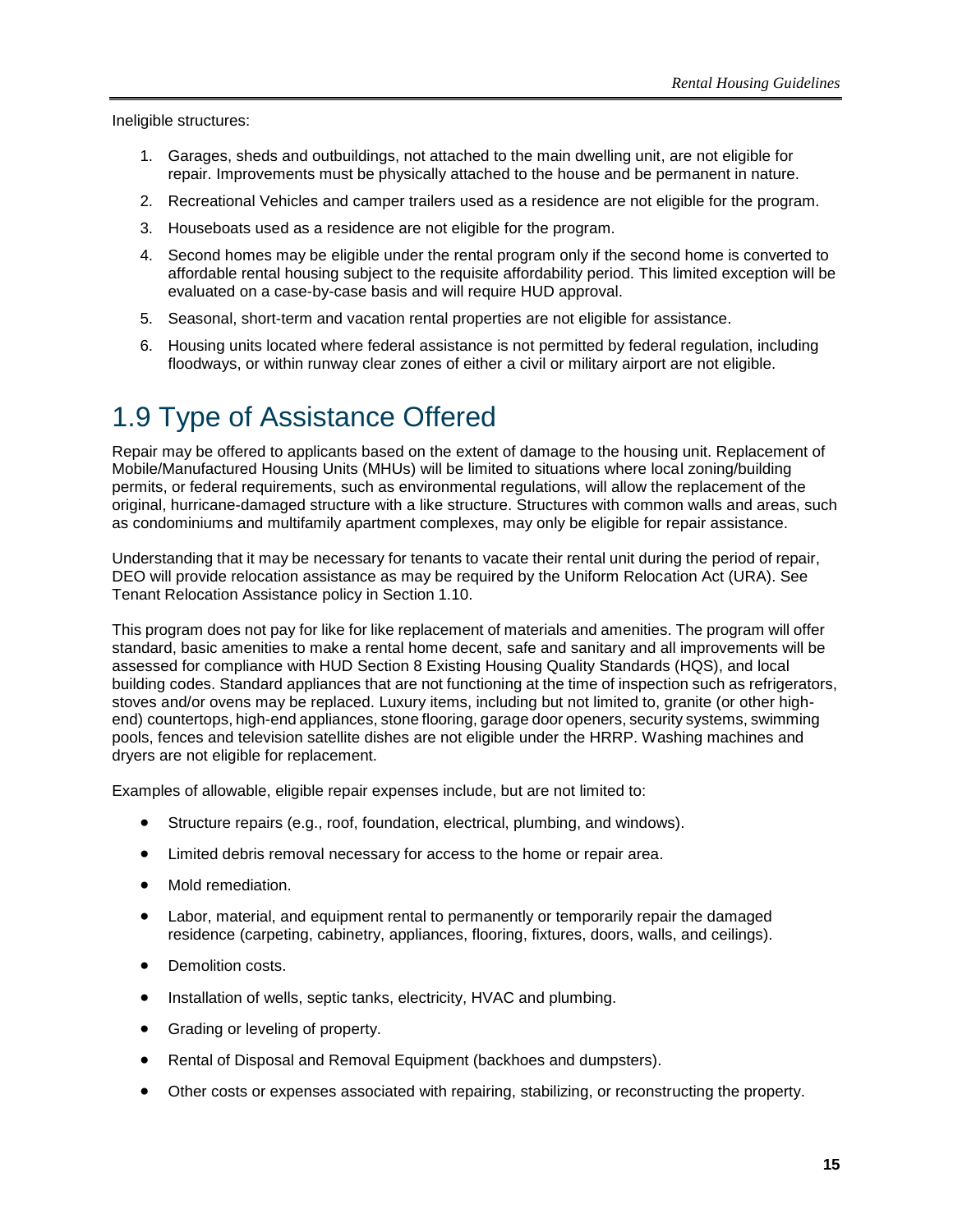Ineligible structures:

1. Garages, sheds and outbuildings, not attached to the main dwelling unit, are not eligible for repair. Improvements must be physically attached to the house and be permanent in nature.
2. Recreational Vehicles and camper trailers used as a residence are not eligible for the program.
3. Houseboats used as a residence are not eligible for the program.
4. Second homes may be eligible under the rental program only if the second home is converted to affordable rental housing subject to the requisite affordability period. This limited exception will be evaluated on a case-by-case basis and will require HUD approval.
5. Seasonal, short-term and vacation rental properties are not eligible for assistance.
6. Housing units located where federal assistance is not permitted by federal regulation, including floodways, or within runway clear zones of either a civil or military airport are not eligible.

# 1.9 Type of Assistance Offered

Repair may be offered to applicants based on the extent of damage to the housing unit. Replacement of Mobile/Manufactured Housing Units (MHUs) will be limited to situations where local zoning/building permits, or federal requirements, such as environmental regulations, will allow the replacement of the original, hurricane-damaged structure with a like structure. Structures with common walls and areas, such as condominiums and multifamily apartment complexes, may only be eligible for repair assistance.

Understanding that it may be necessary for tenants to vacate their rental unit during the period of repair, DEO will provide relocation assistance as may be required by the Uniform Relocation Act (URA). See Tenant Relocation Assistance policy in Section 1.10.

This program does not pay for like for like replacement of materials and amenities. The program will offer standard, basic amenities to make a rental home decent, safe and sanitary and all improvements will be assessed for compliance with HUD Section 8 Existing Housing Quality Standards (HQS), and local building codes. Standard appliances that are not functioning at the time of inspection such as refrigerators, stoves and/or ovens may be replaced. Luxury items, including but not limited to, granite (or other high-end) countertops, high-end appliances, stone flooring, garage door openers, security systems, swimming pools, fences and television satellite dishes are not eligible under the HRRP. Washing machines and dryers are not eligible for replacement.

Examples of allowable, eligible repair expenses include, but are not limited to:

- Structure repairs (e.g., roof, foundation, electrical, plumbing, and windows).
- Limited debris removal necessary for access to the home or repair area.
- Mold remediation.
- Labor, material, and equipment rental to permanently or temporarily repair the damaged residence (carpeting, cabinetry, appliances, flooring, fixtures, doors, walls, and ceilings).
- Demolition costs.
- Installation of wells, septic tanks, electricity, HVAC and plumbing.
- Grading or leveling of property.
- Rental of Disposal and Removal Equipment (backhoes and dumpsters).
- Other costs or expenses associated with repairing, stabilizing, or reconstructing the property.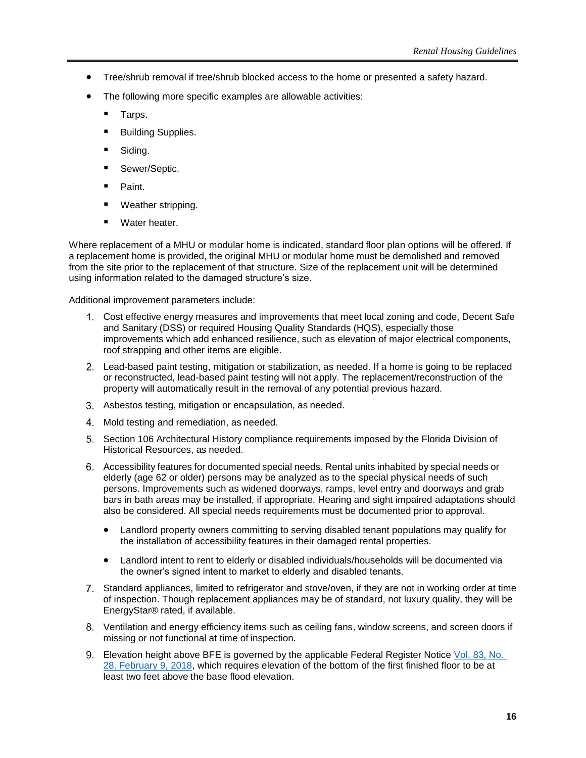- Tree/shrub removal if tree/shrub blocked access to the home or presented a safety hazard.
- The following more specific examples are allowable activities:
  - Tarps.
  - Building Supplies.
  - Siding.
  - Sewer/Septic.
  - Paint.
  - Weather stripping.
  - Water heater.

Where replacement of a MHU or modular home is indicated, standard floor plan options will be offered. If a replacement home is provided, the original MHU or modular home must be demolished and removed from the site prior to the replacement of that structure. Size of the replacement unit will be determined using information related to the damaged structure's size.

Additional improvement parameters include:

1. Cost effective energy measures and improvements that meet local zoning and code, Decent Safe and Sanitary (DSS) or required Housing Quality Standards (HQS), especially those improvements which add enhanced resilience, such as elevation of major electrical components, roof strapping and other items are eligible.
2. Lead-based paint testing, mitigation or stabilization, as needed. If a home is going to be replaced or reconstructed, lead-based paint testing will not apply. The replacement/reconstruction of the property will automatically result in the removal of any potential previous hazard.
3. Asbestos testing, mitigation or encapsulation, as needed.
4. Mold testing and remediation, as needed.
5. Section 106 Architectural History compliance requirements imposed by the Florida Division of Historical Resources, as needed.
6. Accessibility features for documented special needs. Rental units inhabited by special needs or elderly (age 62 or older) persons may be analyzed as to the special physical needs of such persons. Improvements such as widened doorways, ramps, level entry and doorways and grab bars in bath areas may be installed, if appropriate. Hearing and sight impaired adaptations should also be considered. All special needs requirements must be documented prior to approval.
   - Landlord property owners committing to serving disabled tenant populations may qualify for the installation of accessibility features in their damaged rental properties.
   - Landlord intent to rent to elderly or disabled individuals/households will be documented via the owner's signed intent to market to elderly and disabled tenants.
7. Standard appliances, limited to refrigerator and stove/oven, if they are not in working order at time of inspection. Though replacement appliances may be of standard, not luxury quality, they will be EnergyStar® rated, if available.
8. Ventilation and energy efficiency items such as ceiling fans, window screens, and screen doors if missing or not functional at time of inspection.
9. Elevation height above BFE is governed by the applicable Federal Register Notice Vol. 83, No. 28, February 9, 2018, which requires elevation of the bottom of the first finished floor to be at least two feet above the base flood elevation.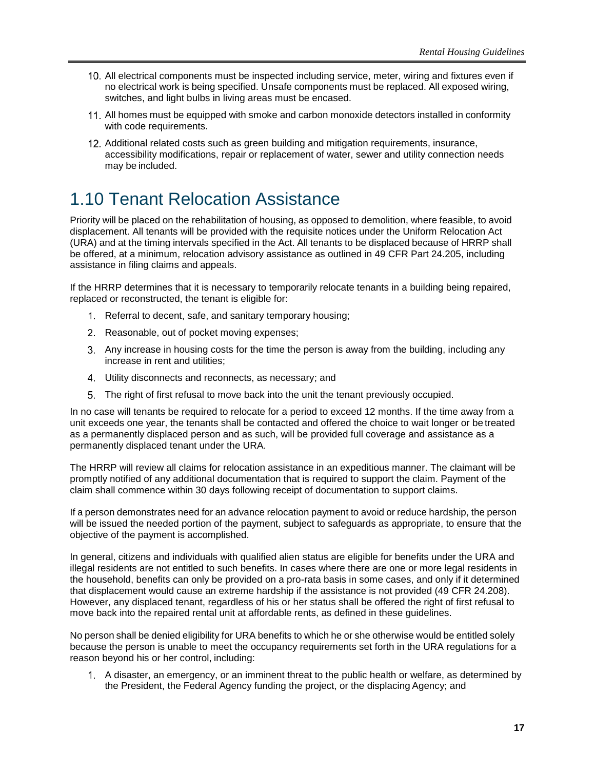10. All electrical components must be inspected including service, meter, wiring and fixtures even if no electrical work is being specified. Unsafe components must be replaced. All exposed wiring, switches, and light bulbs in living areas must be encased.
11. All homes must be equipped with smoke and carbon monoxide detectors installed in conformity with code requirements.
12. Additional related costs such as green building and mitigation requirements, insurance, accessibility modifications, repair or replacement of water, sewer and utility connection needs may be included.

# 1.10 Tenant Relocation Assistance

Priority will be placed on the rehabilitation of housing, as opposed to demolition, where feasible, to avoid displacement. All tenants will be provided with the requisite notices under the Uniform Relocation Act (URA) and at the timing intervals specified in the Act. All tenants to be displaced because of HRRP shall be offered, at a minimum, relocation advisory assistance as outlined in 49 CFR Part 24.205, including assistance in filing claims and appeals.

If the HRRP determines that it is necessary to temporarily relocate tenants in a building being repaired, replaced or reconstructed, the tenant is eligible for:

1. Referral to decent, safe, and sanitary temporary housing;
2. Reasonable, out of pocket moving expenses;
3. Any increase in housing costs for the time the person is away from the building, including any increase in rent and utilities;
4. Utility disconnects and reconnects, as necessary; and
5. The right of first refusal to move back into the unit the tenant previously occupied.

In no case will tenants be required to relocate for a period to exceed 12 months. If the time away from a unit exceeds one year, the tenants shall be contacted and offered the choice to wait longer or be treated as a permanently displaced person and as such, will be provided full coverage and assistance as a permanently displaced tenant under the URA.

The HRRP will review all claims for relocation assistance in an expeditious manner. The claimant will be promptly notified of any additional documentation that is required to support the claim. Payment of the claim shall commence within 30 days following receipt of documentation to support claims.

If a person demonstrates need for an advance relocation payment to avoid or reduce hardship, the person will be issued the needed portion of the payment, subject to safeguards as appropriate, to ensure that the objective of the payment is accomplished.

In general, citizens and individuals with qualified alien status are eligible for benefits under the URA and illegal residents are not entitled to such benefits. In cases where there are one or more legal residents in the household, benefits can only be provided on a pro-rata basis in some cases, and only if it determined that displacement would cause an extreme hardship if the assistance is not provided (49 CFR 24.208). However, any displaced tenant, regardless of his or her status shall be offered the right of first refusal to move back into the repaired rental unit at affordable rents, as defined in these guidelines.

No person shall be denied eligibility for URA benefits to which he or she otherwise would be entitled solely because the person is unable to meet the occupancy requirements set forth in the URA regulations for a reason beyond his or her control, including:

1. A disaster, an emergency, or an imminent threat to the public health or welfare, as determined by the President, the Federal Agency funding the project, or the displacing Agency; and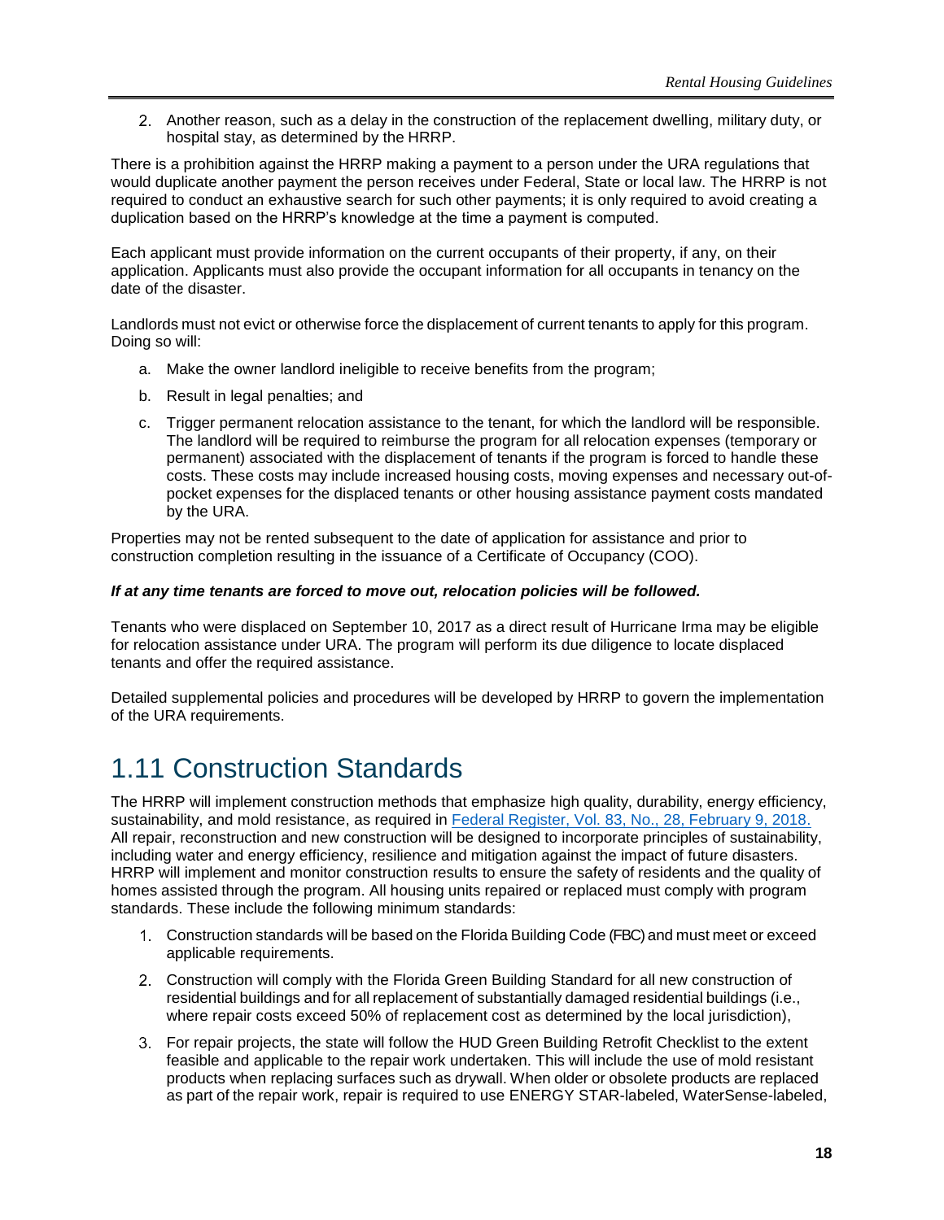2. Another reason, such as a delay in the construction of the replacement dwelling, military duty, or hospital stay, as determined by the HRRP.

There is a prohibition against the HRRP making a payment to a person under the URA regulations that would duplicate another payment the person receives under Federal, State or local law. The HRRP is not required to conduct an exhaustive search for such other payments; it is only required to avoid creating a duplication based on the HRRP's knowledge at the time a payment is computed.

Each applicant must provide information on the current occupants of their property, if any, on their application. Applicants must also provide the occupant information for all occupants in tenancy on the date of the disaster.

Landlords must not evict or otherwise force the displacement of current tenants to apply for this program. Doing so will:

a. Make the owner landlord ineligible to receive benefits from the program;

b. Result in legal penalties; and

c. Trigger permanent relocation assistance to the tenant, for which the landlord will be responsible. The landlord will be required to reimburse the program for all relocation expenses (temporary or permanent) associated with the displacement of tenants if the program is forced to handle these costs. These costs may include increased housing costs, moving expenses and necessary out-of-pocket expenses for the displaced tenants or other housing assistance payment costs mandated by the URA.

Properties may not be rented subsequent to the date of application for assistance and prior to construction completion resulting in the issuance of a Certificate of Occupancy (COO).

***If at any time tenants are forced to move out, relocation policies will be followed.***

Tenants who were displaced on September 10, 2017 as a direct result of Hurricane Irma may be eligible for relocation assistance under URA. The program will perform its due diligence to locate displaced tenants and offer the required assistance.

Detailed supplemental policies and procedures will be developed by HRRP to govern the implementation of the URA requirements.

# 1.11 Construction Standards

The HRRP will implement construction methods that emphasize high quality, durability, energy efficiency, sustainability, and mold resistance, as required in Federal Register, Vol. 83, No., 28, February 9, 2018. All repair, reconstruction and new construction will be designed to incorporate principles of sustainability, including water and energy efficiency, resilience and mitigation against the impact of future disasters. HRRP will implement and monitor construction results to ensure the safety of residents and the quality of homes assisted through the program. All housing units repaired or replaced must comply with program standards. These include the following minimum standards:

1. Construction standards will be based on the Florida Building Code (FBC) and must meet or exceed applicable requirements.
2. Construction will comply with the Florida Green Building Standard for all new construction of residential buildings and for all replacement of substantially damaged residential buildings (i.e., where repair costs exceed 50% of replacement cost as determined by the local jurisdiction),
3. For repair projects, the state will follow the HUD Green Building Retrofit Checklist to the extent feasible and applicable to the repair work undertaken. This will include the use of mold resistant products when replacing surfaces such as drywall. When older or obsolete products are replaced as part of the repair work, repair is required to use ENERGY STAR-labeled, WaterSense-labeled,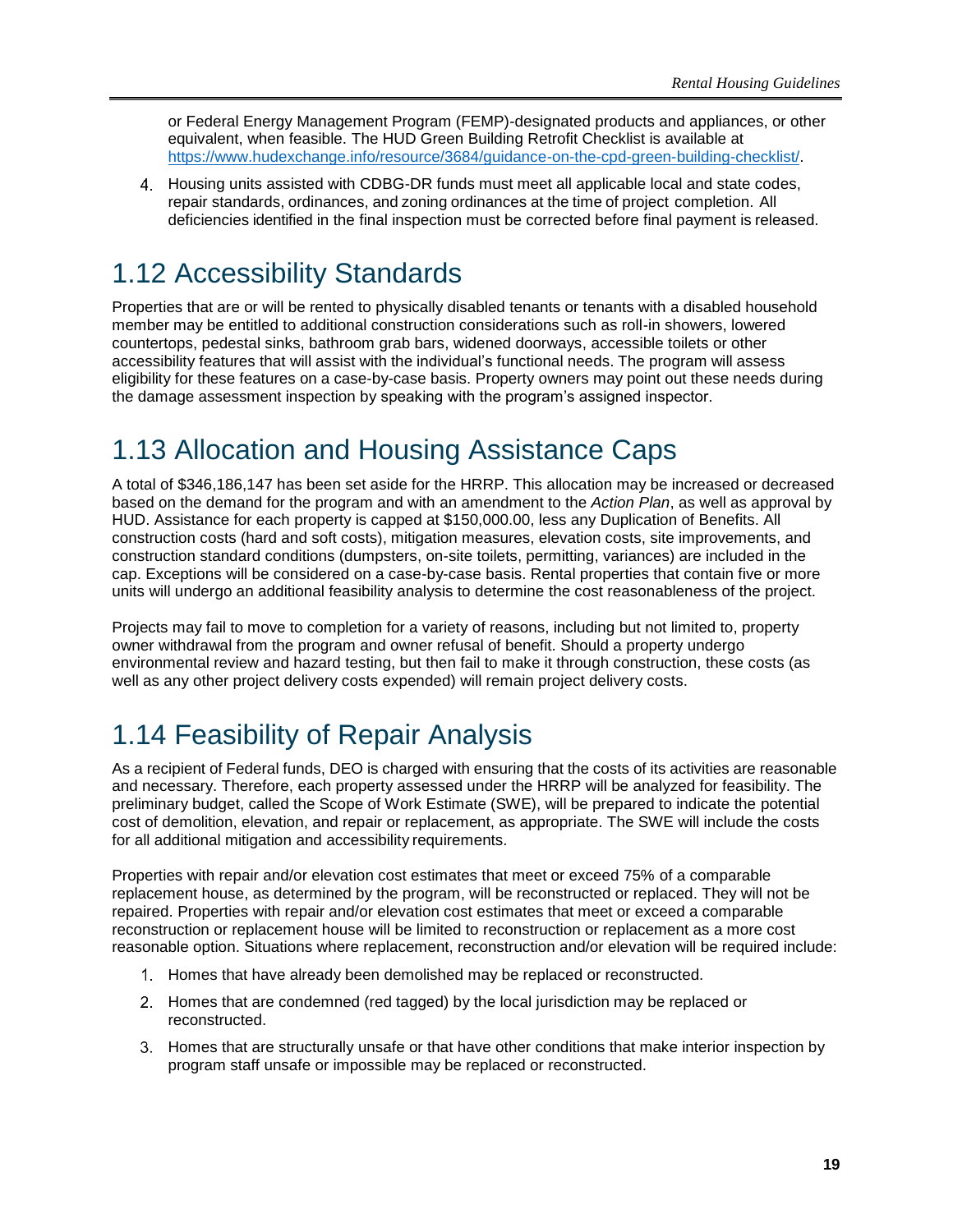or Federal Energy Management Program (FEMP)-designated products and appliances, or other equivalent, when feasible. The HUD Green Building Retrofit Checklist is available at [https://www.hudexchange.info/resource/3684/guidance-on-the-cpd-green-building-checklist/](https://www.hudexchange.info/resource/3684/guidance-on-the-cpd-green-building-checklist/).

4. Housing units assisted with CDBG-DR funds must meet all applicable local and state codes, repair standards, ordinances, and zoning ordinances at the time of project completion. All deficiencies identified in the final inspection must be corrected before final payment is released.

# 1.12 Accessibility Standards

Properties that are or will be rented to physically disabled tenants or tenants with a disabled household member may be entitled to additional construction considerations such as roll-in showers, lowered countertops, pedestal sinks, bathroom grab bars, widened doorways, accessible toilets or other accessibility features that will assist with the individual's functional needs. The program will assess eligibility for these features on a case-by-case basis. Property owners may point out these needs during the damage assessment inspection by speaking with the program's assigned inspector.

# 1.13 Allocation and Housing Assistance Caps

A total of $346,186,147 has been set aside for the HRRP. This allocation may be increased or decreased based on the demand for the program and with an amendment to the *Action Plan*, as well as approval by HUD. Assistance for each property is capped at $150,000.00, less any Duplication of Benefits. All construction costs (hard and soft costs), mitigation measures, elevation costs, site improvements, and construction standard conditions (dumpsters, on-site toilets, permitting, variances) are included in the cap. Exceptions will be considered on a case-by-case basis. Rental properties that contain five or more units will undergo an additional feasibility analysis to determine the cost reasonableness of the project.

Projects may fail to move to completion for a variety of reasons, including but not limited to, property owner withdrawal from the program and owner refusal of benefit. Should a property undergo environmental review and hazard testing, but then fail to make it through construction, these costs (as well as any other project delivery costs expended) will remain project delivery costs.

# 1.14 Feasibility of Repair Analysis

As a recipient of Federal funds, DEO is charged with ensuring that the costs of its activities are reasonable and necessary. Therefore, each property assessed under the HRRP will be analyzed for feasibility. The preliminary budget, called the Scope of Work Estimate (SWE), will be prepared to indicate the potential cost of demolition, elevation, and repair or replacement, as appropriate. The SWE will include the costs for all additional mitigation and accessibility requirements.

Properties with repair and/or elevation cost estimates that meet or exceed 75% of a comparable replacement house, as determined by the program, will be reconstructed or replaced. They will not be repaired. Properties with repair and/or elevation cost estimates that meet or exceed a comparable reconstruction or replacement house will be limited to reconstruction or replacement as a more cost reasonable option. Situations where replacement, reconstruction and/or elevation will be required include:

1. Homes that have already been demolished may be replaced or reconstructed.
2. Homes that are condemned (red tagged) by the local jurisdiction may be replaced or reconstructed.
3. Homes that are structurally unsafe or that have other conditions that make interior inspection by program staff unsafe or impossible may be replaced or reconstructed.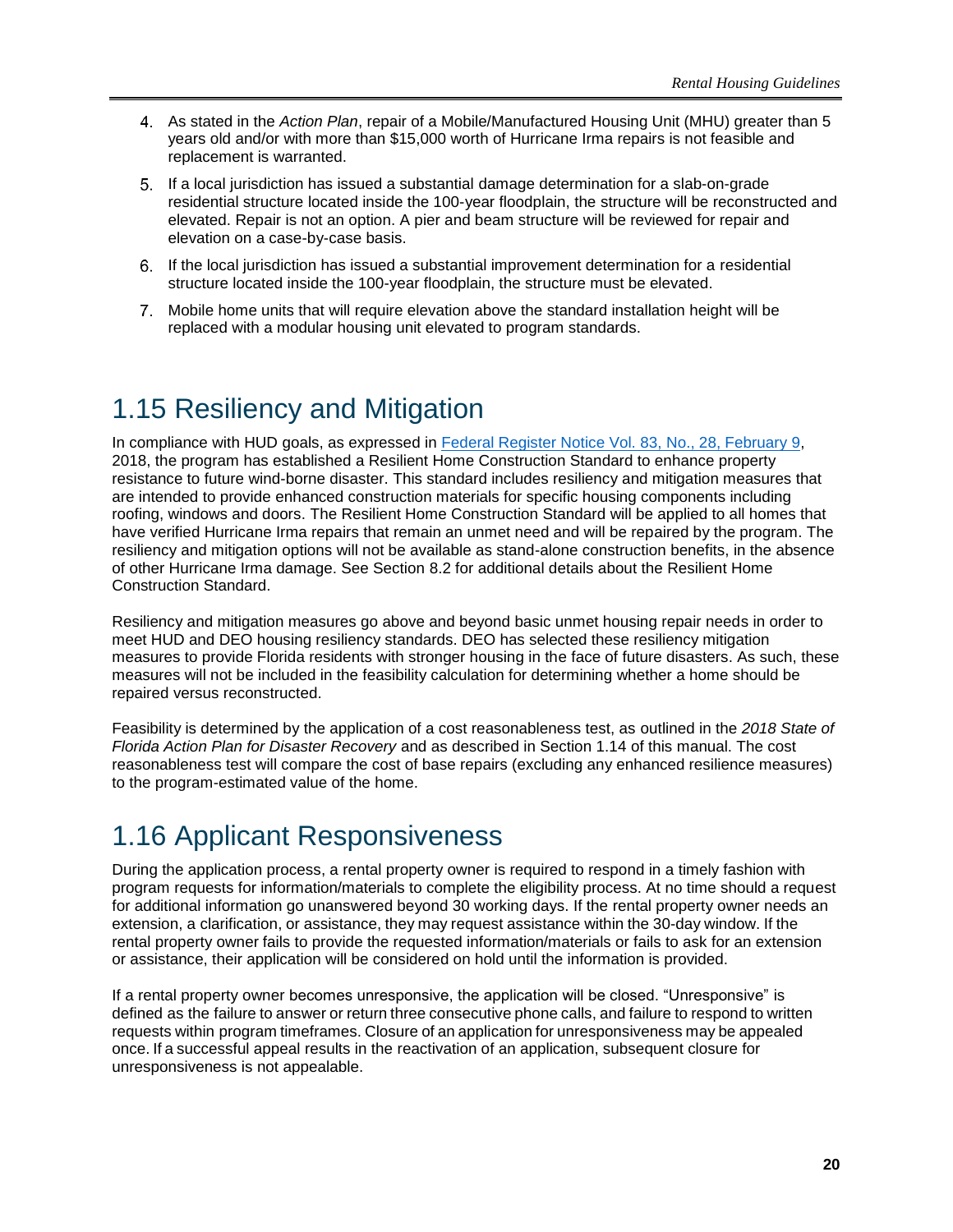4. As stated in the *Action Plan*, repair of a Mobile/Manufactured Housing Unit (MHU) greater than 5 years old and/or with more than $15,000 worth of Hurricane Irma repairs is not feasible and replacement is warranted.
5. If a local jurisdiction has issued a substantial damage determination for a slab-on-grade residential structure located inside the 100-year floodplain, the structure will be reconstructed and elevated. Repair is not an option. A pier and beam structure will be reviewed for repair and elevation on a case-by-case basis.
6. If the local jurisdiction has issued a substantial improvement determination for a residential structure located inside the 100-year floodplain, the structure must be elevated.
7. Mobile home units that will require elevation above the standard installation height will be replaced with a modular housing unit elevated to program standards.

## 1.15 Resiliency and Mitigation

In compliance with HUD goals, as expressed in [Federal Register Notice Vol. 83, No., 28, February 9](), 2018, the program has established a Resilient Home Construction Standard to enhance property resistance to future wind-borne disaster. This standard includes resiliency and mitigation measures that are intended to provide enhanced construction materials for specific housing components including roofing, windows and doors. The Resilient Home Construction Standard will be applied to all homes that have verified Hurricane Irma repairs that remain an unmet need and will be repaired by the program. The resiliency and mitigation options will not be available as stand-alone construction benefits, in the absence of other Hurricane Irma damage. See Section 8.2 for additional details about the Resilient Home Construction Standard.

Resiliency and mitigation measures go above and beyond basic unmet housing repair needs in order to meet HUD and DEO housing resiliency standards. DEO has selected these resiliency mitigation measures to provide Florida residents with stronger housing in the face of future disasters. As such, these measures will not be included in the feasibility calculation for determining whether a home should be repaired versus reconstructed.

Feasibility is determined by the application of a cost reasonableness test, as outlined in the *2018 State of Florida Action Plan for Disaster Recovery* and as described in Section 1.14 of this manual. The cost reasonableness test will compare the cost of base repairs (excluding any enhanced resilience measures) to the program-estimated value of the home.

## 1.16 Applicant Responsiveness

During the application process, a rental property owner is required to respond in a timely fashion with program requests for information/materials to complete the eligibility process. At no time should a request for additional information go unanswered beyond 30 working days. If the rental property owner needs an extension, a clarification, or assistance, they may request assistance within the 30-day window. If the rental property owner fails to provide the requested information/materials or fails to ask for an extension or assistance, their application will be considered on hold until the information is provided.

If a rental property owner becomes unresponsive, the application will be closed. “Unresponsive” is defined as the failure to answer or return three consecutive phone calls, and failure to respond to written requests within program timeframes. Closure of an application for unresponsiveness may be appealed once. If a successful appeal results in the reactivation of an application, subsequent closure for unresponsiveness is not appealable.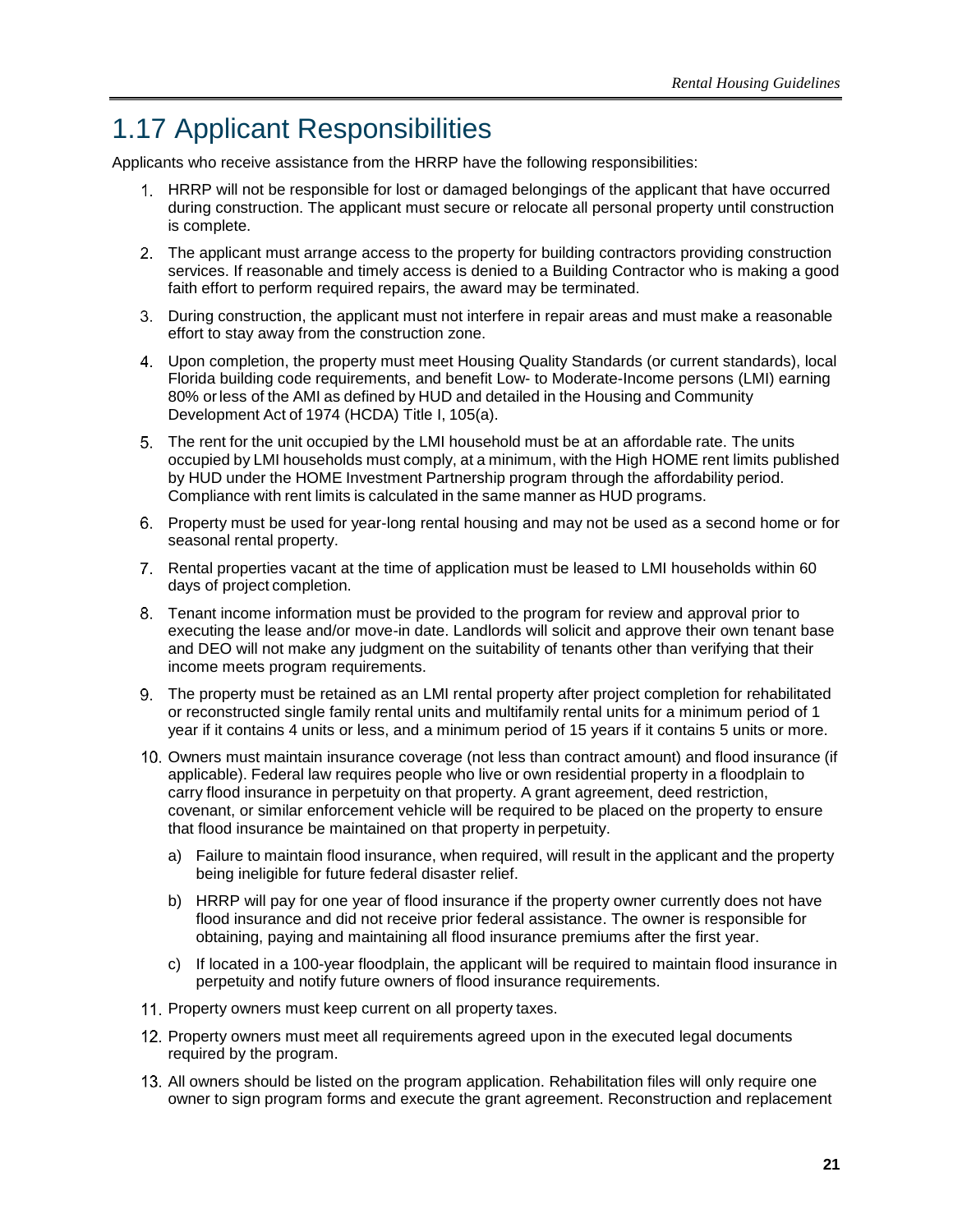# 1.17 Applicant Responsibilities

Applicants who receive assistance from the HRRP have the following responsibilities:

1. HRRP will not be responsible for lost or damaged belongings of the applicant that have occurred during construction. The applicant must secure or relocate all personal property until construction is complete.
2. The applicant must arrange access to the property for building contractors providing construction services. If reasonable and timely access is denied to a Building Contractor who is making a good faith effort to perform required repairs, the award may be terminated.
3. During construction, the applicant must not interfere in repair areas and must make a reasonable effort to stay away from the construction zone.
4. Upon completion, the property must meet Housing Quality Standards (or current standards), local Florida building code requirements, and benefit Low- to Moderate-Income persons (LMI) earning 80% or less of the AMI as defined by HUD and detailed in the Housing and Community Development Act of 1974 (HCDA) Title I, 105(a).
5. The rent for the unit occupied by the LMI household must be at an affordable rate. The units occupied by LMI households must comply, at a minimum, with the High HOME rent limits published by HUD under the HOME Investment Partnership program through the affordability period. Compliance with rent limits is calculated in the same manner as HUD programs.
6. Property must be used for year-long rental housing and may not be used as a second home or for seasonal rental property.
7. Rental properties vacant at the time of application must be leased to LMI households within 60 days of project completion.
8. Tenant income information must be provided to the program for review and approval prior to executing the lease and/or move-in date. Landlords will solicit and approve their own tenant base and DEO will not make any judgment on the suitability of tenants other than verifying that their income meets program requirements.
9. The property must be retained as an LMI rental property after project completion for rehabilitated or reconstructed single family rental units and multifamily rental units for a minimum period of 1 year if it contains 4 units or less, and a minimum period of 15 years if it contains 5 units or more.
10. Owners must maintain insurance coverage (not less than contract amount) and flood insurance (if applicable). Federal law requires people who live or own residential property in a floodplain to carry flood insurance in perpetuity on that property. A grant agreement, deed restriction, covenant, or similar enforcement vehicle will be required to be placed on the property to ensure that flood insurance be maintained on that property in perpetuity.
    a) Failure to maintain flood insurance, when required, will result in the applicant and the property being ineligible for future federal disaster relief.
    b) HRRP will pay for one year of flood insurance if the property owner currently does not have flood insurance and did not receive prior federal assistance. The owner is responsible for obtaining, paying and maintaining all flood insurance premiums after the first year.
    c) If located in a 100-year floodplain, the applicant will be required to maintain flood insurance in perpetuity and notify future owners of flood insurance requirements.
11. Property owners must keep current on all property taxes.
12. Property owners must meet all requirements agreed upon in the executed legal documents required by the program.
13. All owners should be listed on the program application. Rehabilitation files will only require one owner to sign program forms and execute the grant agreement. Reconstruction and replacement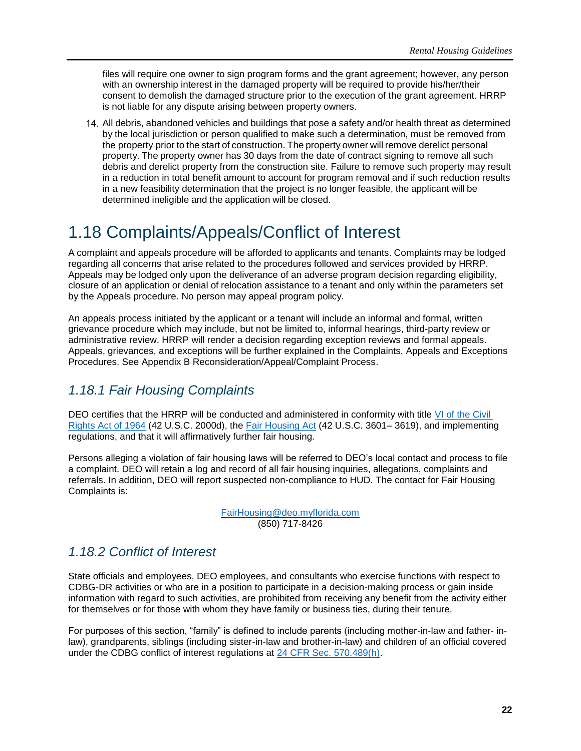files will require one owner to sign program forms and the grant agreement; however, any person with an ownership interest in the damaged property will be required to provide his/her/their consent to demolish the damaged structure prior to the execution of the grant agreement. HRRP is not liable for any dispute arising between property owners.

14. All debris, abandoned vehicles and buildings that pose a safety and/or health threat as determined by the local jurisdiction or person qualified to make such a determination, must be removed from the property prior to the start of construction. The property owner will remove derelict personal property. The property owner has 30 days from the date of contract signing to remove all such debris and derelict property from the construction site. Failure to remove such property may result in a reduction in total benefit amount to account for program removal and if such reduction results in a new feasibility determination that the project is no longer feasible, the applicant will be determined ineligible and the application will be closed.

# 1.18 Complaints/Appeals/Conflict of Interest

A complaint and appeals procedure will be afforded to applicants and tenants. Complaints may be lodged regarding all concerns that arise related to the procedures followed and services provided by HRRP. Appeals may be lodged only upon the deliverance of an adverse program decision regarding eligibility, closure of an application or denial of relocation assistance to a tenant and only within the parameters set by the Appeals procedure. No person may appeal program policy.

An appeals process initiated by the applicant or a tenant will include an informal and formal, written grievance procedure which may include, but not be limited to, informal hearings, third-party review or administrative review. HRRP will render a decision regarding exception reviews and formal appeals. Appeals, grievances, and exceptions will be further explained in the Complaints, Appeals and Exceptions Procedures. See Appendix B Reconsideration/Appeal/Complaint Process.

## *1.18.1 Fair Housing Complaints*

DEO certifies that the HRRP will be conducted and administered in conformity with title VI of the Civil Rights Act of 1964 (42 U.S.C. 2000d), the Fair Housing Act (42 U.S.C. 3601– 3619), and implementing regulations, and that it will affirmatively further fair housing.

Persons alleging a violation of fair housing laws will be referred to DEO's local contact and process to file a complaint. DEO will retain a log and record of all fair housing inquiries, allegations, complaints and referrals. In addition, DEO will report suspected non-compliance to HUD. The contact for Fair Housing Complaints is:

FairHousing@deo.myflorida.com
(850) 717-8426

## *1.18.2 Conflict of Interest*

State officials and employees, DEO employees, and consultants who exercise functions with respect to CDBG-DR activities or who are in a position to participate in a decision-making process or gain inside information with regard to such activities, are prohibited from receiving any benefit from the activity either for themselves or for those with whom they have family or business ties, during their tenure.

For purposes of this section, "family" is defined to include parents (including mother-in-law and father- in-law), grandparents, siblings (including sister-in-law and brother-in-law) and children of an official covered under the CDBG conflict of interest regulations at 24 CFR Sec. 570.489(h).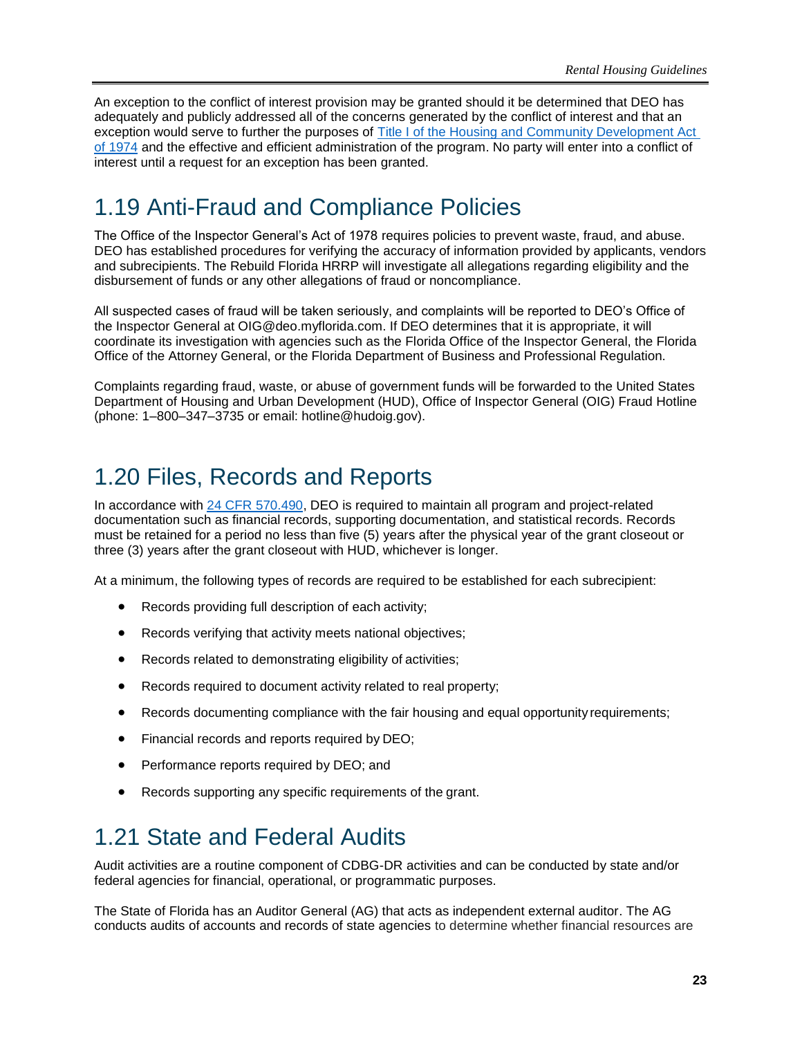An exception to the conflict of interest provision may be granted should it be determined that DEO has adequately and publicly addressed all of the concerns generated by the conflict of interest and that an exception would serve to further the purposes of [Title I of the Housing and Community Development Act of 1974](#) and the effective and efficient administration of the program. No party will enter into a conflict of interest until a request for an exception has been granted.

## 1.19 Anti-Fraud and Compliance Policies

The Office of the Inspector General's Act of 1978 requires policies to prevent waste, fraud, and abuse. DEO has established procedures for verifying the accuracy of information provided by applicants, vendors and subrecipients. The Rebuild Florida HRRP will investigate all allegations regarding eligibility and the disbursement of funds or any other allegations of fraud or noncompliance.

All suspected cases of fraud will be taken seriously, and complaints will be reported to DEO's Office of the Inspector General at OIG@deo.myflorida.com. If DEO determines that it is appropriate, it will coordinate its investigation with agencies such as the Florida Office of the Inspector General, the Florida Office of the Attorney General, or the Florida Department of Business and Professional Regulation.

Complaints regarding fraud, waste, or abuse of government funds will be forwarded to the United States Department of Housing and Urban Development (HUD), Office of Inspector General (OIG) Fraud Hotline (phone: 1–800–347–3735 or email: hotline@hudoig.gov).

## 1.20 Files, Records and Reports

In accordance with [24 CFR 570.490](#), DEO is required to maintain all program and project-related documentation such as financial records, supporting documentation, and statistical records. Records must be retained for a period no less than five (5) years after the physical year of the grant closeout or three (3) years after the grant closeout with HUD, whichever is longer.

At a minimum, the following types of records are required to be established for each subrecipient:

- Records providing full description of each activity;
- Records verifying that activity meets national objectives;
- Records related to demonstrating eligibility of activities;
- Records required to document activity related to real property;
- Records documenting compliance with the fair housing and equal opportunity requirements;
- Financial records and reports required by DEO;
- Performance reports required by DEO; and
- Records supporting any specific requirements of the grant.

## 1.21 State and Federal Audits

Audit activities are a routine component of CDBG-DR activities and can be conducted by state and/or federal agencies for financial, operational, or programmatic purposes.

The State of Florida has an Auditor General (AG) that acts as independent external auditor. The AG conducts audits of accounts and records of state agencies to determine whether financial resources are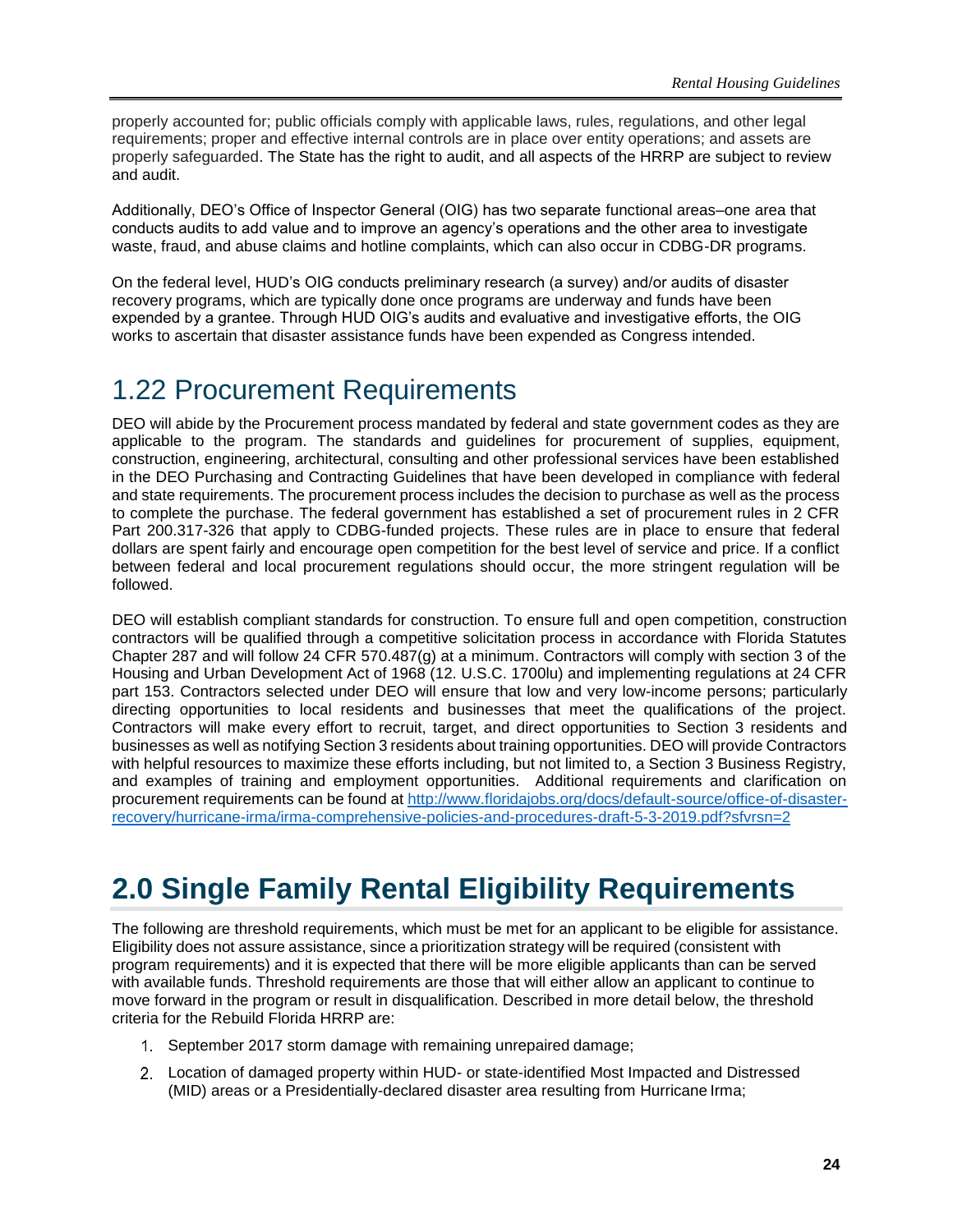properly accounted for; public officials comply with applicable laws, rules, regulations, and other legal requirements; proper and effective internal controls are in place over entity operations; and assets are properly safeguarded. The State has the right to audit, and all aspects of the HRRP are subject to review and audit.

Additionally, DEO's Office of Inspector General (OIG) has two separate functional areas–one area that conducts audits to add value and to improve an agency's operations and the other area to investigate waste, fraud, and abuse claims and hotline complaints, which can also occur in CDBG-DR programs.

On the federal level, HUD's OIG conducts preliminary research (a survey) and/or audits of disaster recovery programs, which are typically done once programs are underway and funds have been expended by a grantee. Through HUD OIG's audits and evaluative and investigative efforts, the OIG works to ascertain that disaster assistance funds have been expended as Congress intended.

## 1.22 Procurement Requirements

DEO will abide by the Procurement process mandated by federal and state government codes as they are applicable to the program. The standards and guidelines for procurement of supplies, equipment, construction, engineering, architectural, consulting and other professional services have been established in the DEO Purchasing and Contracting Guidelines that have been developed in compliance with federal and state requirements. The procurement process includes the decision to purchase as well as the process to complete the purchase. The federal government has established a set of procurement rules in 2 CFR Part 200.317-326 that apply to CDBG-funded projects. These rules are in place to ensure that federal dollars are spent fairly and encourage open competition for the best level of service and price. If a conflict between federal and local procurement regulations should occur, the more stringent regulation will be followed.

DEO will establish compliant standards for construction. To ensure full and open competition, construction contractors will be qualified through a competitive solicitation process in accordance with Florida Statutes Chapter 287 and will follow 24 CFR 570.487(g) at a minimum. Contractors will comply with section 3 of the Housing and Urban Development Act of 1968 (12. U.S.C. 1700lu) and implementing regulations at 24 CFR part 153. Contractors selected under DEO will ensure that low and very low-income persons; particularly directing opportunities to local residents and businesses that meet the qualifications of the project. Contractors will make every effort to recruit, target, and direct opportunities to Section 3 residents and businesses as well as notifying Section 3 residents about training opportunities. DEO will provide Contractors with helpful resources to maximize these efforts including, but not limited to, a Section 3 Business Registry, and examples of training and employment opportunities. Additional requirements and clarification on procurement requirements can be found at [http://www.floridajobs.org/docs/default-source/office-of-disaster-recovery/hurricane-irma/irma-comprehensive-policies-and-procedures-draft-5-3-2019.pdf?sfvrsn=2](http://www.floridajobs.org/docs/default-source/office-of-disaster-recovery/hurricane-irma/irma-comprehensive-policies-and-procedures-draft-5-3-2019.pdf?sfvrsn=2)

# 2.0 Single Family Rental Eligibility Requirements

The following are threshold requirements, which must be met for an applicant to be eligible for assistance. Eligibility does not assure assistance, since a prioritization strategy will be required (consistent with program requirements) and it is expected that there will be more eligible applicants than can be served with available funds. Threshold requirements are those that will either allow an applicant to continue to move forward in the program or result in disqualification. Described in more detail below, the threshold criteria for the Rebuild Florida HRRP are:

1. September 2017 storm damage with remaining unrepaired damage;
2. Location of damaged property within HUD- or state-identified Most Impacted and Distressed (MID) areas or a Presidentially-declared disaster area resulting from Hurricane Irma;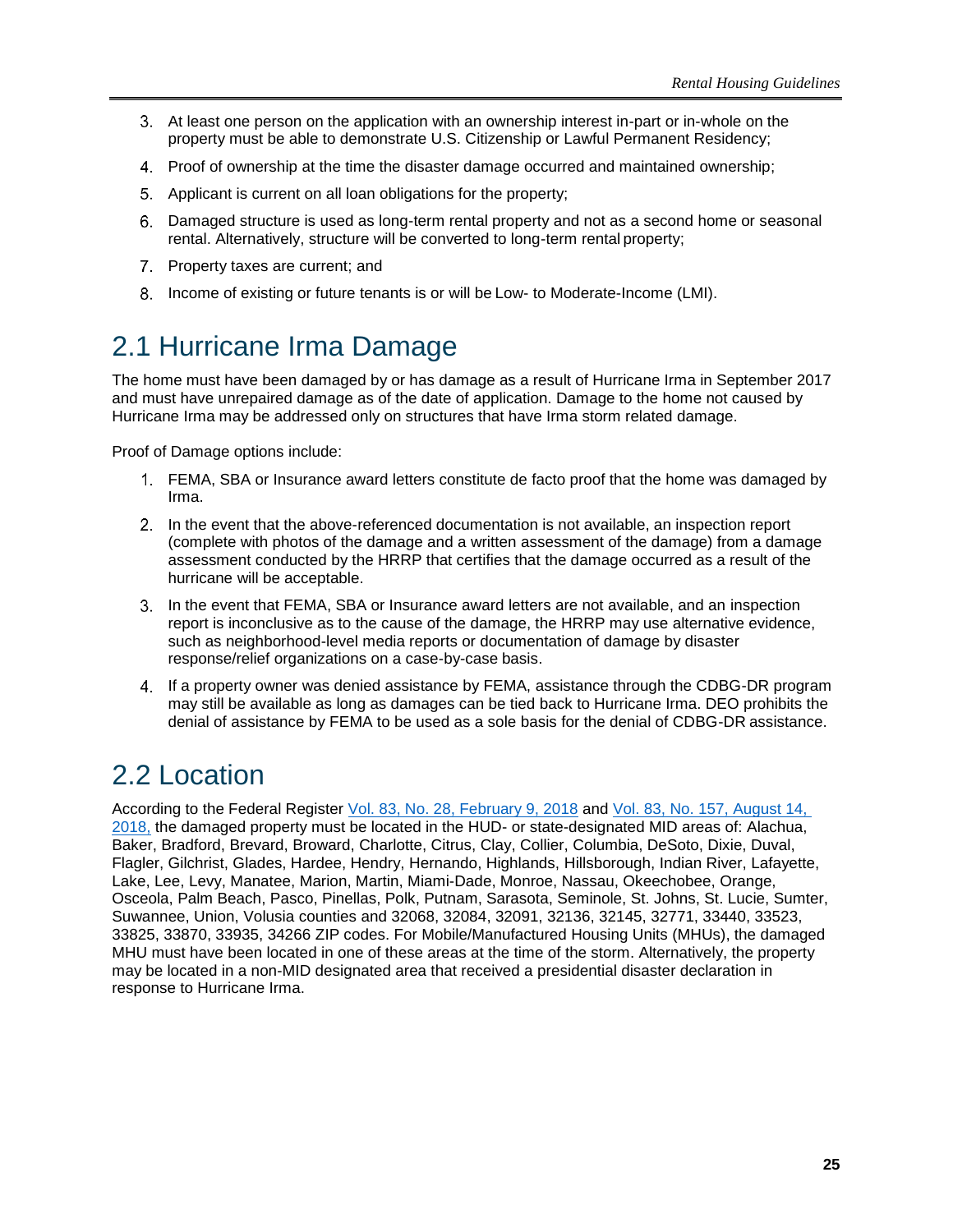3. At least one person on the application with an ownership interest in-part or in-whole on the property must be able to demonstrate U.S. Citizenship or Lawful Permanent Residency;
4. Proof of ownership at the time the disaster damage occurred and maintained ownership;
5. Applicant is current on all loan obligations for the property;
6. Damaged structure is used as long-term rental property and not as a second home or seasonal rental. Alternatively, structure will be converted to long-term rental property;
7. Property taxes are current; and
8. Income of existing or future tenants is or will be Low- to Moderate-Income (LMI).

## 2.1 Hurricane Irma Damage

The home must have been damaged by or has damage as a result of Hurricane Irma in September 2017 and must have unrepaired damage as of the date of application. Damage to the home not caused by Hurricane Irma may be addressed only on structures that have Irma storm related damage.

Proof of Damage options include:

1. FEMA, SBA or Insurance award letters constitute de facto proof that the home was damaged by Irma.
2. In the event that the above-referenced documentation is not available, an inspection report (complete with photos of the damage and a written assessment of the damage) from a damage assessment conducted by the HRRP that certifies that the damage occurred as a result of the hurricane will be acceptable.
3. In the event that FEMA, SBA or Insurance award letters are not available, and an inspection report is inconclusive as to the cause of the damage, the HRRP may use alternative evidence, such as neighborhood-level media reports or documentation of damage by disaster response/relief organizations on a case-by-case basis.
4. If a property owner was denied assistance by FEMA, assistance through the CDBG-DR program may still be available as long as damages can be tied back to Hurricane Irma. DEO prohibits the denial of assistance by FEMA to be used as a sole basis for the denial of CDBG-DR assistance.

## 2.2 Location

According to the Federal Register Vol. 83, No. 28, February 9, 2018 and Vol. 83, No. 157, August 14, 2018, the damaged property must be located in the HUD- or state-designated MID areas of: Alachua, Baker, Bradford, Brevard, Broward, Charlotte, Citrus, Clay, Collier, Columbia, DeSoto, Dixie, Duval, Flagler, Gilchrist, Glades, Hardee, Hendry, Hernando, Highlands, Hillsborough, Indian River, Lafayette, Lake, Lee, Levy, Manatee, Marion, Martin, Miami-Dade, Monroe, Nassau, Okeechobee, Orange, Osceola, Palm Beach, Pasco, Pinellas, Polk, Putnam, Sarasota, Seminole, St. Johns, St. Lucie, Sumter, Suwannee, Union, Volusia counties and 32068, 32084, 32091, 32136, 32145, 32771, 33440, 33523, 33825, 33870, 33935, 34266 ZIP codes. For Mobile/Manufactured Housing Units (MHUs), the damaged MHU must have been located in one of these areas at the time of the storm. Alternatively, the property may be located in a non-MID designated area that received a presidential disaster declaration in response to Hurricane Irma.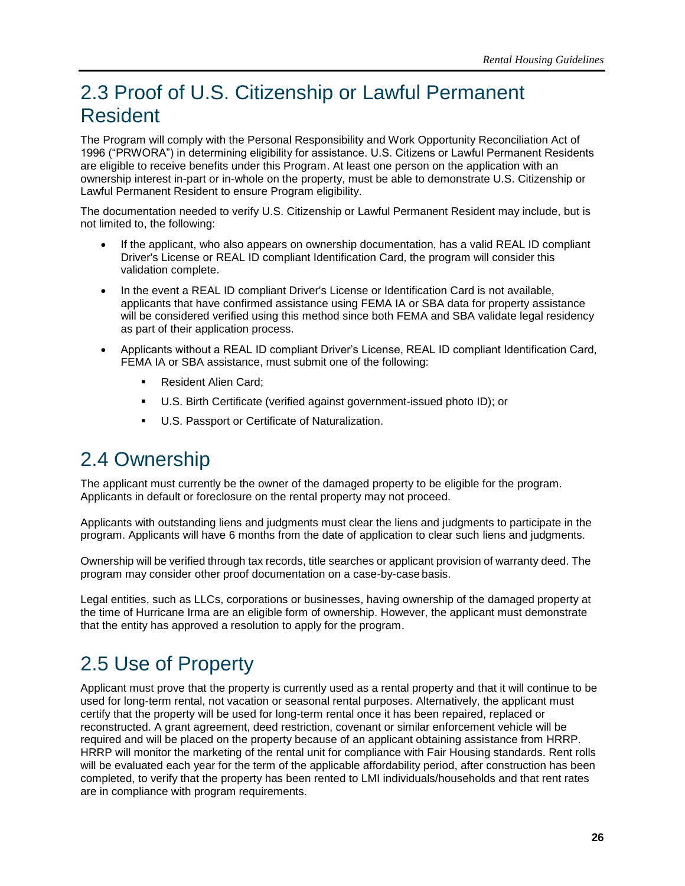## 2.3 Proof of U.S. Citizenship or Lawful Permanent Resident

The Program will comply with the Personal Responsibility and Work Opportunity Reconciliation Act of 1996 ("PRWORA") in determining eligibility for assistance. U.S. Citizens or Lawful Permanent Residents are eligible to receive benefits under this Program. At least one person on the application with an ownership interest in-part or in-whole on the property, must be able to demonstrate U.S. Citizenship or Lawful Permanent Resident to ensure Program eligibility.

The documentation needed to verify U.S. Citizenship or Lawful Permanent Resident may include, but is not limited to, the following:

- If the applicant, who also appears on ownership documentation, has a valid REAL ID compliant Driver's License or REAL ID compliant Identification Card, the program will consider this validation complete.
- In the event a REAL ID compliant Driver's License or Identification Card is not available, applicants that have confirmed assistance using FEMA IA or SBA data for property assistance will be considered verified using this method since both FEMA and SBA validate legal residency as part of their application process.
- Applicants without a REAL ID compliant Driver's License, REAL ID compliant Identification Card, FEMA IA or SBA assistance, must submit one of the following:
    - Resident Alien Card;
    - U.S. Birth Certificate (verified against government-issued photo ID); or
    - U.S. Passport or Certificate of Naturalization.

## 2.4 Ownership

The applicant must currently be the owner of the damaged property to be eligible for the program. Applicants in default or foreclosure on the rental property may not proceed.

Applicants with outstanding liens and judgments must clear the liens and judgments to participate in the program. Applicants will have 6 months from the date of application to clear such liens and judgments.

Ownership will be verified through tax records, title searches or applicant provision of warranty deed. The program may consider other proof documentation on a case-by-case basis.

Legal entities, such as LLCs, corporations or businesses, having ownership of the damaged property at the time of Hurricane Irma are an eligible form of ownership. However, the applicant must demonstrate that the entity has approved a resolution to apply for the program.

## 2.5 Use of Property

Applicant must prove that the property is currently used as a rental property and that it will continue to be used for long-term rental, not vacation or seasonal rental purposes. Alternatively, the applicant must certify that the property will be used for long-term rental once it has been repaired, replaced or reconstructed. A grant agreement, deed restriction, covenant or similar enforcement vehicle will be required and will be placed on the property because of an applicant obtaining assistance from HRRP. HRRP will monitor the marketing of the rental unit for compliance with Fair Housing standards. Rent rolls will be evaluated each year for the term of the applicable affordability period, after construction has been completed, to verify that the property has been rented to LMI individuals/households and that rent rates are in compliance with program requirements.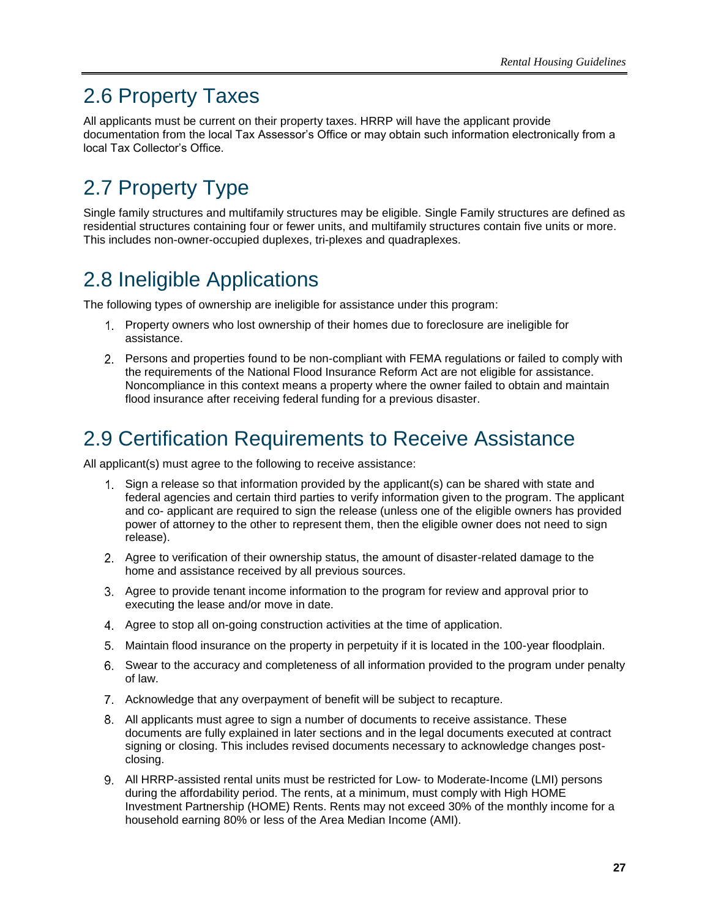## 2.6 Property Taxes

All applicants must be current on their property taxes. HRRP will have the applicant provide documentation from the local Tax Assessor's Office or may obtain such information electronically from a local Tax Collector's Office.

## 2.7 Property Type

Single family structures and multifamily structures may be eligible. Single Family structures are defined as residential structures containing four or fewer units, and multifamily structures contain five units or more. This includes non-owner-occupied duplexes, tri-plexes and quadraplexes.

## 2.8 Ineligible Applications

The following types of ownership are ineligible for assistance under this program:

1. Property owners who lost ownership of their homes due to foreclosure are ineligible for assistance.
2. Persons and properties found to be non-compliant with FEMA regulations or failed to comply with the requirements of the National Flood Insurance Reform Act are not eligible for assistance. Noncompliance in this context means a property where the owner failed to obtain and maintain flood insurance after receiving federal funding for a previous disaster.

## 2.9 Certification Requirements to Receive Assistance

All applicant(s) must agree to the following to receive assistance:

1. Sign a release so that information provided by the applicant(s) can be shared with state and federal agencies and certain third parties to verify information given to the program. The applicant and co- applicant are required to sign the release (unless one of the eligible owners has provided power of attorney to the other to represent them, then the eligible owner does not need to sign release).
2. Agree to verification of their ownership status, the amount of disaster-related damage to the home and assistance received by all previous sources.
3. Agree to provide tenant income information to the program for review and approval prior to executing the lease and/or move in date.
4. Agree to stop all on-going construction activities at the time of application.
5. Maintain flood insurance on the property in perpetuity if it is located in the 100-year floodplain.
6. Swear to the accuracy and completeness of all information provided to the program under penalty of law.
7. Acknowledge that any overpayment of benefit will be subject to recapture.
8. All applicants must agree to sign a number of documents to receive assistance. These documents are fully explained in later sections and in the legal documents executed at contract signing or closing. This includes revised documents necessary to acknowledge changes post-closing.
9. All HRRP-assisted rental units must be restricted for Low- to Moderate-Income (LMI) persons during the affordability period. The rents, at a minimum, must comply with High HOME Investment Partnership (HOME) Rents. Rents may not exceed 30% of the monthly income for a household earning 80% or less of the Area Median Income (AMI).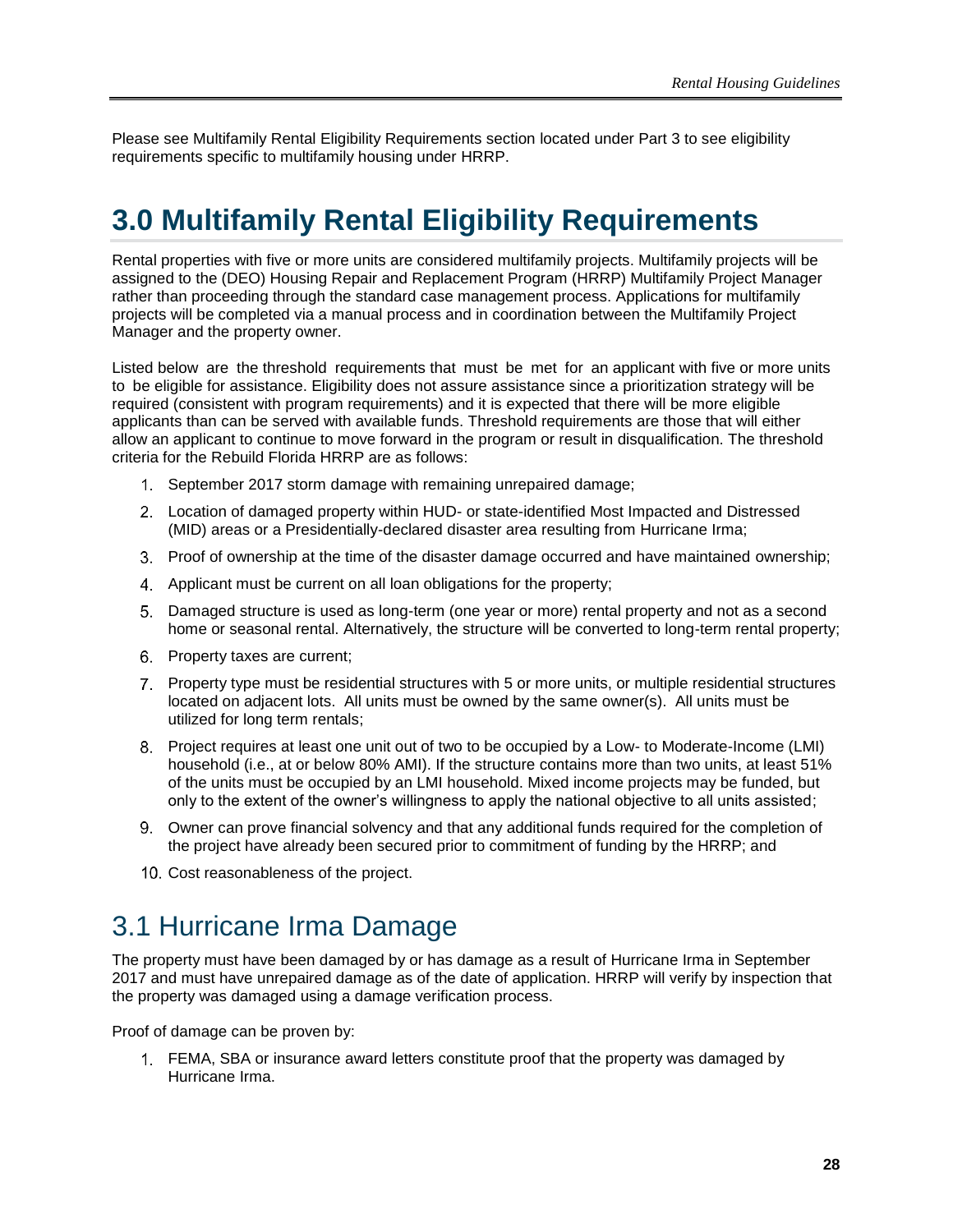Please see Multifamily Rental Eligibility Requirements section located under Part 3 to see eligibility requirements specific to multifamily housing under HRRP.

# 3.0 Multifamily Rental Eligibility Requirements

Rental properties with five or more units are considered multifamily projects. Multifamily projects will be assigned to the (DEO) Housing Repair and Replacement Program (HRRP) Multifamily Project Manager rather than proceeding through the standard case management process. Applications for multifamily projects will be completed via a manual process and in coordination between the Multifamily Project Manager and the property owner.

Listed below are the threshold requirements that must be met for an applicant with five or more units to be eligible for assistance. Eligibility does not assure assistance since a prioritization strategy will be required (consistent with program requirements) and it is expected that there will be more eligible applicants than can be served with available funds. Threshold requirements are those that will either allow an applicant to continue to move forward in the program or result in disqualification. The threshold criteria for the Rebuild Florida HRRP are as follows:

1. September 2017 storm damage with remaining unrepaired damage;
2. Location of damaged property within HUD- or state-identified Most Impacted and Distressed (MID) areas or a Presidentially-declared disaster area resulting from Hurricane Irma;
3. Proof of ownership at the time of the disaster damage occurred and have maintained ownership;
4. Applicant must be current on all loan obligations for the property;
5. Damaged structure is used as long-term (one year or more) rental property and not as a second home or seasonal rental. Alternatively, the structure will be converted to long-term rental property;
6. Property taxes are current;
7. Property type must be residential structures with 5 or more units, or multiple residential structures located on adjacent lots. All units must be owned by the same owner(s). All units must be utilized for long term rentals;
8. Project requires at least one unit out of two to be occupied by a Low- to Moderate-Income (LMI) household (i.e., at or below 80% AMI). If the structure contains more than two units, at least 51% of the units must be occupied by an LMI household. Mixed income projects may be funded, but only to the extent of the owner's willingness to apply the national objective to all units assisted;
9. Owner can prove financial solvency and that any additional funds required for the completion of the project have already been secured prior to commitment of funding by the HRRP; and
10. Cost reasonableness of the project.

## 3.1 Hurricane Irma Damage

The property must have been damaged by or has damage as a result of Hurricane Irma in September 2017 and must have unrepaired damage as of the date of application. HRRP will verify by inspection that the property was damaged using a damage verification process.

Proof of damage can be proven by:

1. FEMA, SBA or insurance award letters constitute proof that the property was damaged by Hurricane Irma.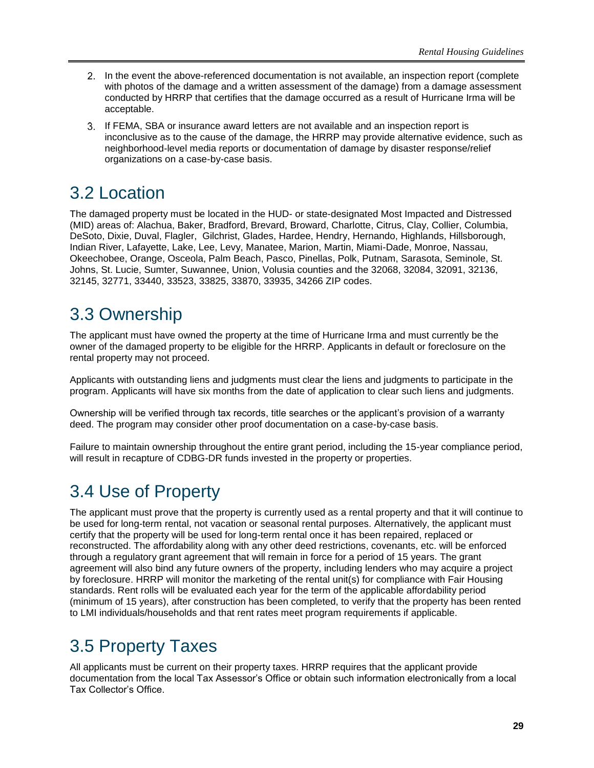2. In the event the above-referenced documentation is not available, an inspection report (complete with photos of the damage and a written assessment of the damage) from a damage assessment conducted by HRRP that certifies that the damage occurred as a result of Hurricane Irma will be acceptable.
3. If FEMA, SBA or insurance award letters are not available and an inspection report is inconclusive as to the cause of the damage, the HRRP may provide alternative evidence, such as neighborhood-level media reports or documentation of damage by disaster response/relief organizations on a case-by-case basis.

## 3.2 Location

The damaged property must be located in the HUD- or state-designated Most Impacted and Distressed (MID) areas of: Alachua, Baker, Bradford, Brevard, Broward, Charlotte, Citrus, Clay, Collier, Columbia, DeSoto, Dixie, Duval, Flagler, Gilchrist, Glades, Hardee, Hendry, Hernando, Highlands, Hillsborough, Indian River, Lafayette, Lake, Lee, Levy, Manatee, Marion, Martin, Miami-Dade, Monroe, Nassau, Okeechobee, Orange, Osceola, Palm Beach, Pasco, Pinellas, Polk, Putnam, Sarasota, Seminole, St. Johns, St. Lucie, Sumter, Suwannee, Union, Volusia counties and the 32068, 32084, 32091, 32136, 32145, 32771, 33440, 33523, 33825, 33870, 33935, 34266 ZIP codes.

## 3.3 Ownership

The applicant must have owned the property at the time of Hurricane Irma and must currently be the owner of the damaged property to be eligible for the HRRP. Applicants in default or foreclosure on the rental property may not proceed.

Applicants with outstanding liens and judgments must clear the liens and judgments to participate in the program. Applicants will have six months from the date of application to clear such liens and judgments.

Ownership will be verified through tax records, title searches or the applicant's provision of a warranty deed. The program may consider other proof documentation on a case-by-case basis.

Failure to maintain ownership throughout the entire grant period, including the 15-year compliance period, will result in recapture of CDBG-DR funds invested in the property or properties.

## 3.4 Use of Property

The applicant must prove that the property is currently used as a rental property and that it will continue to be used for long-term rental, not vacation or seasonal rental purposes. Alternatively, the applicant must certify that the property will be used for long-term rental once it has been repaired, replaced or reconstructed. The affordability along with any other deed restrictions, covenants, etc. will be enforced through a regulatory grant agreement that will remain in force for a period of 15 years. The grant agreement will also bind any future owners of the property, including lenders who may acquire a project by foreclosure. HRRP will monitor the marketing of the rental unit(s) for compliance with Fair Housing standards. Rent rolls will be evaluated each year for the term of the applicable affordability period (minimum of 15 years), after construction has been completed, to verify that the property has been rented to LMI individuals/households and that rent rates meet program requirements if applicable.

## 3.5 Property Taxes

All applicants must be current on their property taxes. HRRP requires that the applicant provide documentation from the local Tax Assessor's Office or obtain such information electronically from a local Tax Collector's Office.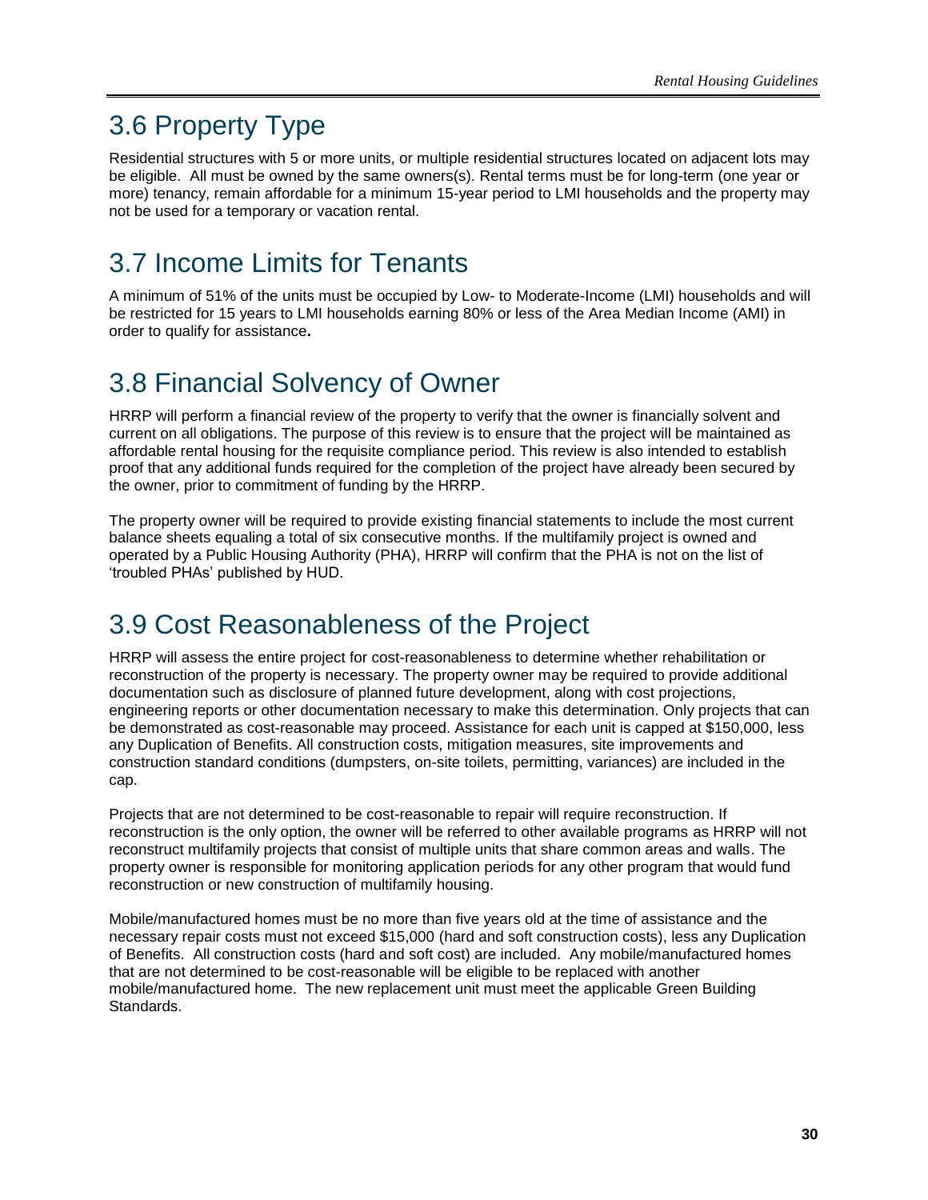## 3.6 Property Type

Residential structures with 5 or more units, or multiple residential structures located on adjacent lots may be eligible. All must be owned by the same owners(s). Rental terms must be for long-term (one year or more) tenancy, remain affordable for a minimum 15-year period to LMI households and the property may not be used for a temporary or vacation rental.

## 3.7 Income Limits for Tenants

A minimum of 51% of the units must be occupied by Low- to Moderate-Income (LMI) households and will be restricted for 15 years to LMI households earning 80% or less of the Area Median Income (AMI) in order to qualify for assistance**.**

## 3.8 Financial Solvency of Owner

HRRP will perform a financial review of the property to verify that the owner is financially solvent and current on all obligations. The purpose of this review is to ensure that the project will be maintained as affordable rental housing for the requisite compliance period. This review is also intended to establish proof that any additional funds required for the completion of the project have already been secured by the owner, prior to commitment of funding by the HRRP.

The property owner will be required to provide existing financial statements to include the most current balance sheets equaling a total of six consecutive months. If the multifamily project is owned and operated by a Public Housing Authority (PHA), HRRP will confirm that the PHA is not on the list of 'troubled PHAs' published by HUD.

## 3.9 Cost Reasonableness of the Project

HRRP will assess the entire project for cost-reasonableness to determine whether rehabilitation or reconstruction of the property is necessary. The property owner may be required to provide additional documentation such as disclosure of planned future development, along with cost projections, engineering reports or other documentation necessary to make this determination. Only projects that can be demonstrated as cost-reasonable may proceed. Assistance for each unit is capped at $150,000, less any Duplication of Benefits. All construction costs, mitigation measures, site improvements and construction standard conditions (dumpsters, on-site toilets, permitting, variances) are included in the cap.

Projects that are not determined to be cost-reasonable to repair will require reconstruction. If reconstruction is the only option, the owner will be referred to other available programs as HRRP will not reconstruct multifamily projects that consist of multiple units that share common areas and walls. The property owner is responsible for monitoring application periods for any other program that would fund reconstruction or new construction of multifamily housing.

Mobile/manufactured homes must be no more than five years old at the time of assistance and the necessary repair costs must not exceed $15,000 (hard and soft construction costs), less any Duplication of Benefits. All construction costs (hard and soft cost) are included. Any mobile/manufactured homes that are not determined to be cost-reasonable will be eligible to be replaced with another mobile/manufactured home. The new replacement unit must meet the applicable Green Building Standards.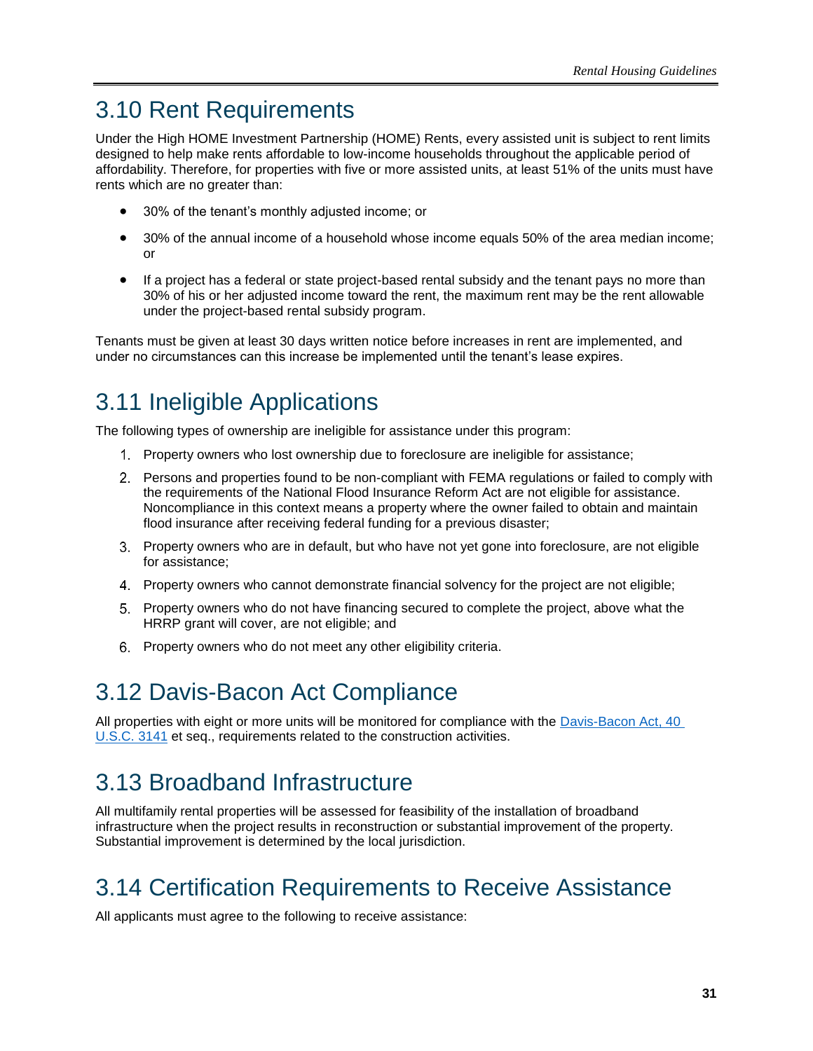## 3.10 Rent Requirements

Under the High HOME Investment Partnership (HOME) Rents, every assisted unit is subject to rent limits designed to help make rents affordable to low-income households throughout the applicable period of affordability. Therefore, for properties with five or more assisted units, at least 51% of the units must have rents which are no greater than:

- 30% of the tenant's monthly adjusted income; or
- 30% of the annual income of a household whose income equals 50% of the area median income; or
- If a project has a federal or state project-based rental subsidy and the tenant pays no more than 30% of his or her adjusted income toward the rent, the maximum rent may be the rent allowable under the project-based rental subsidy program.

Tenants must be given at least 30 days written notice before increases in rent are implemented, and under no circumstances can this increase be implemented until the tenant's lease expires.

## 3.11 Ineligible Applications

The following types of ownership are ineligible for assistance under this program:

1. Property owners who lost ownership due to foreclosure are ineligible for assistance;
2. Persons and properties found to be non-compliant with FEMA regulations or failed to comply with the requirements of the National Flood Insurance Reform Act are not eligible for assistance. Noncompliance in this context means a property where the owner failed to obtain and maintain flood insurance after receiving federal funding for a previous disaster;
3. Property owners who are in default, but who have not yet gone into foreclosure, are not eligible for assistance;
4. Property owners who cannot demonstrate financial solvency for the project are not eligible;
5. Property owners who do not have financing secured to complete the project, above what the HRRP grant will cover, are not eligible; and
6. Property owners who do not meet any other eligibility criteria.

## 3.12 Davis-Bacon Act Compliance

All properties with eight or more units will be monitored for compliance with the [Davis-Bacon Act, 40 U.S.C. 3141](#) et seq., requirements related to the construction activities.

## 3.13 Broadband Infrastructure

All multifamily rental properties will be assessed for feasibility of the installation of broadband infrastructure when the project results in reconstruction or substantial improvement of the property. Substantial improvement is determined by the local jurisdiction.

## 3.14 Certification Requirements to Receive Assistance

All applicants must agree to the following to receive assistance: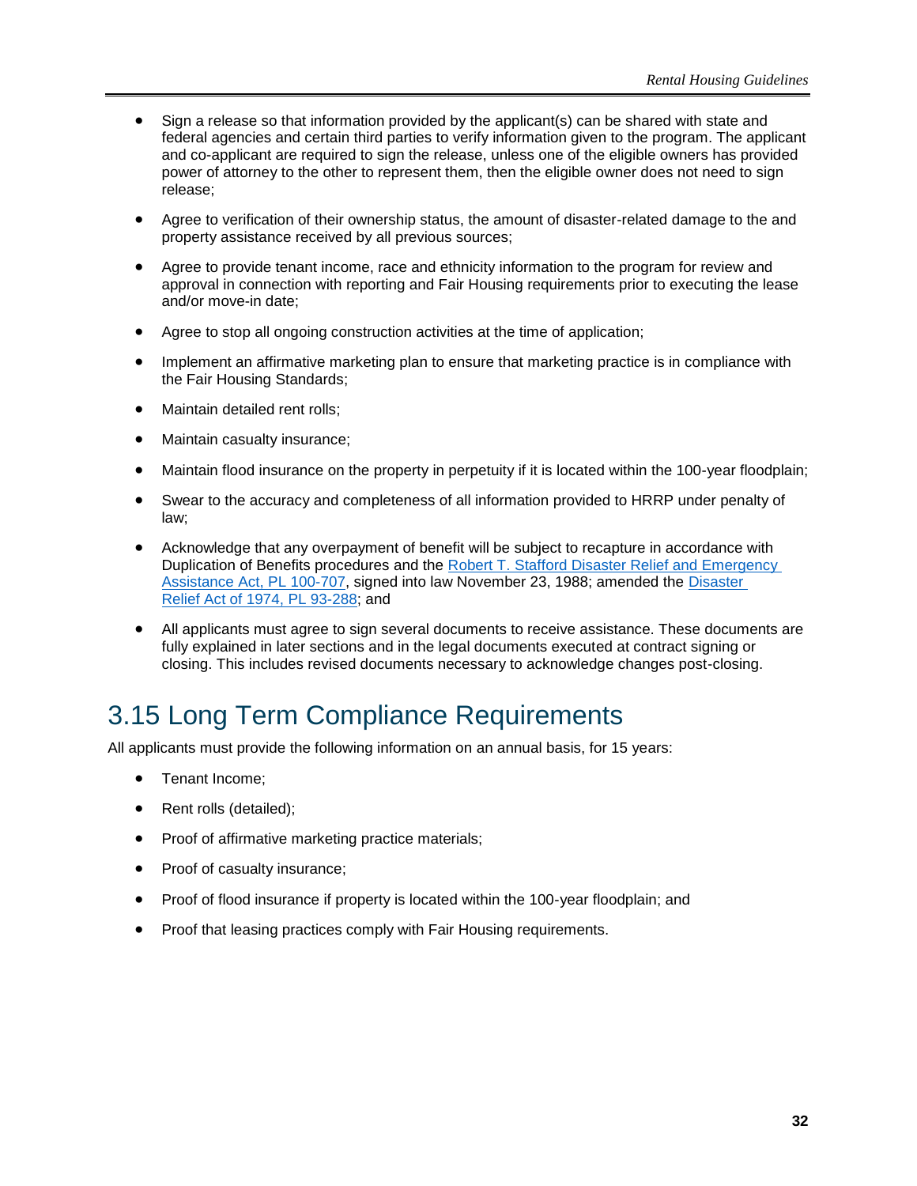- Sign a release so that information provided by the applicant(s) can be shared with state and federal agencies and certain third parties to verify information given to the program. The applicant and co-applicant are required to sign the release, unless one of the eligible owners has provided power of attorney to the other to represent them, then the eligible owner does not need to sign release;

- Agree to verification of their ownership status, the amount of disaster-related damage to the and property assistance received by all previous sources;

- Agree to provide tenant income, race and ethnicity information to the program for review and approval in connection with reporting and Fair Housing requirements prior to executing the lease and/or move-in date;

- Agree to stop all ongoing construction activities at the time of application;

- Implement an affirmative marketing plan to ensure that marketing practice is in compliance with the Fair Housing Standards;

- Maintain detailed rent rolls;

- Maintain casualty insurance;

- Maintain flood insurance on the property in perpetuity if it is located within the 100-year floodplain;

- Swear to the accuracy and completeness of all information provided to HRRP under penalty of law;

- Acknowledge that any overpayment of benefit will be subject to recapture in accordance with Duplication of Benefits procedures and the Robert T. Stafford Disaster Relief and Emergency Assistance Act, PL 100-707, signed into law November 23, 1988; amended the Disaster Relief Act of 1974, PL 93-288; and

- All applicants must agree to sign several documents to receive assistance. These documents are fully explained in later sections and in the legal documents executed at contract signing or closing. This includes revised documents necessary to acknowledge changes post-closing.

## 3.15 Long Term Compliance Requirements

All applicants must provide the following information on an annual basis, for 15 years:

- Tenant Income;
- Rent rolls (detailed);
- Proof of affirmative marketing practice materials;
- Proof of casualty insurance;
- Proof of flood insurance if property is located within the 100-year floodplain; and
- Proof that leasing practices comply with Fair Housing requirements.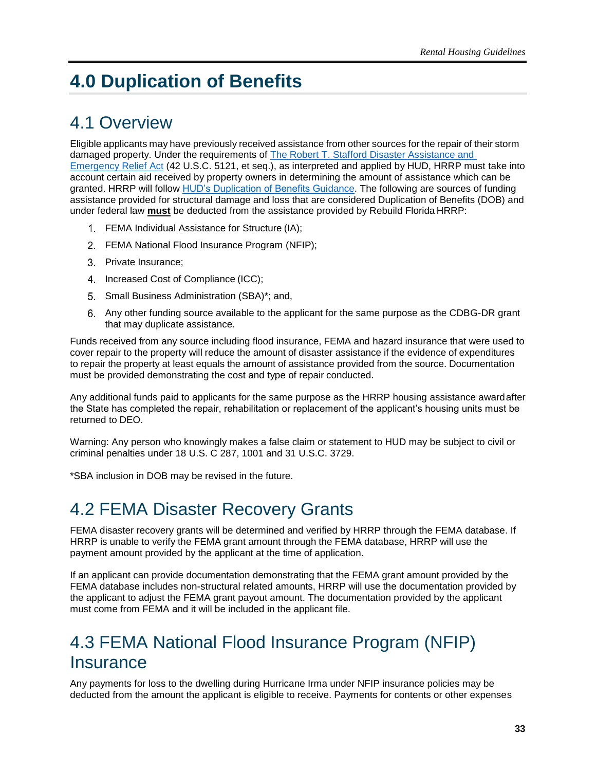# 4.0 Duplication of Benefits

## 4.1 Overview

Eligible applicants may have previously received assistance from other sources for the repair of their storm damaged property. Under the requirements of [The Robert T. Stafford Disaster Assistance and Emergency Relief Act](#) (42 U.S.C. 5121, et seq.), as interpreted and applied by HUD, HRRP must take into account certain aid received by property owners in determining the amount of assistance which can be granted. HRRP will follow [HUD's Duplication of Benefits Guidance](#). The following are sources of funding assistance provided for structural damage and loss that are considered Duplication of Benefits (DOB) and under federal law **must** be deducted from the assistance provided by Rebuild Florida HRRP:

1. FEMA Individual Assistance for Structure (IA);
2. FEMA National Flood Insurance Program (NFIP);
3. Private Insurance;
4. Increased Cost of Compliance (ICC);
5. Small Business Administration (SBA)*; and,
6. Any other funding source available to the applicant for the same purpose as the CDBG-DR grant that may duplicate assistance.

Funds received from any source including flood insurance, FEMA and hazard insurance that were used to cover repair to the property will reduce the amount of disaster assistance if the evidence of expenditures to repair the property at least equals the amount of assistance provided from the source. Documentation must be provided demonstrating the cost and type of repair conducted.

Any additional funds paid to applicants for the same purpose as the HRRP housing assistance award after the State has completed the repair, rehabilitation or replacement of the applicant's housing units must be returned to DEO.

Warning: Any person who knowingly makes a false claim or statement to HUD may be subject to civil or criminal penalties under 18 U.S. C 287, 1001 and 31 U.S.C. 3729.

*SBA inclusion in DOB may be revised in the future.

## 4.2 FEMA Disaster Recovery Grants

FEMA disaster recovery grants will be determined and verified by HRRP through the FEMA database. If HRRP is unable to verify the FEMA grant amount through the FEMA database, HRRP will use the payment amount provided by the applicant at the time of application.

If an applicant can provide documentation demonstrating that the FEMA grant amount provided by the FEMA database includes non-structural related amounts, HRRP will use the documentation provided by the applicant to adjust the FEMA grant payout amount. The documentation provided by the applicant must come from FEMA and it will be included in the applicant file.

## 4.3 FEMA National Flood Insurance Program (NFIP) Insurance

Any payments for loss to the dwelling during Hurricane Irma under NFIP insurance policies may be deducted from the amount the applicant is eligible to receive. Payments for contents or other expenses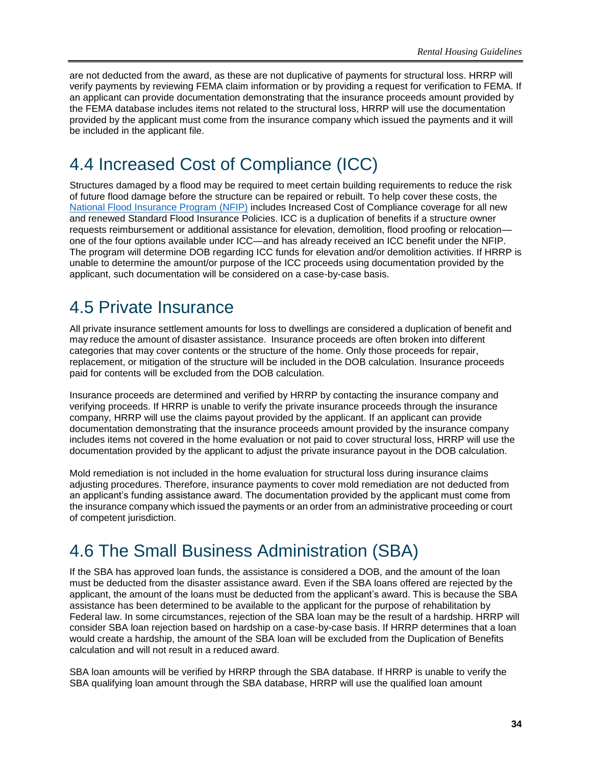are not deducted from the award, as these are not duplicative of payments for structural loss. HRRP will verify payments by reviewing FEMA claim information or by providing a request for verification to FEMA. If an applicant can provide documentation demonstrating that the insurance proceeds amount provided by the FEMA database includes items not related to the structural loss, HRRP will use the documentation provided by the applicant must come from the insurance company which issued the payments and it will be included in the applicant file.

## 4.4 Increased Cost of Compliance (ICC)

Structures damaged by a flood may be required to meet certain building requirements to reduce the risk of future flood damage before the structure can be repaired or rebuilt. To help cover these costs, the National Flood Insurance Program (NFIP) includes Increased Cost of Compliance coverage for all new and renewed Standard Flood Insurance Policies. ICC is a duplication of benefits if a structure owner requests reimbursement or additional assistance for elevation, demolition, flood proofing or relocation—one of the four options available under ICC—and has already received an ICC benefit under the NFIP. The program will determine DOB regarding ICC funds for elevation and/or demolition activities. If HRRP is unable to determine the amount/or purpose of the ICC proceeds using documentation provided by the applicant, such documentation will be considered on a case-by-case basis.

## 4.5 Private Insurance

All private insurance settlement amounts for loss to dwellings are considered a duplication of benefit and may reduce the amount of disaster assistance. Insurance proceeds are often broken into different categories that may cover contents or the structure of the home. Only those proceeds for repair, replacement, or mitigation of the structure will be included in the DOB calculation. Insurance proceeds paid for contents will be excluded from the DOB calculation.

Insurance proceeds are determined and verified by HRRP by contacting the insurance company and verifying proceeds. If HRRP is unable to verify the private insurance proceeds through the insurance company, HRRP will use the claims payout provided by the applicant. If an applicant can provide documentation demonstrating that the insurance proceeds amount provided by the insurance company includes items not covered in the home evaluation or not paid to cover structural loss, HRRP will use the documentation provided by the applicant to adjust the private insurance payout in the DOB calculation.

Mold remediation is not included in the home evaluation for structural loss during insurance claims adjusting procedures. Therefore, insurance payments to cover mold remediation are not deducted from an applicant's funding assistance award. The documentation provided by the applicant must come from the insurance company which issued the payments or an order from an administrative proceeding or court of competent jurisdiction.

## 4.6 The Small Business Administration (SBA)

If the SBA has approved loan funds, the assistance is considered a DOB, and the amount of the loan must be deducted from the disaster assistance award. Even if the SBA loans offered are rejected by the applicant, the amount of the loans must be deducted from the applicant's award. This is because the SBA assistance has been determined to be available to the applicant for the purpose of rehabilitation by Federal law. In some circumstances, rejection of the SBA loan may be the result of a hardship. HRRP will consider SBA loan rejection based on hardship on a case-by-case basis. If HRRP determines that a loan would create a hardship, the amount of the SBA loan will be excluded from the Duplication of Benefits calculation and will not result in a reduced award.

SBA loan amounts will be verified by HRRP through the SBA database. If HRRP is unable to verify the SBA qualifying loan amount through the SBA database, HRRP will use the qualified loan amount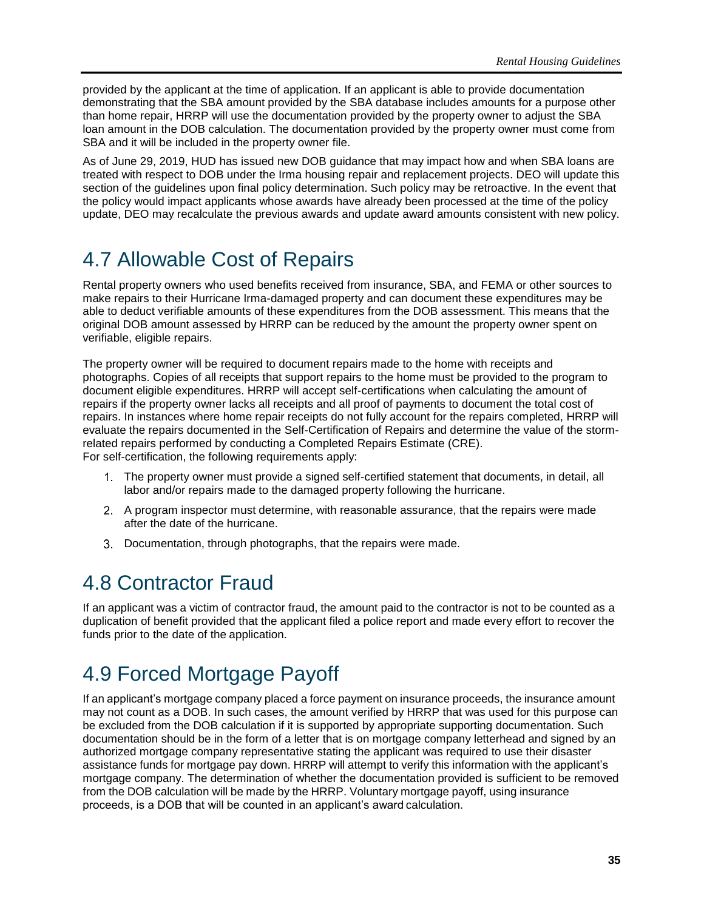provided by the applicant at the time of application. If an applicant is able to provide documentation demonstrating that the SBA amount provided by the SBA database includes amounts for a purpose other than home repair, HRRP will use the documentation provided by the property owner to adjust the SBA loan amount in the DOB calculation. The documentation provided by the property owner must come from SBA and it will be included in the property owner file.

As of June 29, 2019, HUD has issued new DOB guidance that may impact how and when SBA loans are treated with respect to DOB under the Irma housing repair and replacement projects. DEO will update this section of the guidelines upon final policy determination. Such policy may be retroactive. In the event that the policy would impact applicants whose awards have already been processed at the time of the policy update, DEO may recalculate the previous awards and update award amounts consistent with new policy.

## 4.7 Allowable Cost of Repairs

Rental property owners who used benefits received from insurance, SBA, and FEMA or other sources to make repairs to their Hurricane Irma-damaged property and can document these expenditures may be able to deduct verifiable amounts of these expenditures from the DOB assessment. This means that the original DOB amount assessed by HRRP can be reduced by the amount the property owner spent on verifiable, eligible repairs.

The property owner will be required to document repairs made to the home with receipts and photographs. Copies of all receipts that support repairs to the home must be provided to the program to document eligible expenditures. HRRP will accept self-certifications when calculating the amount of repairs if the property owner lacks all receipts and all proof of payments to document the total cost of repairs. In instances where home repair receipts do not fully account for the repairs completed, HRRP will evaluate the repairs documented in the Self-Certification of Repairs and determine the value of the storm-related repairs performed by conducting a Completed Repairs Estimate (CRE).
For self-certification, the following requirements apply:

1. The property owner must provide a signed self-certified statement that documents, in detail, all labor and/or repairs made to the damaged property following the hurricane.
2. A program inspector must determine, with reasonable assurance, that the repairs were made after the date of the hurricane.
3. Documentation, through photographs, that the repairs were made.

## 4.8 Contractor Fraud

If an applicant was a victim of contractor fraud, the amount paid to the contractor is not to be counted as a duplication of benefit provided that the applicant filed a police report and made every effort to recover the funds prior to the date of the application.

## 4.9 Forced Mortgage Payoff

If an applicant's mortgage company placed a force payment on insurance proceeds, the insurance amount may not count as a DOB. In such cases, the amount verified by HRRP that was used for this purpose can be excluded from the DOB calculation if it is supported by appropriate supporting documentation. Such documentation should be in the form of a letter that is on mortgage company letterhead and signed by an authorized mortgage company representative stating the applicant was required to use their disaster assistance funds for mortgage pay down. HRRP will attempt to verify this information with the applicant's mortgage company. The determination of whether the documentation provided is sufficient to be removed from the DOB calculation will be made by the HRRP. Voluntary mortgage payoff, using insurance proceeds, is a DOB that will be counted in an applicant's award calculation.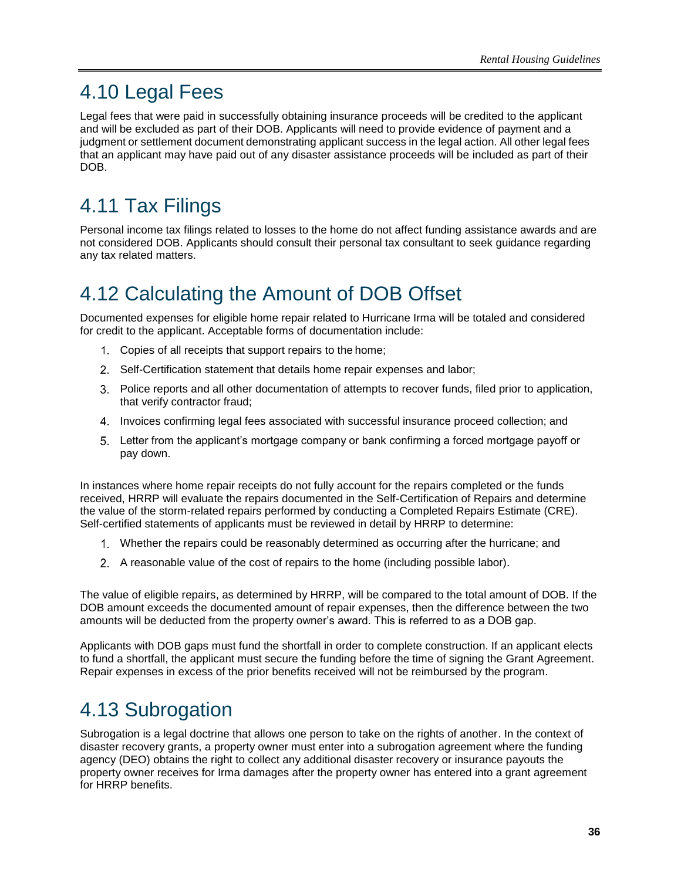## 4.10 Legal Fees

Legal fees that were paid in successfully obtaining insurance proceeds will be credited to the applicant and will be excluded as part of their DOB. Applicants will need to provide evidence of payment and a judgment or settlement document demonstrating applicant success in the legal action. All other legal fees that an applicant may have paid out of any disaster assistance proceeds will be included as part of their DOB.

## 4.11 Tax Filings

Personal income tax filings related to losses to the home do not affect funding assistance awards and are not considered DOB. Applicants should consult their personal tax consultant to seek guidance regarding any tax related matters.

## 4.12 Calculating the Amount of DOB Offset

Documented expenses for eligible home repair related to Hurricane Irma will be totaled and considered for credit to the applicant. Acceptable forms of documentation include:

1. Copies of all receipts that support repairs to the home;
2. Self-Certification statement that details home repair expenses and labor;
3. Police reports and all other documentation of attempts to recover funds, filed prior to application, that verify contractor fraud;
4. Invoices confirming legal fees associated with successful insurance proceed collection; and
5. Letter from the applicant's mortgage company or bank confirming a forced mortgage payoff or pay down.

In instances where home repair receipts do not fully account for the repairs completed or the funds received, HRRP will evaluate the repairs documented in the Self-Certification of Repairs and determine the value of the storm-related repairs performed by conducting a Completed Repairs Estimate (CRE). Self-certified statements of applicants must be reviewed in detail by HRRP to determine:

1. Whether the repairs could be reasonably determined as occurring after the hurricane; and
2. A reasonable value of the cost of repairs to the home (including possible labor).

The value of eligible repairs, as determined by HRRP, will be compared to the total amount of DOB. If the DOB amount exceeds the documented amount of repair expenses, then the difference between the two amounts will be deducted from the property owner's award. This is referred to as a DOB gap.

Applicants with DOB gaps must fund the shortfall in order to complete construction. If an applicant elects to fund a shortfall, the applicant must secure the funding before the time of signing the Grant Agreement. Repair expenses in excess of the prior benefits received will not be reimbursed by the program.

## 4.13 Subrogation

Subrogation is a legal doctrine that allows one person to take on the rights of another. In the context of disaster recovery grants, a property owner must enter into a subrogation agreement where the funding agency (DEO) obtains the right to collect any additional disaster recovery or insurance payouts the property owner receives for Irma damages after the property owner has entered into a grant agreement for HRRP benefits.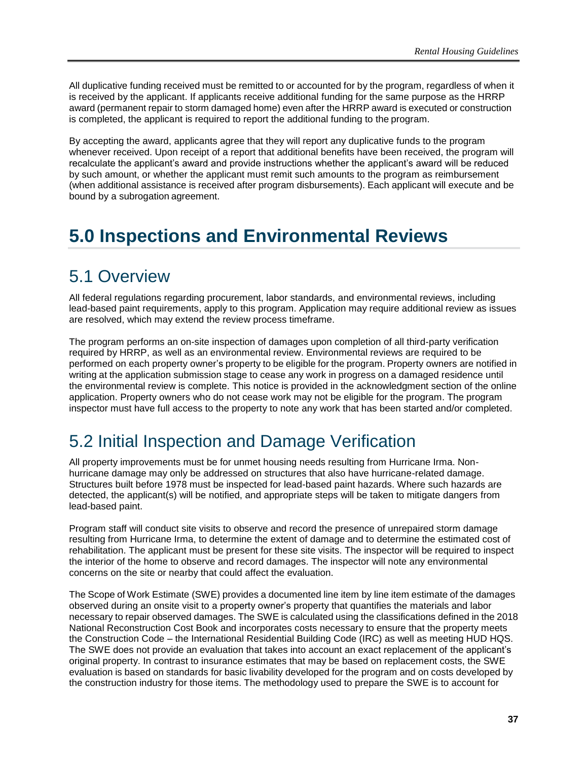All duplicative funding received must be remitted to or accounted for by the program, regardless of when it is received by the applicant. If applicants receive additional funding for the same purpose as the HRRP award (permanent repair to storm damaged home) even after the HRRP award is executed or construction is completed, the applicant is required to report the additional funding to the program.

By accepting the award, applicants agree that they will report any duplicative funds to the program whenever received. Upon receipt of a report that additional benefits have been received, the program will recalculate the applicant's award and provide instructions whether the applicant's award will be reduced by such amount, or whether the applicant must remit such amounts to the program as reimbursement (when additional assistance is received after program disbursements). Each applicant will execute and be bound by a subrogation agreement.

# 5.0 Inspections and Environmental Reviews

## 5.1 Overview

All federal regulations regarding procurement, labor standards, and environmental reviews, including lead-based paint requirements, apply to this program. Application may require additional review as issues are resolved, which may extend the review process timeframe.

The program performs an on-site inspection of damages upon completion of all third-party verification required by HRRP, as well as an environmental review. Environmental reviews are required to be performed on each property owner's property to be eligible for the program. Property owners are notified in writing at the application submission stage to cease any work in progress on a damaged residence until the environmental review is complete. This notice is provided in the acknowledgment section of the online application. Property owners who do not cease work may not be eligible for the program. The program inspector must have full access to the property to note any work that has been started and/or completed.

## 5.2 Initial Inspection and Damage Verification

All property improvements must be for unmet housing needs resulting from Hurricane Irma. Non-hurricane damage may only be addressed on structures that also have hurricane-related damage. Structures built before 1978 must be inspected for lead-based paint hazards. Where such hazards are detected, the applicant(s) will be notified, and appropriate steps will be taken to mitigate dangers from lead-based paint.

Program staff will conduct site visits to observe and record the presence of unrepaired storm damage resulting from Hurricane Irma, to determine the extent of damage and to determine the estimated cost of rehabilitation. The applicant must be present for these site visits. The inspector will be required to inspect the interior of the home to observe and record damages. The inspector will note any environmental concerns on the site or nearby that could affect the evaluation.

The Scope of Work Estimate (SWE) provides a documented line item by line item estimate of the damages observed during an onsite visit to a property owner's property that quantifies the materials and labor necessary to repair observed damages. The SWE is calculated using the classifications defined in the 2018 National Reconstruction Cost Book and incorporates costs necessary to ensure that the property meets the Construction Code – the International Residential Building Code (IRC) as well as meeting HUD HQS. The SWE does not provide an evaluation that takes into account an exact replacement of the applicant's original property. In contrast to insurance estimates that may be based on replacement costs, the SWE evaluation is based on standards for basic livability developed for the program and on costs developed by the construction industry for those items. The methodology used to prepare the SWE is to account for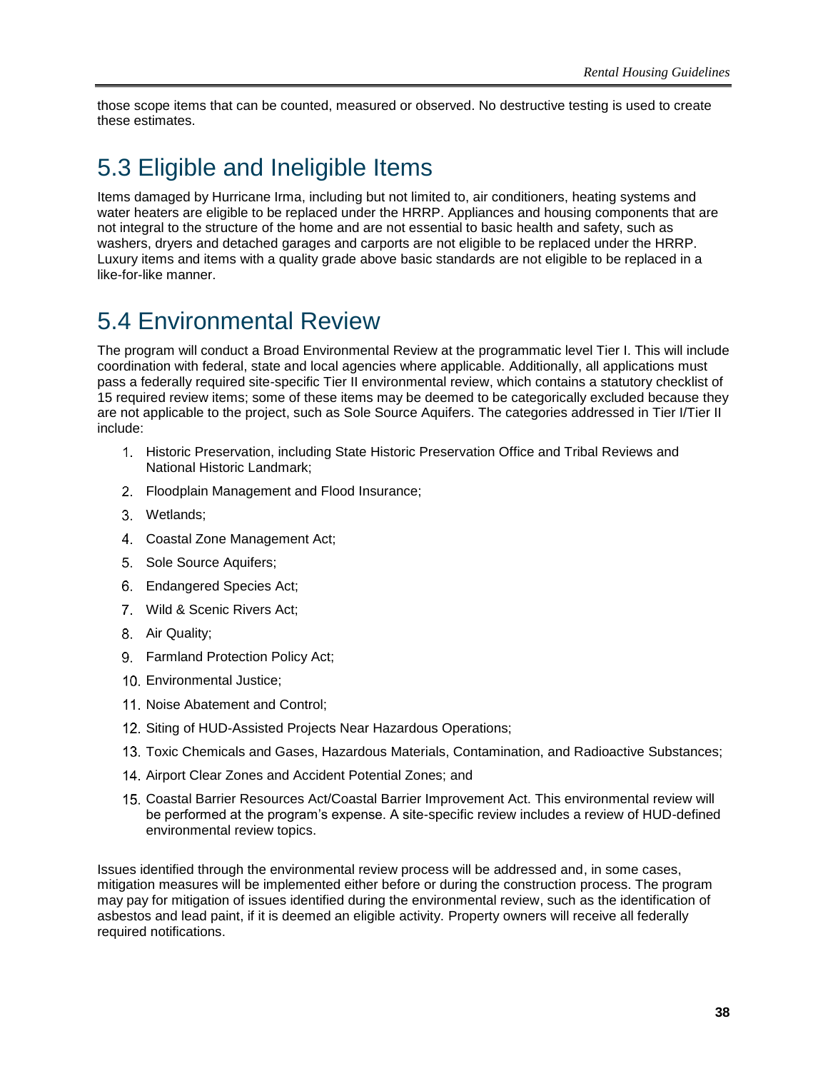those scope items that can be counted, measured or observed. No destructive testing is used to create these estimates.

## 5.3 Eligible and Ineligible Items

Items damaged by Hurricane Irma, including but not limited to, air conditioners, heating systems and water heaters are eligible to be replaced under the HRRP. Appliances and housing components that are not integral to the structure of the home and are not essential to basic health and safety, such as washers, dryers and detached garages and carports are not eligible to be replaced under the HRRP. Luxury items and items with a quality grade above basic standards are not eligible to be replaced in a like-for-like manner.

## 5.4 Environmental Review

The program will conduct a Broad Environmental Review at the programmatic level Tier I. This will include coordination with federal, state and local agencies where applicable. Additionally, all applications must pass a federally required site-specific Tier II environmental review, which contains a statutory checklist of 15 required review items; some of these items may be deemed to be categorically excluded because they are not applicable to the project, such as Sole Source Aquifers. The categories addressed in Tier I/Tier II include:

1. Historic Preservation, including State Historic Preservation Office and Tribal Reviews and National Historic Landmark;
2. Floodplain Management and Flood Insurance;
3. Wetlands;
4. Coastal Zone Management Act;
5. Sole Source Aquifers;
6. Endangered Species Act;
7. Wild & Scenic Rivers Act;
8. Air Quality;
9. Farmland Protection Policy Act;
10. Environmental Justice;
11. Noise Abatement and Control;
12. Siting of HUD-Assisted Projects Near Hazardous Operations;
13. Toxic Chemicals and Gases, Hazardous Materials, Contamination, and Radioactive Substances;
14. Airport Clear Zones and Accident Potential Zones; and
15. Coastal Barrier Resources Act/Coastal Barrier Improvement Act. This environmental review will be performed at the program's expense. A site-specific review includes a review of HUD-defined environmental review topics.

Issues identified through the environmental review process will be addressed and, in some cases, mitigation measures will be implemented either before or during the construction process. The program may pay for mitigation of issues identified during the environmental review, such as the identification of asbestos and lead paint, if it is deemed an eligible activity. Property owners will receive all federally required notifications.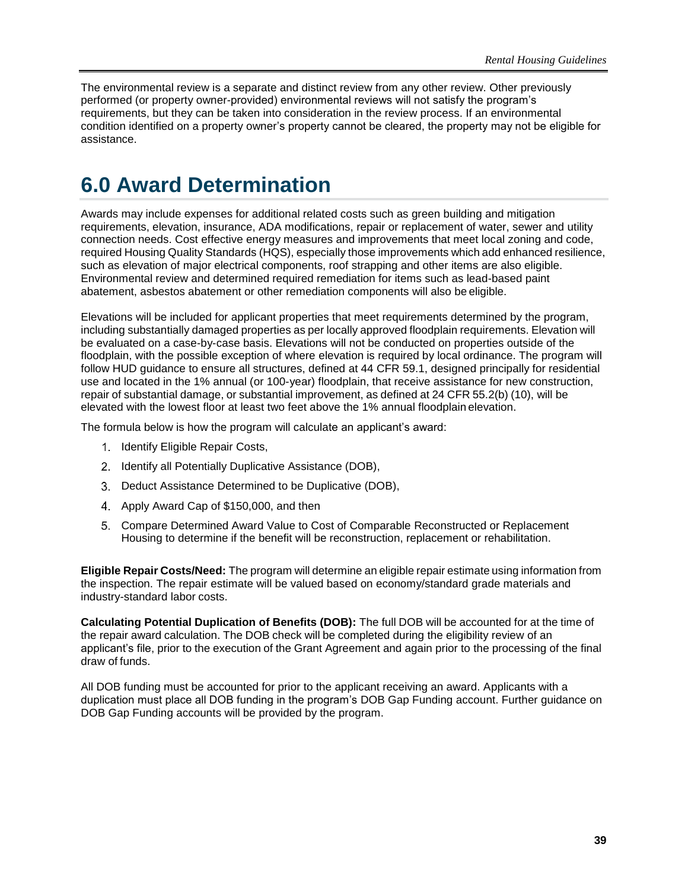The environmental review is a separate and distinct review from any other review. Other previously performed (or property owner-provided) environmental reviews will not satisfy the program's requirements, but they can be taken into consideration in the review process. If an environmental condition identified on a property owner's property cannot be cleared, the property may not be eligible for assistance.

# 6.0 Award Determination

Awards may include expenses for additional related costs such as green building and mitigation requirements, elevation, insurance, ADA modifications, repair or replacement of water, sewer and utility connection needs. Cost effective energy measures and improvements that meet local zoning and code, required Housing Quality Standards (HQS), especially those improvements which add enhanced resilience, such as elevation of major electrical components, roof strapping and other items are also eligible. Environmental review and determined required remediation for items such as lead-based paint abatement, asbestos abatement or other remediation components will also be eligible.

Elevations will be included for applicant properties that meet requirements determined by the program, including substantially damaged properties as per locally approved floodplain requirements. Elevation will be evaluated on a case-by-case basis. Elevations will not be conducted on properties outside of the floodplain, with the possible exception of where elevation is required by local ordinance. The program will follow HUD guidance to ensure all structures, defined at 44 CFR 59.1, designed principally for residential use and located in the 1% annual (or 100-year) floodplain, that receive assistance for new construction, repair of substantial damage, or substantial improvement, as defined at 24 CFR 55.2(b) (10), will be elevated with the lowest floor at least two feet above the 1% annual floodplain elevation.

The formula below is how the program will calculate an applicant's award:

1. Identify Eligible Repair Costs,
2. Identify all Potentially Duplicative Assistance (DOB),
3. Deduct Assistance Determined to be Duplicative (DOB),
4. Apply Award Cap of $150,000, and then
5. Compare Determined Award Value to Cost of Comparable Reconstructed or Replacement Housing to determine if the benefit will be reconstruction, replacement or rehabilitation.

**Eligible Repair Costs/Need:** The program will determine an eligible repair estimate using information from the inspection. The repair estimate will be valued based on economy/standard grade materials and industry-standard labor costs.

**Calculating Potential Duplication of Benefits (DOB):** The full DOB will be accounted for at the time of the repair award calculation. The DOB check will be completed during the eligibility review of an applicant's file, prior to the execution of the Grant Agreement and again prior to the processing of the final draw of funds.

All DOB funding must be accounted for prior to the applicant receiving an award. Applicants with a duplication must place all DOB funding in the program's DOB Gap Funding account. Further guidance on DOB Gap Funding accounts will be provided by the program.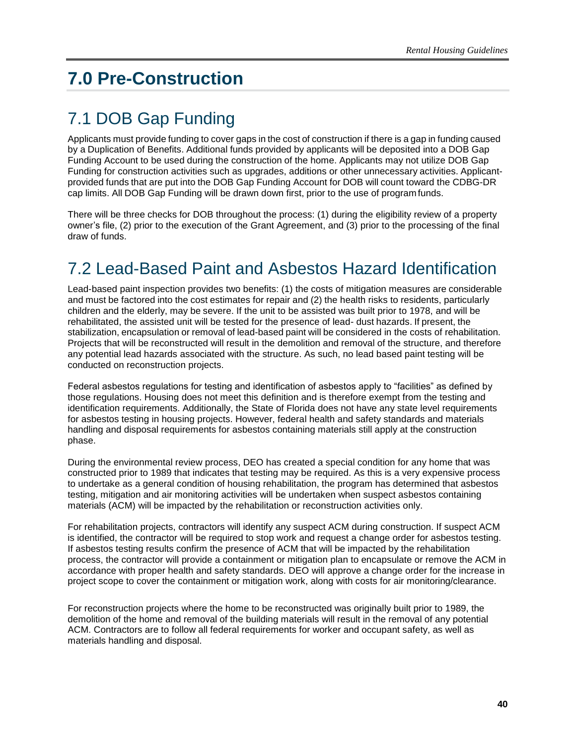# 7.0 Pre-Construction

## 7.1 DOB Gap Funding

Applicants must provide funding to cover gaps in the cost of construction if there is a gap in funding caused by a Duplication of Benefits. Additional funds provided by applicants will be deposited into a DOB Gap Funding Account to be used during the construction of the home. Applicants may not utilize DOB Gap Funding for construction activities such as upgrades, additions or other unnecessary activities. Applicant-provided funds that are put into the DOB Gap Funding Account for DOB will count toward the CDBG-DR cap limits. All DOB Gap Funding will be drawn down first, prior to the use of program funds.

There will be three checks for DOB throughout the process: (1) during the eligibility review of a property owner's file, (2) prior to the execution of the Grant Agreement, and (3) prior to the processing of the final draw of funds.

## 7.2 Lead-Based Paint and Asbestos Hazard Identification

Lead-based paint inspection provides two benefits: (1) the costs of mitigation measures are considerable and must be factored into the cost estimates for repair and (2) the health risks to residents, particularly children and the elderly, may be severe. If the unit to be assisted was built prior to 1978, and will be rehabilitated, the assisted unit will be tested for the presence of lead- dust hazards. If present, the stabilization, encapsulation or removal of lead-based paint will be considered in the costs of rehabilitation. Projects that will be reconstructed will result in the demolition and removal of the structure, and therefore any potential lead hazards associated with the structure. As such, no lead based paint testing will be conducted on reconstruction projects.

Federal asbestos regulations for testing and identification of asbestos apply to "facilities" as defined by those regulations. Housing does not meet this definition and is therefore exempt from the testing and identification requirements. Additionally, the State of Florida does not have any state level requirements for asbestos testing in housing projects. However, federal health and safety standards and materials handling and disposal requirements for asbestos containing materials still apply at the construction phase.

During the environmental review process, DEO has created a special condition for any home that was constructed prior to 1989 that indicates that testing may be required. As this is a very expensive process to undertake as a general condition of housing rehabilitation, the program has determined that asbestos testing, mitigation and air monitoring activities will be undertaken when suspect asbestos containing materials (ACM) will be impacted by the rehabilitation or reconstruction activities only.

For rehabilitation projects, contractors will identify any suspect ACM during construction. If suspect ACM is identified, the contractor will be required to stop work and request a change order for asbestos testing. If asbestos testing results confirm the presence of ACM that will be impacted by the rehabilitation process, the contractor will provide a containment or mitigation plan to encapsulate or remove the ACM in accordance with proper health and safety standards. DEO will approve a change order for the increase in project scope to cover the containment or mitigation work, along with costs for air monitoring/clearance.

For reconstruction projects where the home to be reconstructed was originally built prior to 1989, the demolition of the home and removal of the building materials will result in the removal of any potential ACM. Contractors are to follow all federal requirements for worker and occupant safety, as well as materials handling and disposal.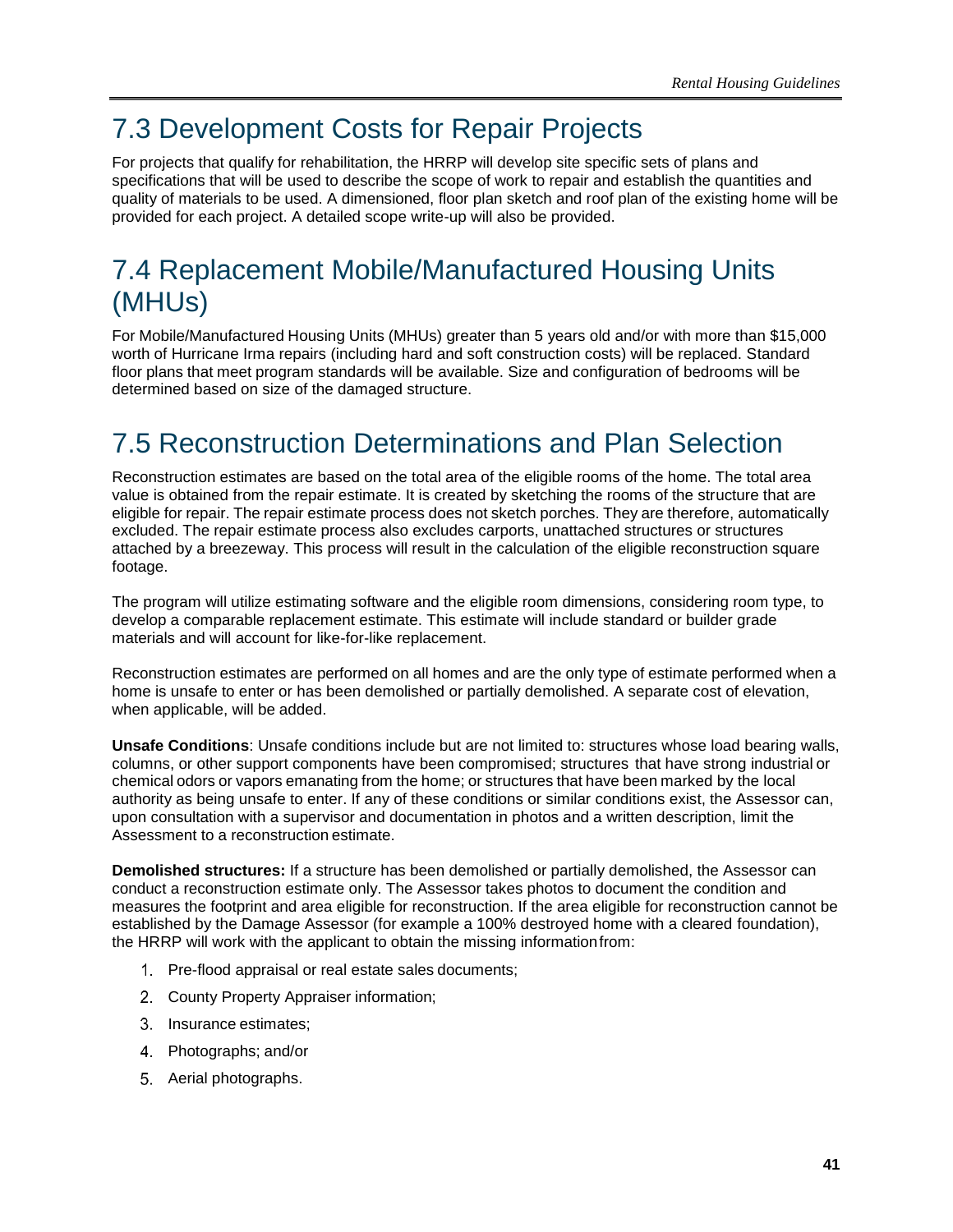## 7.3 Development Costs for Repair Projects

For projects that qualify for rehabilitation, the HRRP will develop site specific sets of plans and specifications that will be used to describe the scope of work to repair and establish the quantities and quality of materials to be used. A dimensioned, floor plan sketch and roof plan of the existing home will be provided for each project. A detailed scope write-up will also be provided.

## 7.4 Replacement Mobile/Manufactured Housing Units (MHUs)

For Mobile/Manufactured Housing Units (MHUs) greater than 5 years old and/or with more than $15,000 worth of Hurricane Irma repairs (including hard and soft construction costs) will be replaced. Standard floor plans that meet program standards will be available. Size and configuration of bedrooms will be determined based on size of the damaged structure.

## 7.5 Reconstruction Determinations and Plan Selection

Reconstruction estimates are based on the total area of the eligible rooms of the home. The total area value is obtained from the repair estimate. It is created by sketching the rooms of the structure that are eligible for repair. The repair estimate process does not sketch porches. They are therefore, automatically excluded. The repair estimate process also excludes carports, unattached structures or structures attached by a breezeway. This process will result in the calculation of the eligible reconstruction square footage.

The program will utilize estimating software and the eligible room dimensions, considering room type, to develop a comparable replacement estimate. This estimate will include standard or builder grade materials and will account for like-for-like replacement.

Reconstruction estimates are performed on all homes and are the only type of estimate performed when a home is unsafe to enter or has been demolished or partially demolished. A separate cost of elevation, when applicable, will be added.

**Unsafe Conditions**: Unsafe conditions include but are not limited to: structures whose load bearing walls, columns, or other support components have been compromised; structures that have strong industrial or chemical odors or vapors emanating from the home; or structures that have been marked by the local authority as being unsafe to enter. If any of these conditions or similar conditions exist, the Assessor can, upon consultation with a supervisor and documentation in photos and a written description, limit the Assessment to a reconstruction estimate.

**Demolished structures:** If a structure has been demolished or partially demolished, the Assessor can conduct a reconstruction estimate only. The Assessor takes photos to document the condition and measures the footprint and area eligible for reconstruction. If the area eligible for reconstruction cannot be established by the Damage Assessor (for example a 100% destroyed home with a cleared foundation), the HRRP will work with the applicant to obtain the missing information from:

1. Pre-flood appraisal or real estate sales documents;
2. County Property Appraiser information;
3. Insurance estimates;
4. Photographs; and/or
5. Aerial photographs.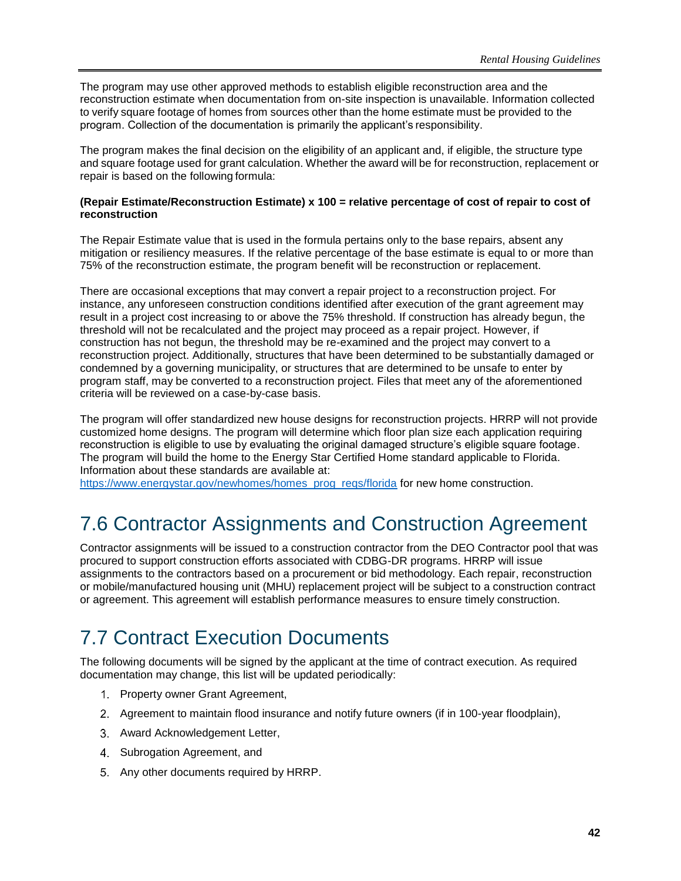The program may use other approved methods to establish eligible reconstruction area and the reconstruction estimate when documentation from on-site inspection is unavailable. Information collected to verify square footage of homes from sources other than the home estimate must be provided to the program. Collection of the documentation is primarily the applicant's responsibility.

The program makes the final decision on the eligibility of an applicant and, if eligible, the structure type and square footage used for grant calculation. Whether the award will be for reconstruction, replacement or repair is based on the following formula:

**(Repair Estimate/Reconstruction Estimate) x 100 = relative percentage of cost of repair to cost of reconstruction**

The Repair Estimate value that is used in the formula pertains only to the base repairs, absent any mitigation or resiliency measures. If the relative percentage of the base estimate is equal to or more than 75% of the reconstruction estimate, the program benefit will be reconstruction or replacement.

There are occasional exceptions that may convert a repair project to a reconstruction project. For instance, any unforeseen construction conditions identified after execution of the grant agreement may result in a project cost increasing to or above the 75% threshold. If construction has already begun, the threshold will not be recalculated and the project may proceed as a repair project. However, if construction has not begun, the threshold may be re-examined and the project may convert to a reconstruction project. Additionally, structures that have been determined to be substantially damaged or condemned by a governing municipality, or structures that are determined to be unsafe to enter by program staff, may be converted to a reconstruction project. Files that meet any of the aforementioned criteria will be reviewed on a case-by-case basis.

The program will offer standardized new house designs for reconstruction projects. HRRP will not provide customized home designs. The program will determine which floor plan size each application requiring reconstruction is eligible to use by evaluating the original damaged structure's eligible square footage. The program will build the home to the Energy Star Certified Home standard applicable to Florida. Information about these standards are available at: [https://www.energystar.gov/newhomes/homes_prog_reqs/florida](https://www.energystar.gov/newhomes/homes_prog_reqs/florida) for new home construction.

## 7.6 Contractor Assignments and Construction Agreement

Contractor assignments will be issued to a construction contractor from the DEO Contractor pool that was procured to support construction efforts associated with CDBG-DR programs. HRRP will issue assignments to the contractors based on a procurement or bid methodology. Each repair, reconstruction or mobile/manufactured housing unit (MHU) replacement project will be subject to a construction contract or agreement. This agreement will establish performance measures to ensure timely construction.

## 7.7 Contract Execution Documents

The following documents will be signed by the applicant at the time of contract execution. As required documentation may change, this list will be updated periodically:

1. Property owner Grant Agreement,
2. Agreement to maintain flood insurance and notify future owners (if in 100-year floodplain),
3. Award Acknowledgement Letter,
4. Subrogation Agreement, and
5. Any other documents required by HRRP.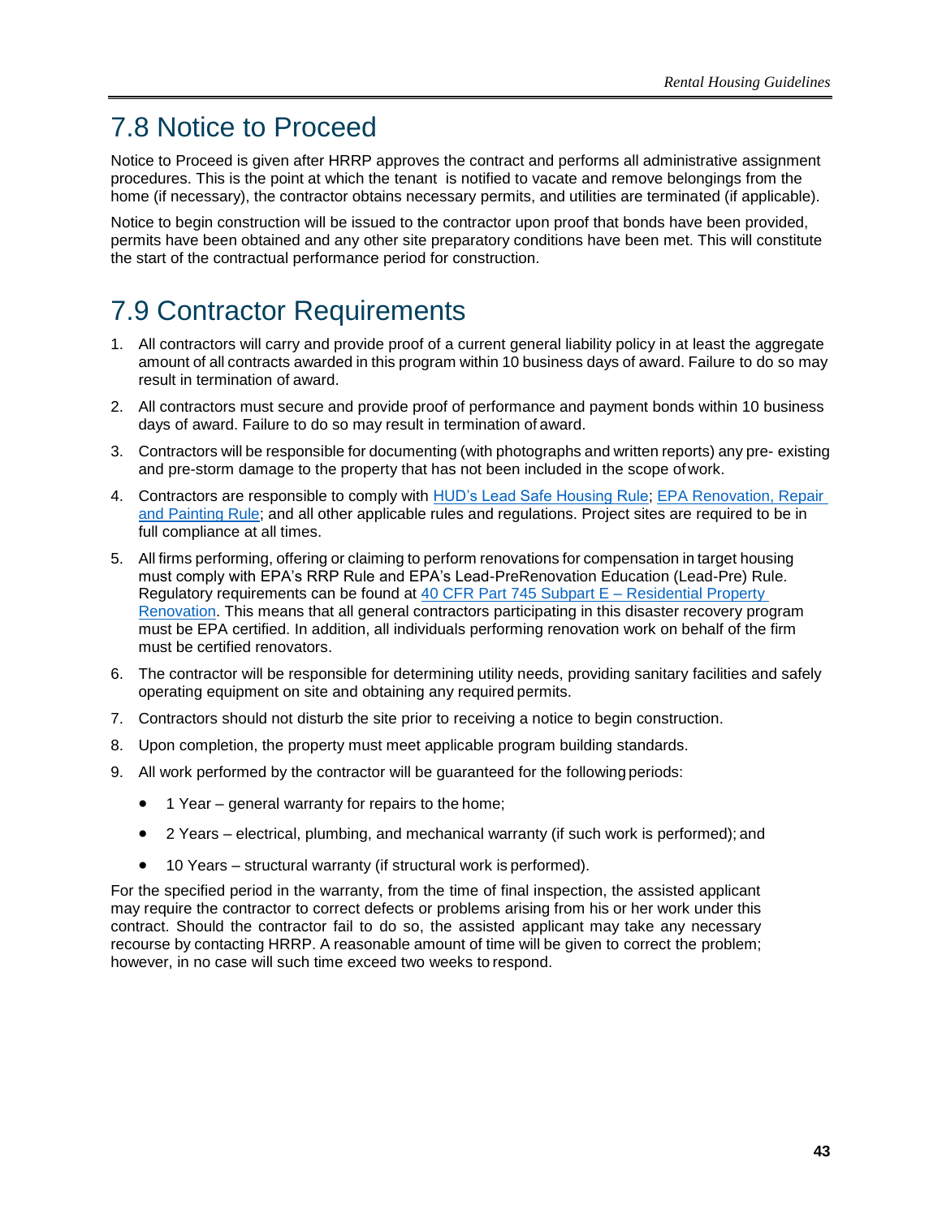## 7.8 Notice to Proceed

Notice to Proceed is given after HRRP approves the contract and performs all administrative assignment procedures. This is the point at which the tenant is notified to vacate and remove belongings from the home (if necessary), the contractor obtains necessary permits, and utilities are terminated (if applicable).

Notice to begin construction will be issued to the contractor upon proof that bonds have been provided, permits have been obtained and any other site preparatory conditions have been met. This will constitute the start of the contractual performance period for construction.

## 7.9 Contractor Requirements

1. All contractors will carry and provide proof of a current general liability policy in at least the aggregate amount of all contracts awarded in this program within 10 business days of award. Failure to do so may result in termination of award.
2. All contractors must secure and provide proof of performance and payment bonds within 10 business days of award. Failure to do so may result in termination of award.
3. Contractors will be responsible for documenting (with photographs and written reports) any pre- existing and pre-storm damage to the property that has not been included in the scope of work.
4. Contractors are responsible to comply with HUD's Lead Safe Housing Rule; EPA Renovation, Repair and Painting Rule; and all other applicable rules and regulations. Project sites are required to be in full compliance at all times.
5. All firms performing, offering or claiming to perform renovations for compensation in target housing must comply with EPA's RRP Rule and EPA's Lead-PreRenovation Education (Lead-Pre) Rule. Regulatory requirements can be found at 40 CFR Part 745 Subpart E – Residential Property Renovation. This means that all general contractors participating in this disaster recovery program must be EPA certified. In addition, all individuals performing renovation work on behalf of the firm must be certified renovators.
6. The contractor will be responsible for determining utility needs, providing sanitary facilities and safely operating equipment on site and obtaining any required permits.
7. Contractors should not disturb the site prior to receiving a notice to begin construction.
8. Upon completion, the property must meet applicable program building standards.
9. All work performed by the contractor will be guaranteed for the following periods:
   - 1 Year – general warranty for repairs to the home;
   - 2 Years – electrical, plumbing, and mechanical warranty (if such work is performed); and
   - 10 Years – structural warranty (if structural work is performed).

For the specified period in the warranty, from the time of final inspection, the assisted applicant may require the contractor to correct defects or problems arising from his or her work under this contract. Should the contractor fail to do so, the assisted applicant may take any necessary recourse by contacting HRRP. A reasonable amount of time will be given to correct the problem; however, in no case will such time exceed two weeks to respond.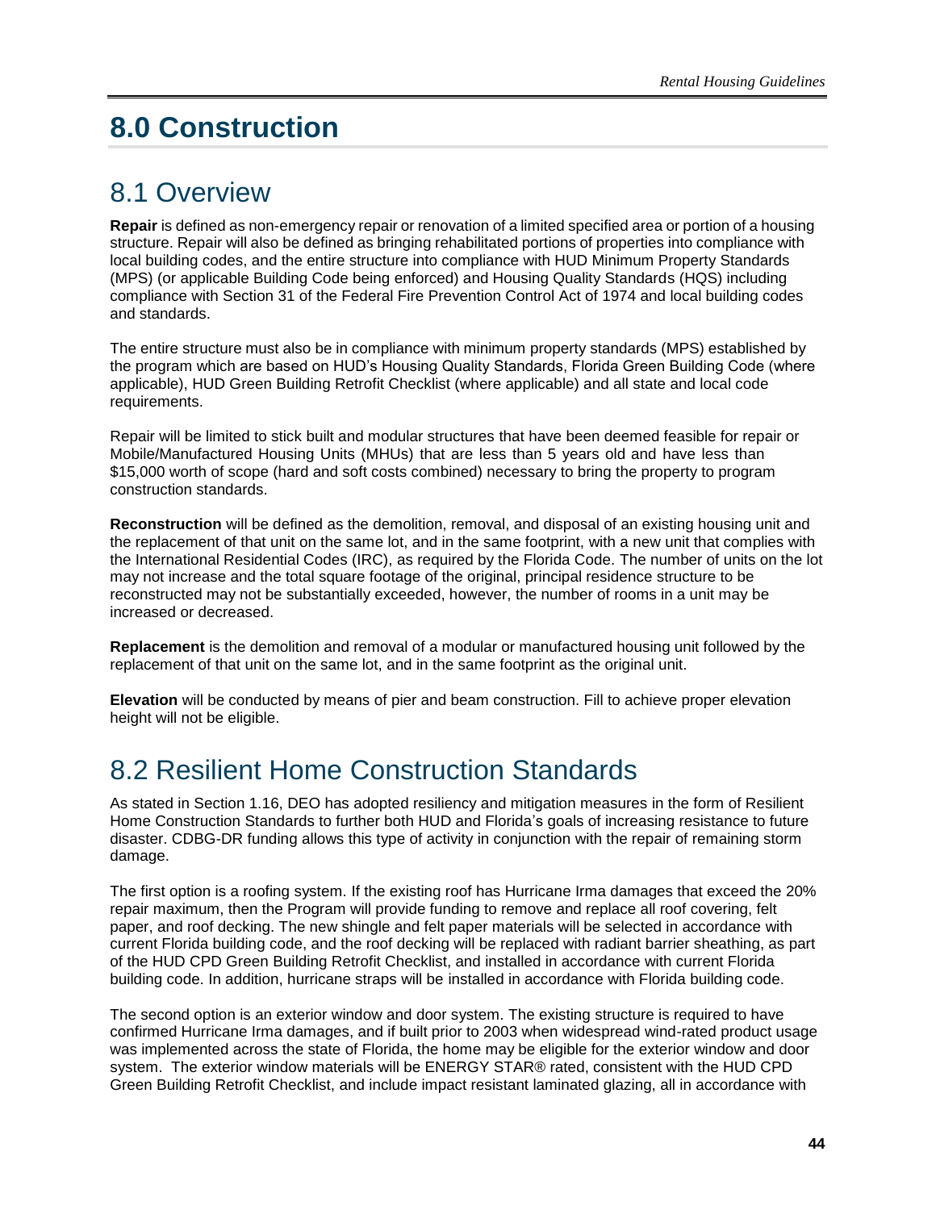# 8.0 Construction

## 8.1 Overview

**Repair** is defined as non-emergency repair or renovation of a limited specified area or portion of a housing structure. Repair will also be defined as bringing rehabilitated portions of properties into compliance with local building codes, and the entire structure into compliance with HUD Minimum Property Standards (MPS) (or applicable Building Code being enforced) and Housing Quality Standards (HQS) including compliance with Section 31 of the Federal Fire Prevention Control Act of 1974 and local building codes and standards.

The entire structure must also be in compliance with minimum property standards (MPS) established by the program which are based on HUD's Housing Quality Standards, Florida Green Building Code (where applicable), HUD Green Building Retrofit Checklist (where applicable) and all state and local code requirements.

Repair will be limited to stick built and modular structures that have been deemed feasible for repair or Mobile/Manufactured Housing Units (MHUs) that are less than 5 years old and have less than $15,000 worth of scope (hard and soft costs combined) necessary to bring the property to program construction standards.

**Reconstruction** will be defined as the demolition, removal, and disposal of an existing housing unit and the replacement of that unit on the same lot, and in the same footprint, with a new unit that complies with the International Residential Codes (IRC), as required by the Florida Code. The number of units on the lot may not increase and the total square footage of the original, principal residence structure to be reconstructed may not be substantially exceeded, however, the number of rooms in a unit may be increased or decreased.

**Replacement** is the demolition and removal of a modular or manufactured housing unit followed by the replacement of that unit on the same lot, and in the same footprint as the original unit.

**Elevation** will be conducted by means of pier and beam construction. Fill to achieve proper elevation height will not be eligible.

## 8.2 Resilient Home Construction Standards

As stated in Section 1.16, DEO has adopted resiliency and mitigation measures in the form of Resilient Home Construction Standards to further both HUD and Florida's goals of increasing resistance to future disaster. CDBG-DR funding allows this type of activity in conjunction with the repair of remaining storm damage.

The first option is a roofing system. If the existing roof has Hurricane Irma damages that exceed the 20% repair maximum, then the Program will provide funding to remove and replace all roof covering, felt paper, and roof decking. The new shingle and felt paper materials will be selected in accordance with current Florida building code, and the roof decking will be replaced with radiant barrier sheathing, as part of the HUD CPD Green Building Retrofit Checklist, and installed in accordance with current Florida building code. In addition, hurricane straps will be installed in accordance with Florida building code.

The second option is an exterior window and door system. The existing structure is required to have confirmed Hurricane Irma damages, and if built prior to 2003 when widespread wind-rated product usage was implemented across the state of Florida, the home may be eligible for the exterior window and door system. The exterior window materials will be ENERGY STAR® rated, consistent with the HUD CPD Green Building Retrofit Checklist, and include impact resistant laminated glazing, all in accordance with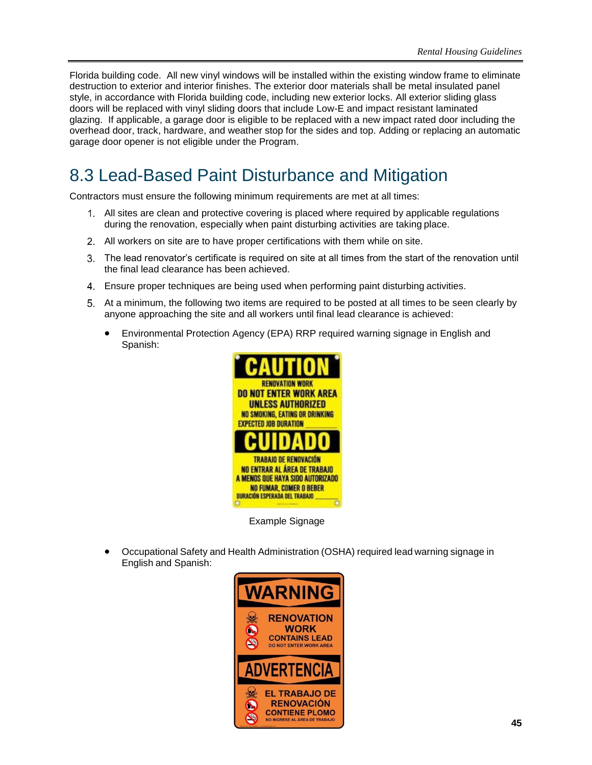Florida building code. All new vinyl windows will be installed within the existing window frame to eliminate destruction to exterior and interior finishes. The exterior door materials shall be metal insulated panel style, in accordance with Florida building code, including new exterior locks. All exterior sliding glass doors will be replaced with vinyl sliding doors that include Low-E and impact resistant laminated glazing. If applicable, a garage door is eligible to be replaced with a new impact rated door including the overhead door, track, hardware, and weather stop for the sides and top. Adding or replacing an automatic garage door opener is not eligible under the Program.

## 8.3 Lead-Based Paint Disturbance and Mitigation

Contractors must ensure the following minimum requirements are met at all times:

1. All sites are clean and protective covering is placed where required by applicable regulations during the renovation, especially when paint disturbing activities are taking place.
2. All workers on site are to have proper certifications with them while on site.
3. The lead renovator's certificate is required on site at all times from the start of the renovation until the final lead clearance has been achieved.
4. Ensure proper techniques are being used when performing paint disturbing activities.
5. At a minimum, the following two items are required to be posted at all times to be seen clearly by anyone approaching the site and all workers until final lead clearance is achieved:

   - Environmental Protection Agency (EPA) RRP required warning signage in English and Spanish:

     CAUTION
     RENOVATION WORK
     DO NOT ENTER WORK AREA UNLESS AUTHORIZED
     NO SMOKING, EATING OR DRINKING
     EXPECTED JOB DURATION ______
     CUIDADO
     TRABAJO DE RENOVACIÓN
     NO ENTRAR AL ÁREA DE TRABAJO A MENOS QUE HAYA SIDO AUTORIZADO
     NO FUMAR, COMER O BEBER
     DURACIÓN ESPERADA DEL TRABAJO ______

     Example Signage

   - Occupational Safety and Health Administration (OSHA) required lead warning signage in English and Spanish:

     WARNING
     RENOVATION WORK CONTAINS LEAD
     DO NOT ENTER WORK AREA
     ADVERTENCIA
     EL TRABAJO DE RENOVACIÓN CONTIENE PLOMO
     NO INGRESE AL ÁREA DE TRABAJO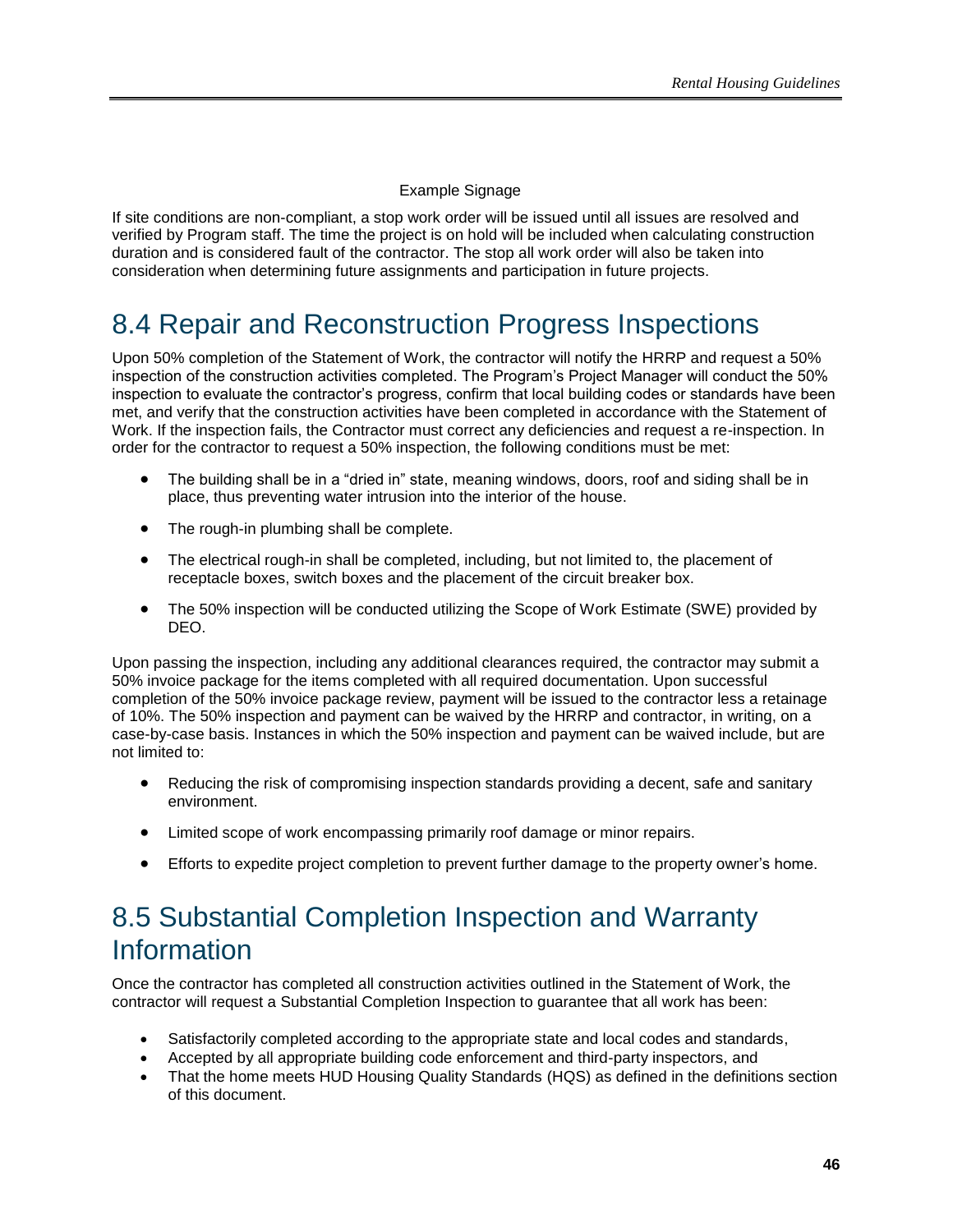Example Signage

If site conditions are non-compliant, a stop work order will be issued until all issues are resolved and verified by Program staff. The time the project is on hold will be included when calculating construction duration and is considered fault of the contractor. The stop all work order will also be taken into consideration when determining future assignments and participation in future projects.

## 8.4 Repair and Reconstruction Progress Inspections

Upon 50% completion of the Statement of Work, the contractor will notify the HRRP and request a 50% inspection of the construction activities completed. The Program's Project Manager will conduct the 50% inspection to evaluate the contractor's progress, confirm that local building codes or standards have been met, and verify that the construction activities have been completed in accordance with the Statement of Work. If the inspection fails, the Contractor must correct any deficiencies and request a re-inspection. In order for the contractor to request a 50% inspection, the following conditions must be met:

- The building shall be in a "dried in" state, meaning windows, doors, roof and siding shall be in place, thus preventing water intrusion into the interior of the house.
- The rough-in plumbing shall be complete.
- The electrical rough-in shall be completed, including, but not limited to, the placement of receptacle boxes, switch boxes and the placement of the circuit breaker box.
- The 50% inspection will be conducted utilizing the Scope of Work Estimate (SWE) provided by DEO.

Upon passing the inspection, including any additional clearances required, the contractor may submit a 50% invoice package for the items completed with all required documentation. Upon successful completion of the 50% invoice package review, payment will be issued to the contractor less a retainage of 10%. The 50% inspection and payment can be waived by the HRRP and contractor, in writing, on a case-by-case basis. Instances in which the 50% inspection and payment can be waived include, but are not limited to:

- Reducing the risk of compromising inspection standards providing a decent, safe and sanitary environment.
- Limited scope of work encompassing primarily roof damage or minor repairs.
- Efforts to expedite project completion to prevent further damage to the property owner's home.

## 8.5 Substantial Completion Inspection and Warranty Information

Once the contractor has completed all construction activities outlined in the Statement of Work, the contractor will request a Substantial Completion Inspection to guarantee that all work has been:

- Satisfactorily completed according to the appropriate state and local codes and standards,
- Accepted by all appropriate building code enforcement and third-party inspectors, and
- That the home meets HUD Housing Quality Standards (HQS) as defined in the definitions section of this document.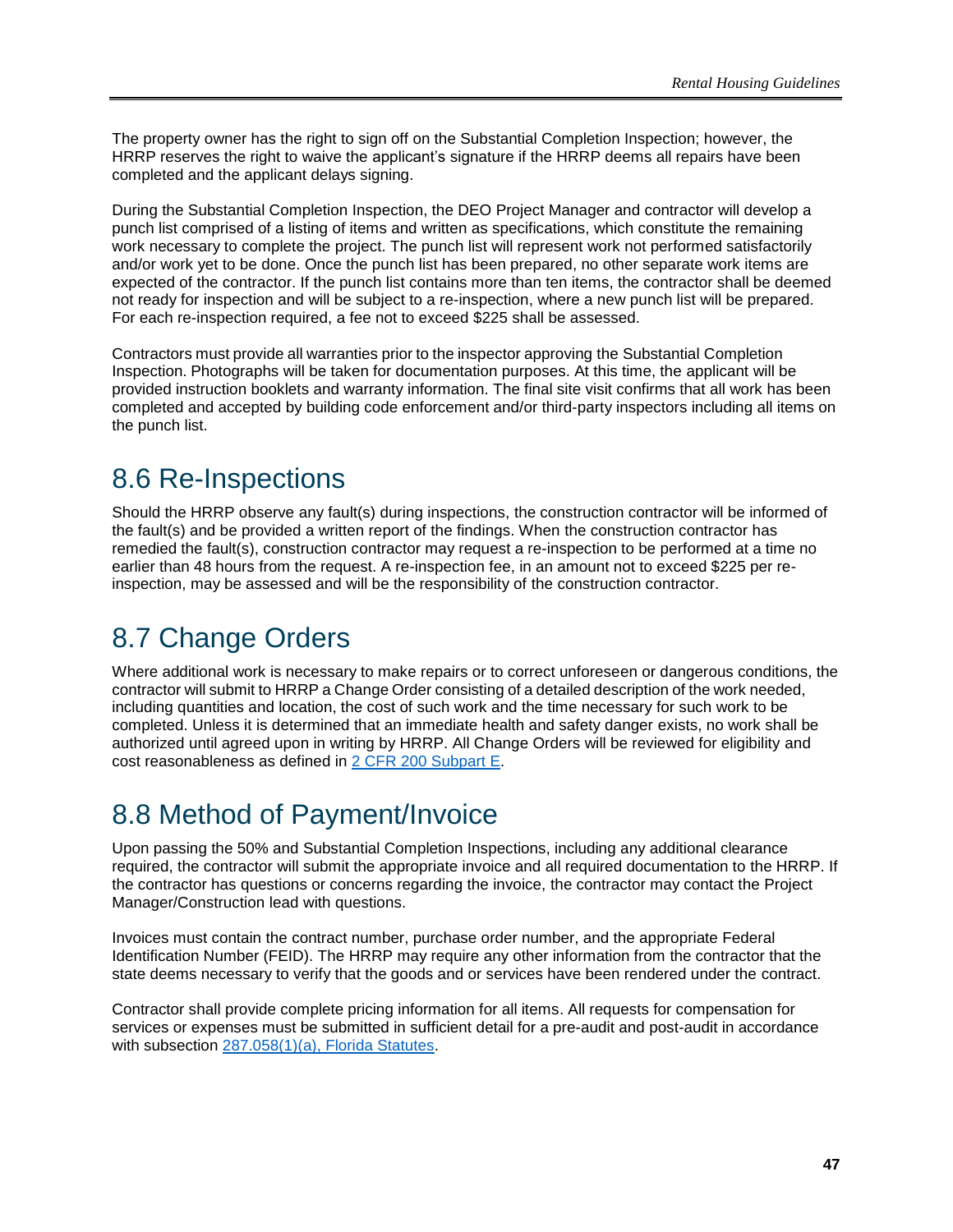The property owner has the right to sign off on the Substantial Completion Inspection; however, the HRRP reserves the right to waive the applicant's signature if the HRRP deems all repairs have been completed and the applicant delays signing.

During the Substantial Completion Inspection, the DEO Project Manager and contractor will develop a punch list comprised of a listing of items and written as specifications, which constitute the remaining work necessary to complete the project. The punch list will represent work not performed satisfactorily and/or work yet to be done. Once the punch list has been prepared, no other separate work items are expected of the contractor. If the punch list contains more than ten items, the contractor shall be deemed not ready for inspection and will be subject to a re-inspection, where a new punch list will be prepared. For each re-inspection required, a fee not to exceed $225 shall be assessed.

Contractors must provide all warranties prior to the inspector approving the Substantial Completion Inspection. Photographs will be taken for documentation purposes. At this time, the applicant will be provided instruction booklets and warranty information. The final site visit confirms that all work has been completed and accepted by building code enforcement and/or third-party inspectors including all items on the punch list.

## 8.6 Re-Inspections

Should the HRRP observe any fault(s) during inspections, the construction contractor will be informed of the fault(s) and be provided a written report of the findings. When the construction contractor has remedied the fault(s), construction contractor may request a re-inspection to be performed at a time no earlier than 48 hours from the request. A re-inspection fee, in an amount not to exceed $225 per re-inspection, may be assessed and will be the responsibility of the construction contractor.

## 8.7 Change Orders

Where additional work is necessary to make repairs or to correct unforeseen or dangerous conditions, the contractor will submit to HRRP a Change Order consisting of a detailed description of the work needed, including quantities and location, the cost of such work and the time necessary for such work to be completed. Unless it is determined that an immediate health and safety danger exists, no work shall be authorized until agreed upon in writing by HRRP. All Change Orders will be reviewed for eligibility and cost reasonableness as defined in 2 CFR 200 Subpart E.

## 8.8 Method of Payment/Invoice

Upon passing the 50% and Substantial Completion Inspections, including any additional clearance required, the contractor will submit the appropriate invoice and all required documentation to the HRRP. If the contractor has questions or concerns regarding the invoice, the contractor may contact the Project Manager/Construction lead with questions.

Invoices must contain the contract number, purchase order number, and the appropriate Federal Identification Number (FEID). The HRRP may require any other information from the contractor that the state deems necessary to verify that the goods and or services have been rendered under the contract.

Contractor shall provide complete pricing information for all items. All requests for compensation for services or expenses must be submitted in sufficient detail for a pre-audit and post-audit in accordance with subsection 287.058(1)(a), Florida Statutes.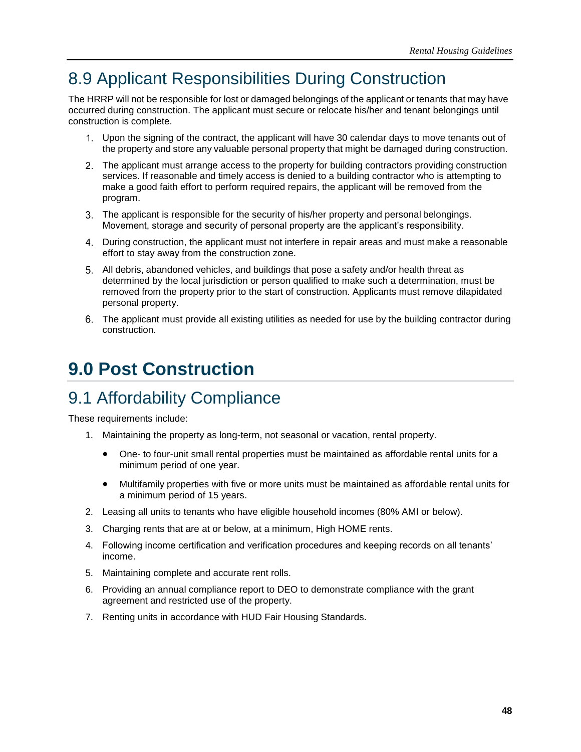## 8.9 Applicant Responsibilities During Construction

The HRRP will not be responsible for lost or damaged belongings of the applicant or tenants that may have occurred during construction. The applicant must secure or relocate his/her and tenant belongings until construction is complete.

1. Upon the signing of the contract, the applicant will have 30 calendar days to move tenants out of the property and store any valuable personal property that might be damaged during construction.
2. The applicant must arrange access to the property for building contractors providing construction services. If reasonable and timely access is denied to a building contractor who is attempting to make a good faith effort to perform required repairs, the applicant will be removed from the program.
3. The applicant is responsible for the security of his/her property and personal belongings. Movement, storage and security of personal property are the applicant's responsibility.
4. During construction, the applicant must not interfere in repair areas and must make a reasonable effort to stay away from the construction zone.
5. All debris, abandoned vehicles, and buildings that pose a safety and/or health threat as determined by the local jurisdiction or person qualified to make such a determination, must be removed from the property prior to the start of construction. Applicants must remove dilapidated personal property.
6. The applicant must provide all existing utilities as needed for use by the building contractor during construction.

# 9.0 Post Construction

## 9.1 Affordability Compliance

These requirements include:

1. Maintaining the property as long-term, not seasonal or vacation, rental property.
   - One- to four-unit small rental properties must be maintained as affordable rental units for a minimum period of one year.
   - Multifamily properties with five or more units must be maintained as affordable rental units for a minimum period of 15 years.
2. Leasing all units to tenants who have eligible household incomes (80% AMI or below).
3. Charging rents that are at or below, at a minimum, High HOME rents.
4. Following income certification and verification procedures and keeping records on all tenants' income.
5. Maintaining complete and accurate rent rolls.
6. Providing an annual compliance report to DEO to demonstrate compliance with the grant agreement and restricted use of the property.
7. Renting units in accordance with HUD Fair Housing Standards.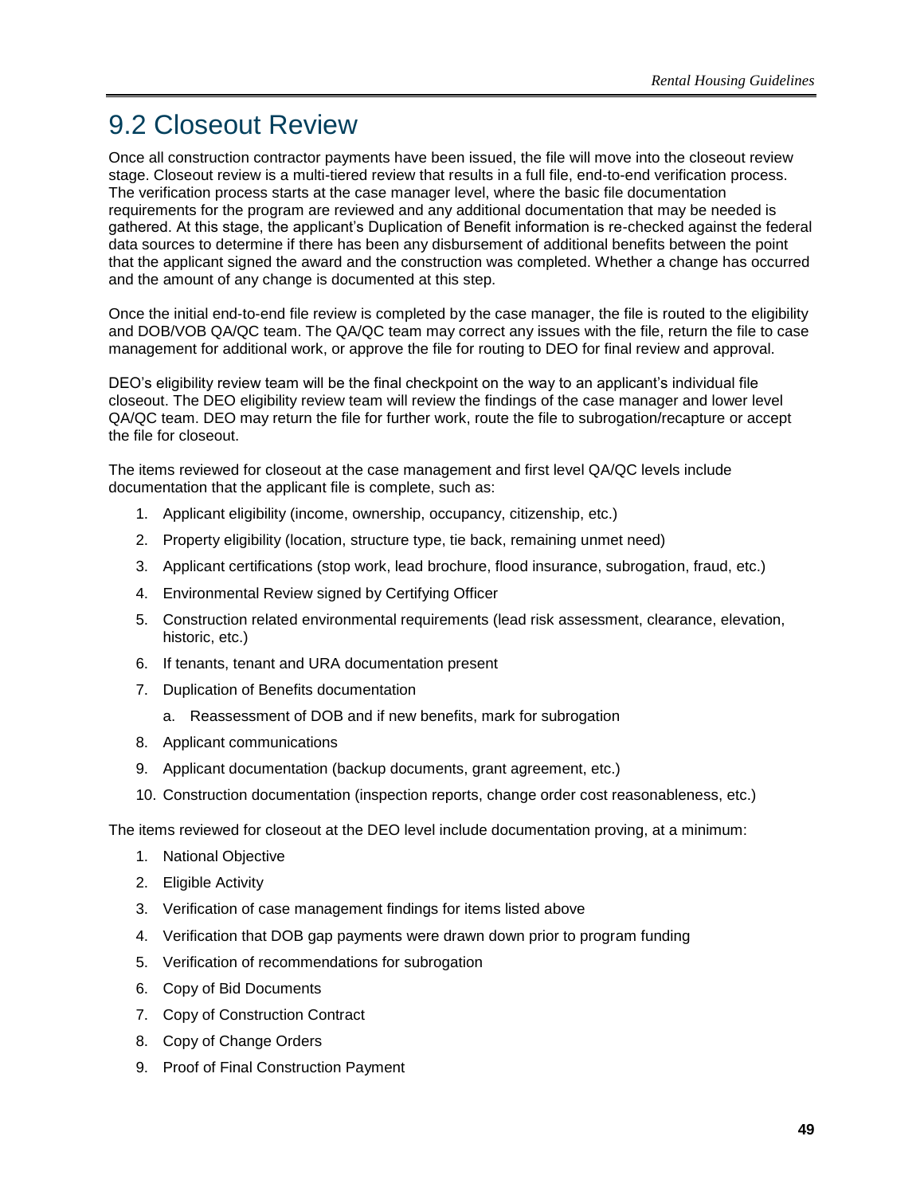## 9.2 Closeout Review

Once all construction contractor payments have been issued, the file will move into the closeout review stage. Closeout review is a multi-tiered review that results in a full file, end-to-end verification process. The verification process starts at the case manager level, where the basic file documentation requirements for the program are reviewed and any additional documentation that may be needed is gathered. At this stage, the applicant's Duplication of Benefit information is re-checked against the federal data sources to determine if there has been any disbursement of additional benefits between the point that the applicant signed the award and the construction was completed. Whether a change has occurred and the amount of any change is documented at this step.

Once the initial end-to-end file review is completed by the case manager, the file is routed to the eligibility and DOB/VOB QA/QC team. The QA/QC team may correct any issues with the file, return the file to case management for additional work, or approve the file for routing to DEO for final review and approval.

DEO's eligibility review team will be the final checkpoint on the way to an applicant's individual file closeout. The DEO eligibility review team will review the findings of the case manager and lower level QA/QC team. DEO may return the file for further work, route the file to subrogation/recapture or accept the file for closeout.

The items reviewed for closeout at the case management and first level QA/QC levels include documentation that the applicant file is complete, such as:

1. Applicant eligibility (income, ownership, occupancy, citizenship, etc.)
2. Property eligibility (location, structure type, tie back, remaining unmet need)
3. Applicant certifications (stop work, lead brochure, flood insurance, subrogation, fraud, etc.)
4. Environmental Review signed by Certifying Officer
5. Construction related environmental requirements (lead risk assessment, clearance, elevation, historic, etc.)
6. If tenants, tenant and URA documentation present
7. Duplication of Benefits documentation
    a. Reassessment of DOB and if new benefits, mark for subrogation
8. Applicant communications
9. Applicant documentation (backup documents, grant agreement, etc.)
10. Construction documentation (inspection reports, change order cost reasonableness, etc.)

The items reviewed for closeout at the DEO level include documentation proving, at a minimum:

1. National Objective
2. Eligible Activity
3. Verification of case management findings for items listed above
4. Verification that DOB gap payments were drawn down prior to program funding
5. Verification of recommendations for subrogation
6. Copy of Bid Documents
7. Copy of Construction Contract
8. Copy of Change Orders
9. Proof of Final Construction Payment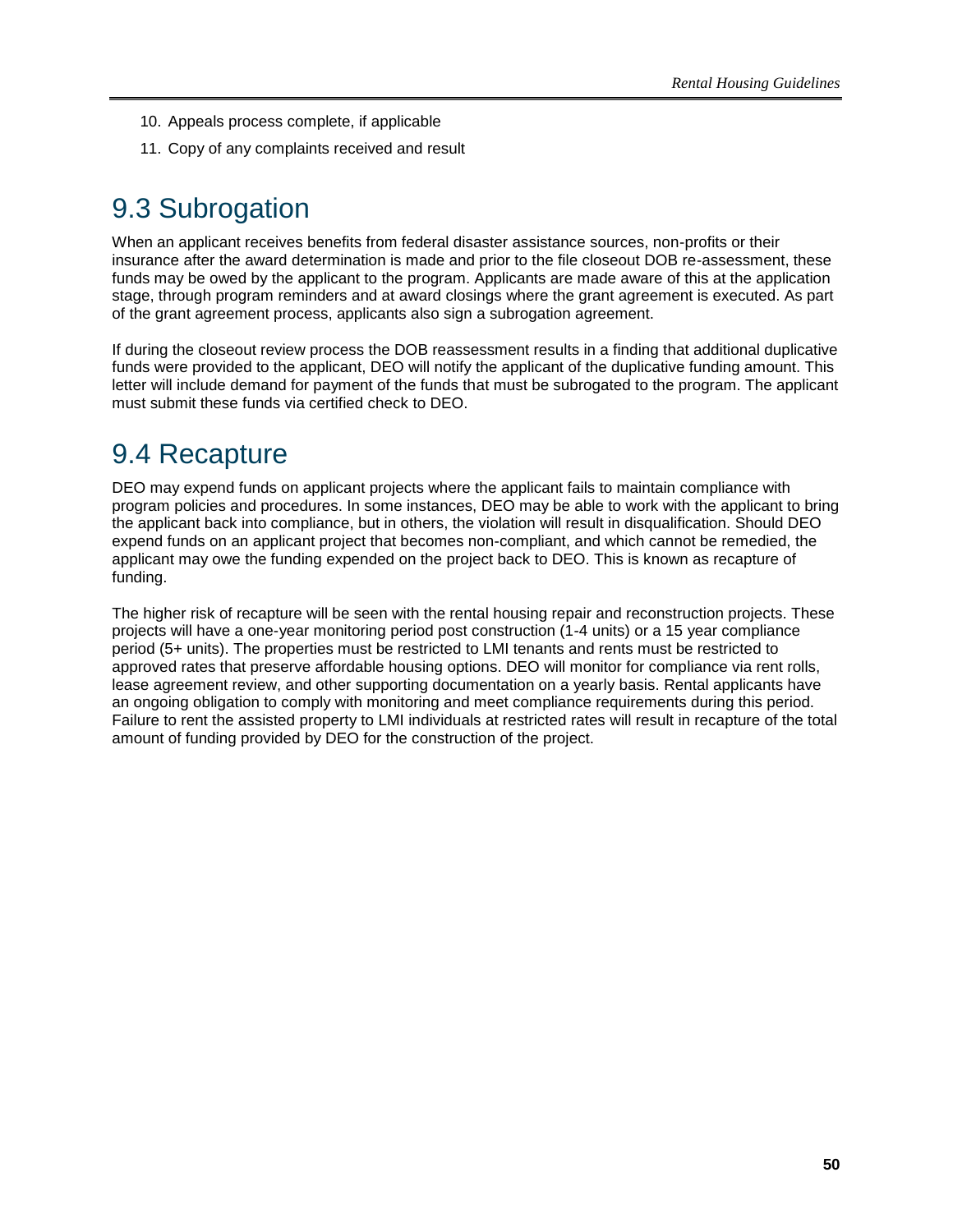10. Appeals process complete, if applicable
11. Copy of any complaints received and result

## 9.3 Subrogation

When an applicant receives benefits from federal disaster assistance sources, non-profits or their insurance after the award determination is made and prior to the file closeout DOB re-assessment, these funds may be owed by the applicant to the program. Applicants are made aware of this at the application stage, through program reminders and at award closings where the grant agreement is executed. As part of the grant agreement process, applicants also sign a subrogation agreement.

If during the closeout review process the DOB reassessment results in a finding that additional duplicative funds were provided to the applicant, DEO will notify the applicant of the duplicative funding amount. This letter will include demand for payment of the funds that must be subrogated to the program. The applicant must submit these funds via certified check to DEO.

## 9.4 Recapture

DEO may expend funds on applicant projects where the applicant fails to maintain compliance with program policies and procedures. In some instances, DEO may be able to work with the applicant to bring the applicant back into compliance, but in others, the violation will result in disqualification. Should DEO expend funds on an applicant project that becomes non-compliant, and which cannot be remedied, the applicant may owe the funding expended on the project back to DEO. This is known as recapture of funding.

The higher risk of recapture will be seen with the rental housing repair and reconstruction projects. These projects will have a one-year monitoring period post construction (1-4 units) or a 15 year compliance period (5+ units). The properties must be restricted to LMI tenants and rents must be restricted to approved rates that preserve affordable housing options. DEO will monitor for compliance via rent rolls, lease agreement review, and other supporting documentation on a yearly basis. Rental applicants have an ongoing obligation to comply with monitoring and meet compliance requirements during this period. Failure to rent the assisted property to LMI individuals at restricted rates will result in recapture of the total amount of funding provided by DEO for the construction of the project.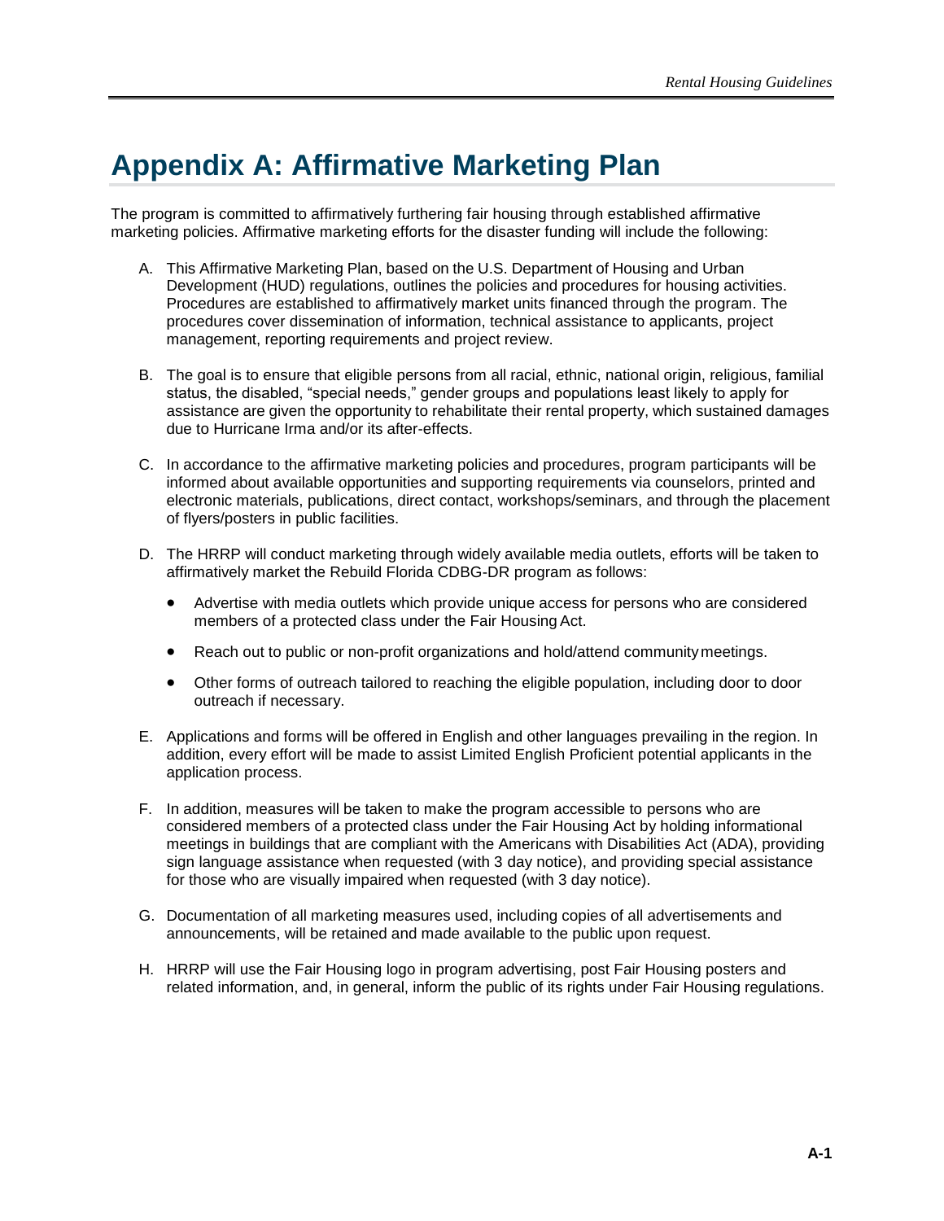# Appendix A: Affirmative Marketing Plan

The program is committed to affirmatively furthering fair housing through established affirmative marketing policies. Affirmative marketing efforts for the disaster funding will include the following:

A. This Affirmative Marketing Plan, based on the U.S. Department of Housing and Urban Development (HUD) regulations, outlines the policies and procedures for housing activities. Procedures are established to affirmatively market units financed through the program. The procedures cover dissemination of information, technical assistance to applicants, project management, reporting requirements and project review.

B. The goal is to ensure that eligible persons from all racial, ethnic, national origin, religious, familial status, the disabled, "special needs," gender groups and populations least likely to apply for assistance are given the opportunity to rehabilitate their rental property, which sustained damages due to Hurricane Irma and/or its after-effects.

C. In accordance to the affirmative marketing policies and procedures, program participants will be informed about available opportunities and supporting requirements via counselors, printed and electronic materials, publications, direct contact, workshops/seminars, and through the placement of flyers/posters in public facilities.

D. The HRRP will conduct marketing through widely available media outlets, efforts will be taken to affirmatively market the Rebuild Florida CDBG-DR program as follows:

   - Advertise with media outlets which provide unique access for persons who are considered members of a protected class under the Fair Housing Act.
   - Reach out to public or non-profit organizations and hold/attend community meetings.
   - Other forms of outreach tailored to reaching the eligible population, including door to door outreach if necessary.

E. Applications and forms will be offered in English and other languages prevailing in the region. In addition, every effort will be made to assist Limited English Proficient potential applicants in the application process.

F. In addition, measures will be taken to make the program accessible to persons who are considered members of a protected class under the Fair Housing Act by holding informational meetings in buildings that are compliant with the Americans with Disabilities Act (ADA), providing sign language assistance when requested (with 3 day notice), and providing special assistance for those who are visually impaired when requested (with 3 day notice).

G. Documentation of all marketing measures used, including copies of all advertisements and announcements, will be retained and made available to the public upon request.

H. HRRP will use the Fair Housing logo in program advertising, post Fair Housing posters and related information, and, in general, inform the public of its rights under Fair Housing regulations.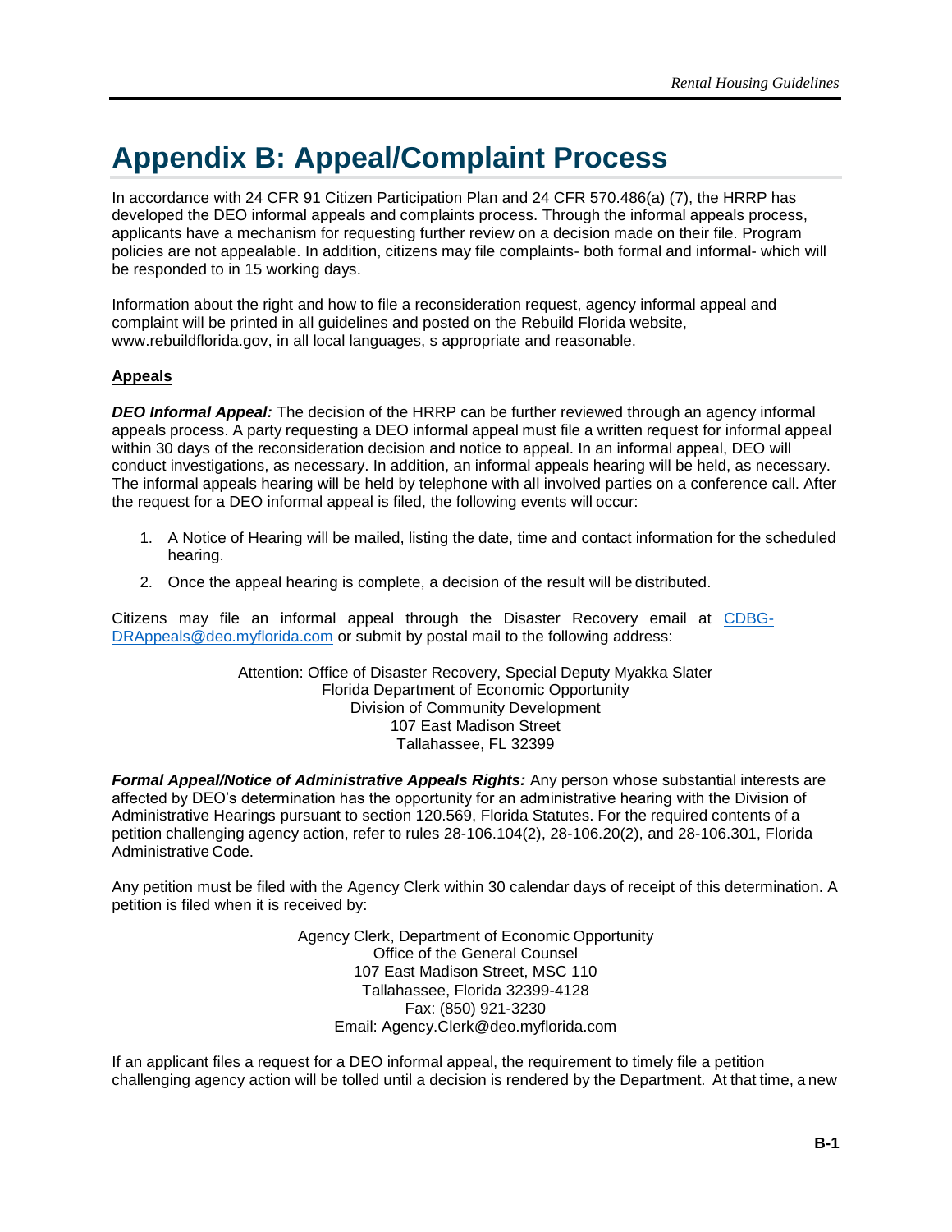# Appendix B: Appeal/Complaint Process

In accordance with 24 CFR 91 Citizen Participation Plan and 24 CFR 570.486(a) (7), the HRRP has developed the DEO informal appeals and complaints process. Through the informal appeals process, applicants have a mechanism for requesting further review on a decision made on their file. Program policies are not appealable. In addition, citizens may file complaints- both formal and informal- which will be responded to in 15 working days.

Information about the right and how to file a reconsideration request, agency informal appeal and complaint will be printed in all guidelines and posted on the Rebuild Florida website, www.rebuildflorida.gov, in all local languages, s appropriate and reasonable.

**Appeals**

***DEO Informal Appeal:*** The decision of the HRRP can be further reviewed through an agency informal appeals process. A party requesting a DEO informal appeal must file a written request for informal appeal within 30 days of the reconsideration decision and notice to appeal. In an informal appeal, DEO will conduct investigations, as necessary. In addition, an informal appeals hearing will be held, as necessary. The informal appeals hearing will be held by telephone with all involved parties on a conference call. After the request for a DEO informal appeal is filed, the following events will occur:

1. A Notice of Hearing will be mailed, listing the date, time and contact information for the scheduled hearing.
2. Once the appeal hearing is complete, a decision of the result will be distributed.

Citizens may file an informal appeal through the Disaster Recovery email at CDBG-DRAppeals@deo.myflorida.com or submit by postal mail to the following address:

Attention: Office of Disaster Recovery, Special Deputy Myakka Slater
Florida Department of Economic Opportunity
Division of Community Development
107 East Madison Street
Tallahassee, FL 32399

***Formal Appeal/Notice of Administrative Appeals Rights:*** Any person whose substantial interests are affected by DEO's determination has the opportunity for an administrative hearing with the Division of Administrative Hearings pursuant to section 120.569, Florida Statutes. For the required contents of a petition challenging agency action, refer to rules 28-106.104(2), 28-106.20(2), and 28-106.301, Florida Administrative Code.

Any petition must be filed with the Agency Clerk within 30 calendar days of receipt of this determination. A petition is filed when it is received by:

Agency Clerk, Department of Economic Opportunity
Office of the General Counsel
107 East Madison Street, MSC 110
Tallahassee, Florida 32399-4128
Fax: (850) 921-3230
Email: Agency.Clerk@deo.myflorida.com

If an applicant files a request for a DEO informal appeal, the requirement to timely file a petition challenging agency action will be tolled until a decision is rendered by the Department. At that time, a new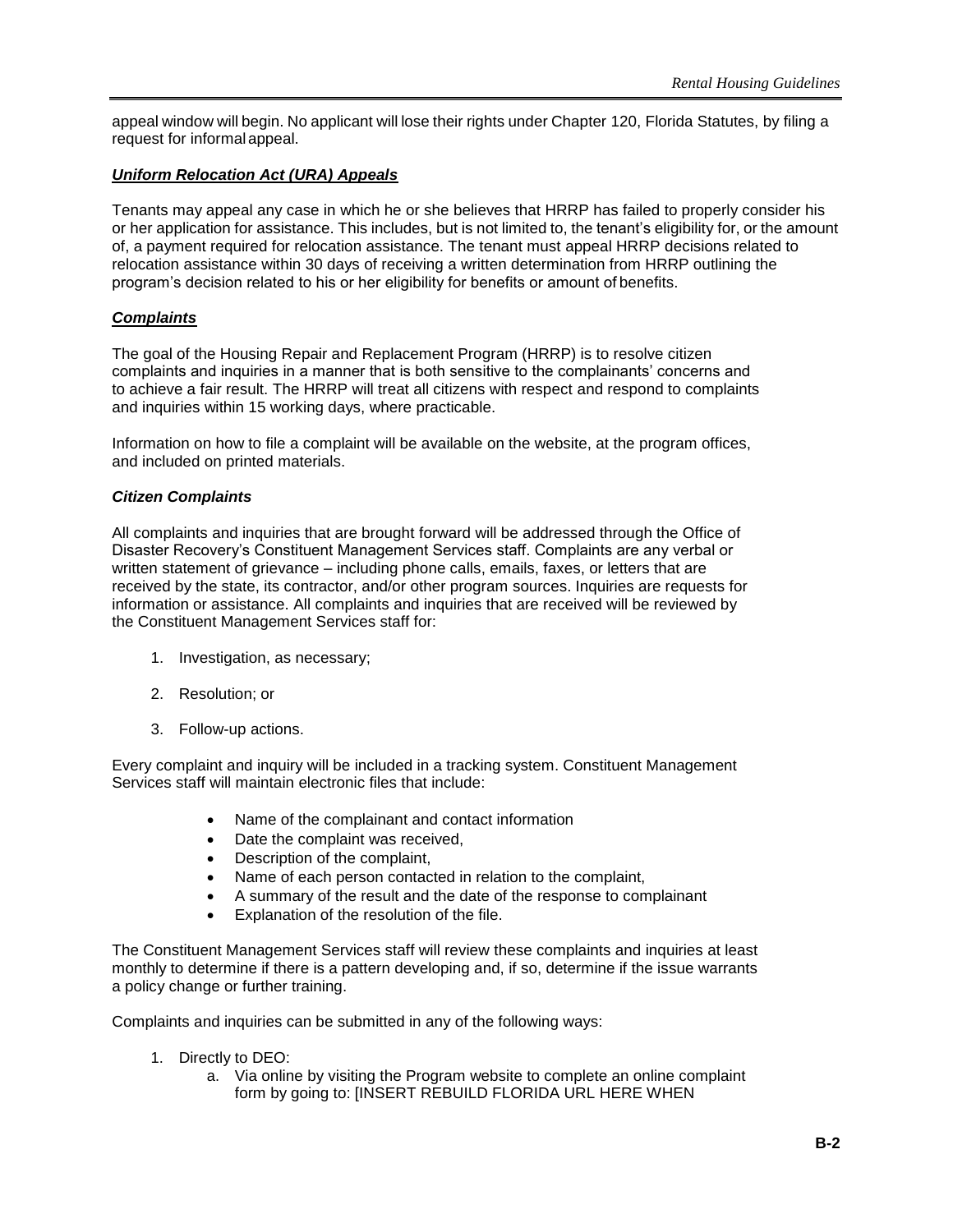appeal window will begin. No applicant will lose their rights under Chapter 120, Florida Statutes, by filing a request for informal appeal.

### ***Uniform Relocation Act (URA) Appeals***

Tenants may appeal any case in which he or she believes that HRRP has failed to properly consider his or her application for assistance. This includes, but is not limited to, the tenant's eligibility for, or the amount of, a payment required for relocation assistance. The tenant must appeal HRRP decisions related to relocation assistance within 30 days of receiving a written determination from HRRP outlining the program's decision related to his or her eligibility for benefits or amount of benefits.

### ***Complaints***

The goal of the Housing Repair and Replacement Program (HRRP) is to resolve citizen complaints and inquiries in a manner that is both sensitive to the complainants' concerns and to achieve a fair result. The HRRP will treat all citizens with respect and respond to complaints and inquiries within 15 working days, where practicable.

Information on how to file a complaint will be available on the website, at the program offices, and included on printed materials.

### ***Citizen Complaints***

All complaints and inquiries that are brought forward will be addressed through the Office of Disaster Recovery's Constituent Management Services staff. Complaints are any verbal or written statement of grievance – including phone calls, emails, faxes, or letters that are received by the state, its contractor, and/or other program sources. Inquiries are requests for information or assistance. All complaints and inquiries that are received will be reviewed by the Constituent Management Services staff for:

1. Investigation, as necessary;
2. Resolution; or
3. Follow-up actions.

Every complaint and inquiry will be included in a tracking system. Constituent Management Services staff will maintain electronic files that include:

- Name of the complainant and contact information
- Date the complaint was received,
- Description of the complaint,
- Name of each person contacted in relation to the complaint,
- A summary of the result and the date of the response to complainant
- Explanation of the resolution of the file.

The Constituent Management Services staff will review these complaints and inquiries at least monthly to determine if there is a pattern developing and, if so, determine if the issue warrants a policy change or further training.

Complaints and inquiries can be submitted in any of the following ways:

1. Directly to DEO:
   a. Via online by visiting the Program website to complete an online complaint form by going to: [INSERT REBUILD FLORIDA URL HERE WHEN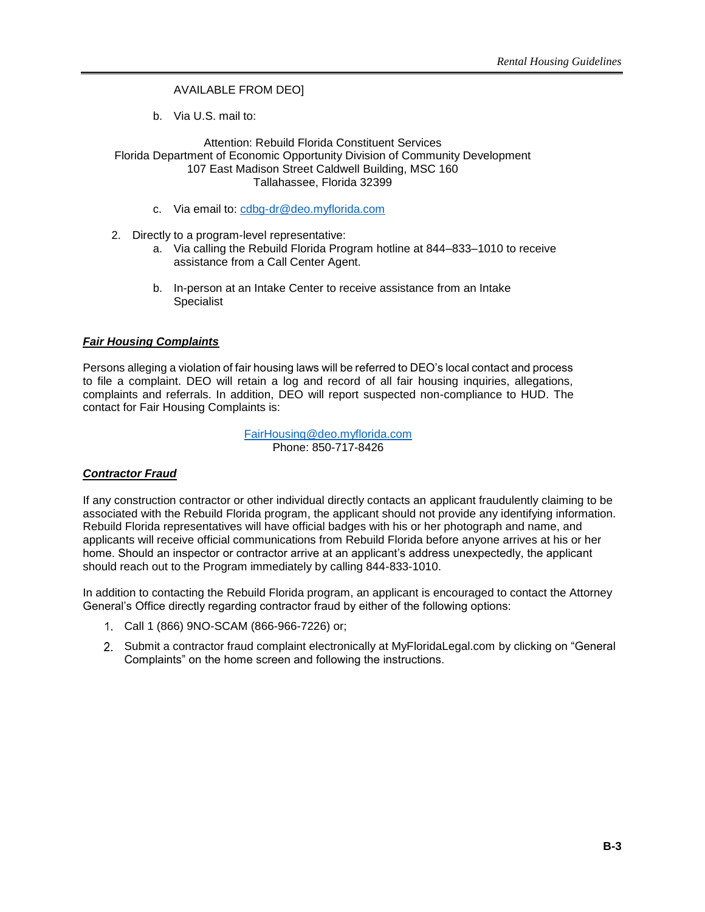AVAILABLE FROM DEO]

b. Via U.S. mail to:

Attention: Rebuild Florida Constituent Services
Florida Department of Economic Opportunity Division of Community Development
107 East Madison Street Caldwell Building, MSC 160
Tallahassee, Florida 32399

c. Via email to: cdbg-dr@deo.myflorida.com

2. Directly to a program-level representative:
   a. Via calling the Rebuild Florida Program hotline at 844–833–1010 to receive assistance from a Call Center Agent.

   b. In-person at an Intake Center to receive assistance from an Intake Specialist

***Fair Housing Complaints***

Persons alleging a violation of fair housing laws will be referred to DEO's local contact and process to file a complaint. DEO will retain a log and record of all fair housing inquiries, allegations, complaints and referrals. In addition, DEO will report suspected non-compliance to HUD. The contact for Fair Housing Complaints is:

FairHousing@deo.myflorida.com
Phone: 850-717-8426

***Contractor Fraud***

If any construction contractor or other individual directly contacts an applicant fraudulently claiming to be associated with the Rebuild Florida program, the applicant should not provide any identifying information. Rebuild Florida representatives will have official badges with his or her photograph and name, and applicants will receive official communications from Rebuild Florida before anyone arrives at his or her home. Should an inspector or contractor arrive at an applicant's address unexpectedly, the applicant should reach out to the Program immediately by calling 844-833-1010.

In addition to contacting the Rebuild Florida program, an applicant is encouraged to contact the Attorney General's Office directly regarding contractor fraud by either of the following options:

1. Call 1 (866) 9NO-SCAM (866-966-7226) or;
2. Submit a contractor fraud complaint electronically at MyFloridaLegal.com by clicking on "General Complaints" on the home screen and following the instructions.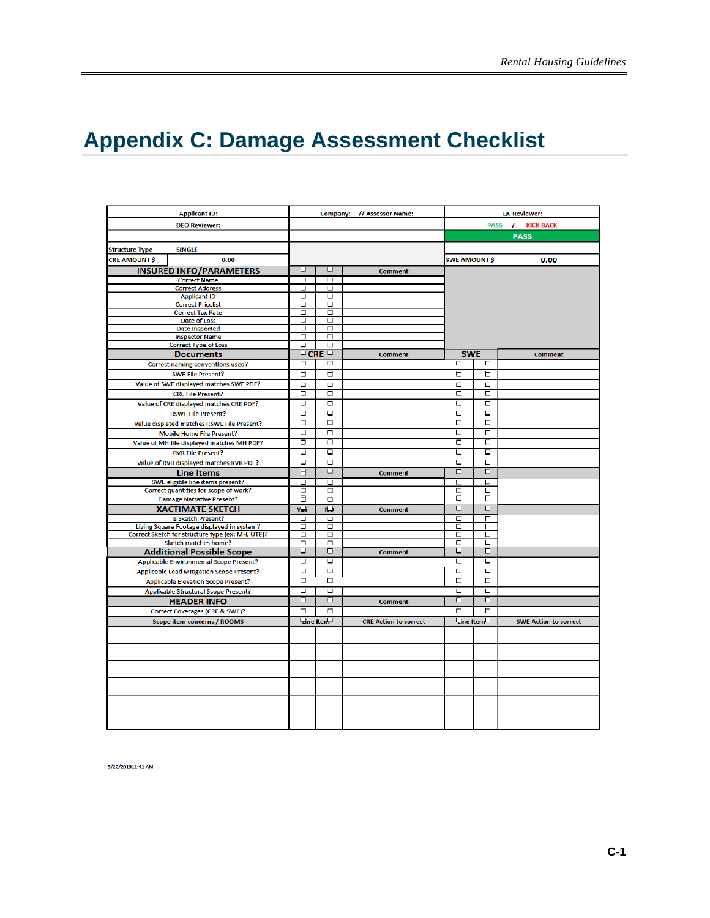# Appendix C: Damage Assessment Checklist

| Applicant ID: | Company: // Assessor Name: | | | QC Reviewer: | | |
|---|---|---|---|---|---|---|
| DEO Reviewer: | | | | PASS / KICK BACK | | |
| | | | | PASS | | |
| Structure Type SINGLE | | | | | | |
| CRE AMOUNT $ 0.00 | | | | SWE AMOUNT $ 0.00 | | |
| **INSURED INFO/PARAMETERS** | ☐ | ☐ | Comment | | | |
| Correct Name | ☐ | ☐ | | | | |
| Correct Address | ☐ | ☐ | | | | |
| Applicant ID | ☐ | ☐ | | | | |
| Correct Pricelist | ☐ | ☐ | | | | |
| Correct Tax Rate | ☐ | ☐ | | | | |
| Date of Loss | ☐ | ☐ | | | | |
| Date Inspected | ☐ | ☐ | | | | |
| Inspector Name | ☐ | ☐ | | | | |
| Correct Type of Loss | ☐ | ☐ | | | | |
| **Documents** | ☐ CRE | ☐ | Comment | SWE | | Comment |
| Correct naming conventions used? | ☐ | ☐ | | ☐ | ☐ | |
| SWE File Present? | ☐ | ☐ | | ☐ | ☐ | |
| Value of SWE displayed matches SWE PDF? | ☐ | ☐ | | ☐ | ☐ | |
| CRE File Present? | ☐ | ☐ | | ☐ | ☐ | |
| Value of CRE displayed matches CRE PDF? | ☐ | ☐ | | ☐ | ☐ | |
| RSWE File Present? | ☐ | ☐ | | ☐ | ☐ | |
| Value displated matches RSWE File Present? | ☐ | ☐ | | ☐ | ☐ | |
| Mobile Home File Present? | ☐ | ☐ | | ☐ | ☐ | |
| Value of MH file displayed matches MH PDF? | ☐ | ☐ | | ☐ | ☐ | |
| RVR File Present? | ☐ | ☐ | | ☐ | ☐ | |
| Value of RVR displayed matches RVR PDF? | ☐ | ☐ | | ☐ | ☐ | |
| **Line Items** | ☐ | ☐ | Comment | ☐ | ☐ | |
| SWE eligible line items present? | ☐ | ☐ | | ☐ | ☐ | |
| Correct quantities for scope of work? | ☐ | ☐ | | ☐ | ☐ | |
| Damage Narrative Present? | ☐ | ☐ | | ☐ | ☐ | |
| **XACTIMATE SKETCH** | Yes ☐ | No ☐ | Comment | ☐ | ☐ | |
| Is Sketch Present? | ☐ | ☐ | | ☐ | ☐ | |
| Living Square Footage displayed in system? | ☐ | ☐ | | ☐ | ☐ | |
| Correct Sketch for structure type (ex: MH, UTE)? | ☐ | ☐ | | ☐ | ☐ | |
| Sketch matches home? | ☐ | ☐ | | ☐ | ☐ | |
| **Additional Possible Scope** | ☐ | ☐ | Comment | ☐ | ☐ | |
| Applicable Environmental Scope Present? | ☐ | ☐ | | ☐ | ☐ | |
| Applicable Lead Mitigation Scope Present? | ☐ | ☐ | | ☐ | ☐ | |
| Applicable Elevation Scope Present? | ☐ | ☐ | | ☐ | ☐ | |
| Applicable Structural Scope Present? | ☐ | ☐ | | ☐ | ☐ | |
| **HEADER INFO** | ☐ | ☐ | Comment | ☐ | ☐ | |
| Correct Coverages (CRE & SWE)? | ☐ | ☐ | | ☐ | ☐ | |
| **Scope item concerns / ROOMS** | ☐ Line Item | ☐ | CRE Action to correct | ☐ Line Item | ☐ | SWE Action to correct |
| | | | | | | |
| | | | | | | |
| | | | | | | |
| | | | | | | |
| | | | | | | |
| | | | | | | |

5/22/2019 11:41 AM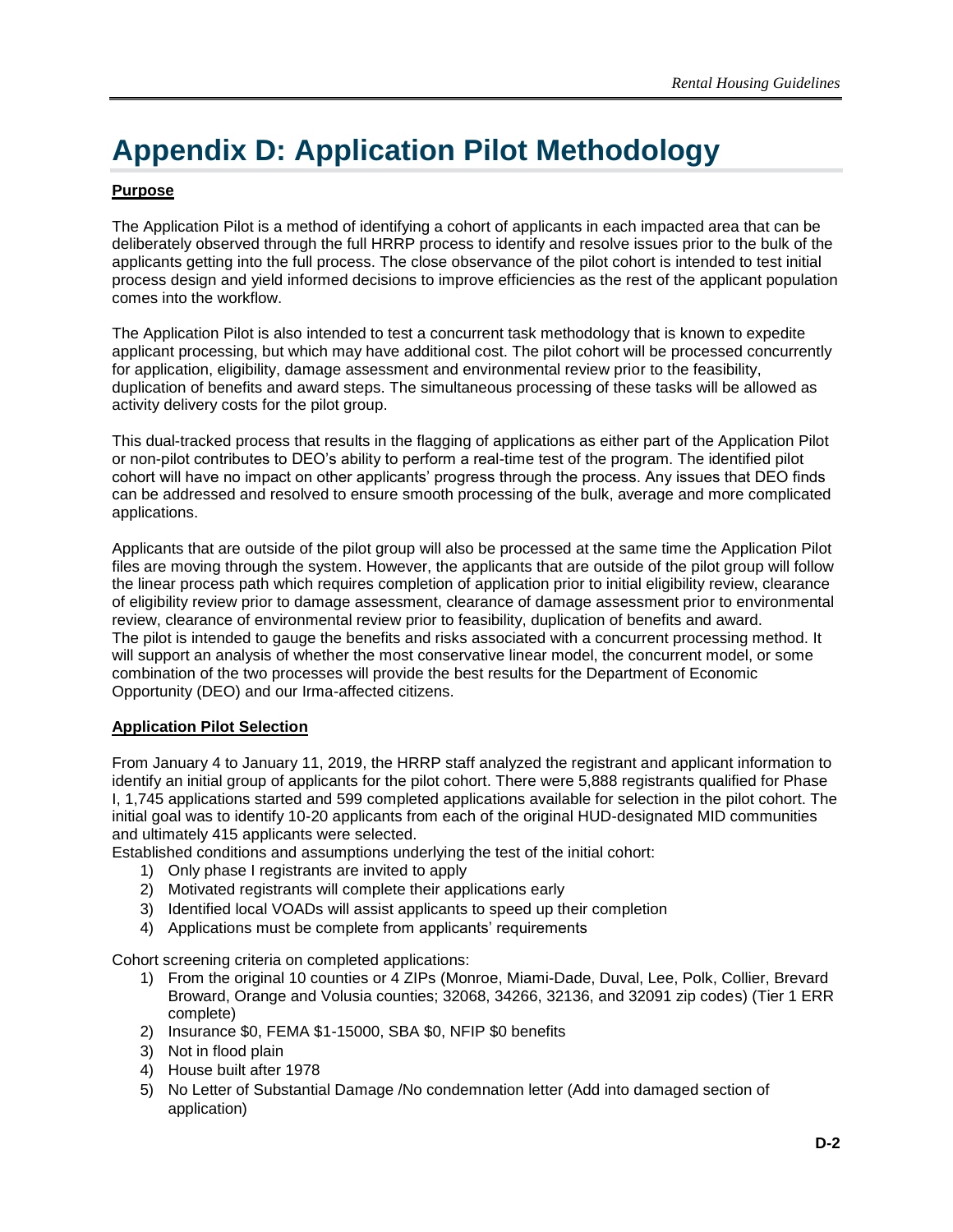# Appendix D: Application Pilot Methodology

**Purpose**

The Application Pilot is a method of identifying a cohort of applicants in each impacted area that can be deliberately observed through the full HRRP process to identify and resolve issues prior to the bulk of the applicants getting into the full process. The close observance of the pilot cohort is intended to test initial process design and yield informed decisions to improve efficiencies as the rest of the applicant population comes into the workflow.

The Application Pilot is also intended to test a concurrent task methodology that is known to expedite applicant processing, but which may have additional cost. The pilot cohort will be processed concurrently for application, eligibility, damage assessment and environmental review prior to the feasibility, duplication of benefits and award steps. The simultaneous processing of these tasks will be allowed as activity delivery costs for the pilot group.

This dual-tracked process that results in the flagging of applications as either part of the Application Pilot or non-pilot contributes to DEO's ability to perform a real-time test of the program. The identified pilot cohort will have no impact on other applicants' progress through the process. Any issues that DEO finds can be addressed and resolved to ensure smooth processing of the bulk, average and more complicated applications.

Applicants that are outside of the pilot group will also be processed at the same time the Application Pilot files are moving through the system. However, the applicants that are outside of the pilot group will follow the linear process path which requires completion of application prior to initial eligibility review, clearance of eligibility review prior to damage assessment, clearance of damage assessment prior to environmental review, clearance of environmental review prior to feasibility, duplication of benefits and award. The pilot is intended to gauge the benefits and risks associated with a concurrent processing method. It will support an analysis of whether the most conservative linear model, the concurrent model, or some combination of the two processes will provide the best results for the Department of Economic Opportunity (DEO) and our Irma-affected citizens.

**Application Pilot Selection**

From January 4 to January 11, 2019, the HRRP staff analyzed the registrant and applicant information to identify an initial group of applicants for the pilot cohort. There were 5,888 registrants qualified for Phase I, 1,745 applications started and 599 completed applications available for selection in the pilot cohort. The initial goal was to identify 10-20 applicants from each of the original HUD-designated MID communities and ultimately 415 applicants were selected.

Established conditions and assumptions underlying the test of the initial cohort:

1) Only phase I registrants are invited to apply
2) Motivated registrants will complete their applications early
3) Identified local VOADs will assist applicants to speed up their completion
4) Applications must be complete from applicants' requirements

Cohort screening criteria on completed applications:

1) From the original 10 counties or 4 ZIPs (Monroe, Miami-Dade, Duval, Lee, Polk, Collier, Brevard Broward, Orange and Volusia counties; 32068, 34266, 32136, and 32091 zip codes) (Tier 1 ERR complete)
2) Insurance $0, FEMA $1-15000, SBA $0, NFIP $0 benefits
3) Not in flood plain
4) House built after 1978
5) No Letter of Substantial Damage /No condemnation letter (Add into damaged section of application)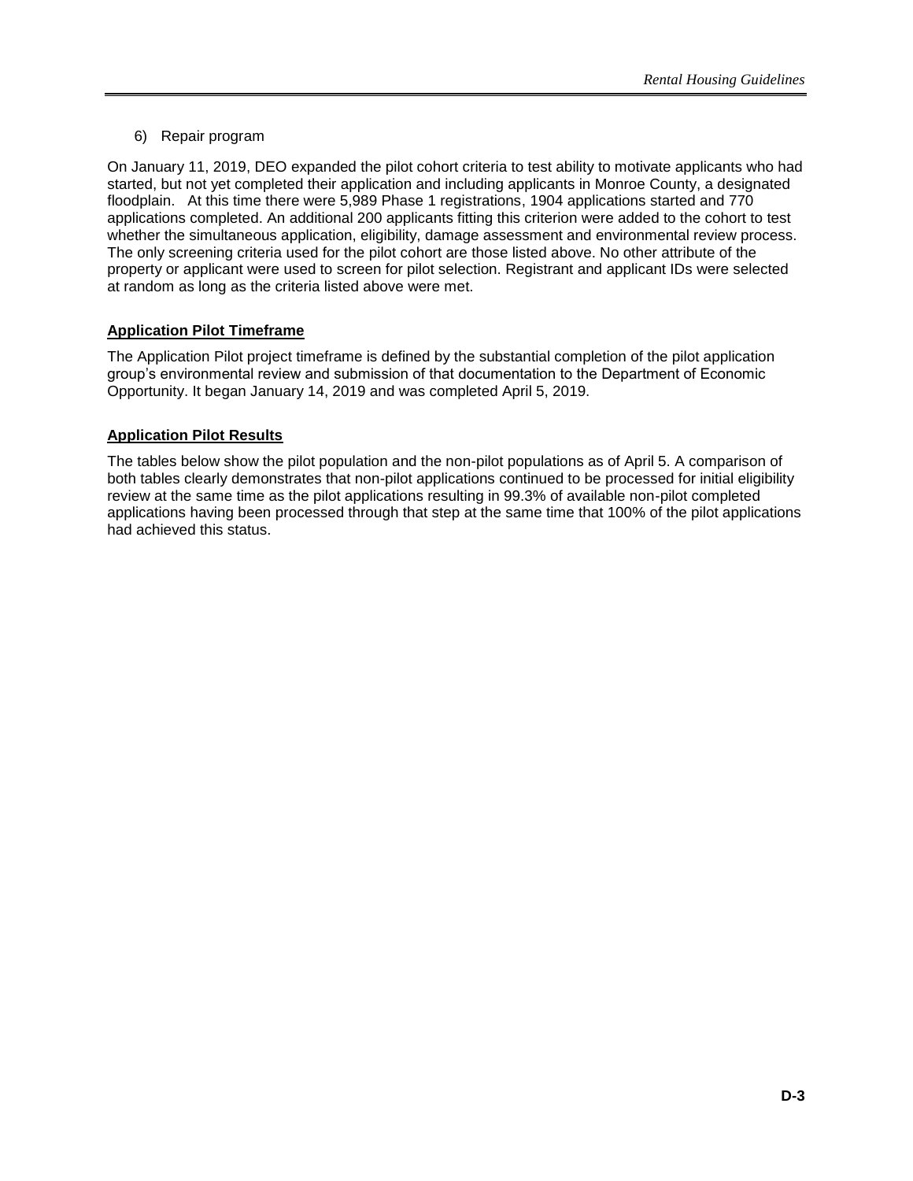6) Repair program

On January 11, 2019, DEO expanded the pilot cohort criteria to test ability to motivate applicants who had started, but not yet completed their application and including applicants in Monroe County, a designated floodplain. At this time there were 5,989 Phase 1 registrations, 1904 applications started and 770 applications completed. An additional 200 applicants fitting this criterion were added to the cohort to test whether the simultaneous application, eligibility, damage assessment and environmental review process. The only screening criteria used for the pilot cohort are those listed above. No other attribute of the property or applicant were used to screen for pilot selection. Registrant and applicant IDs were selected at random as long as the criteria listed above were met.

**Application Pilot Timeframe**

The Application Pilot project timeframe is defined by the substantial completion of the pilot application group's environmental review and submission of that documentation to the Department of Economic Opportunity. It began January 14, 2019 and was completed April 5, 2019.

**Application Pilot Results**

The tables below show the pilot population and the non-pilot populations as of April 5. A comparison of both tables clearly demonstrates that non-pilot applications continued to be processed for initial eligibility review at the same time as the pilot applications resulting in 99.3% of available non-pilot completed applications having been processed through that step at the same time that 100% of the pilot applications had achieved this status.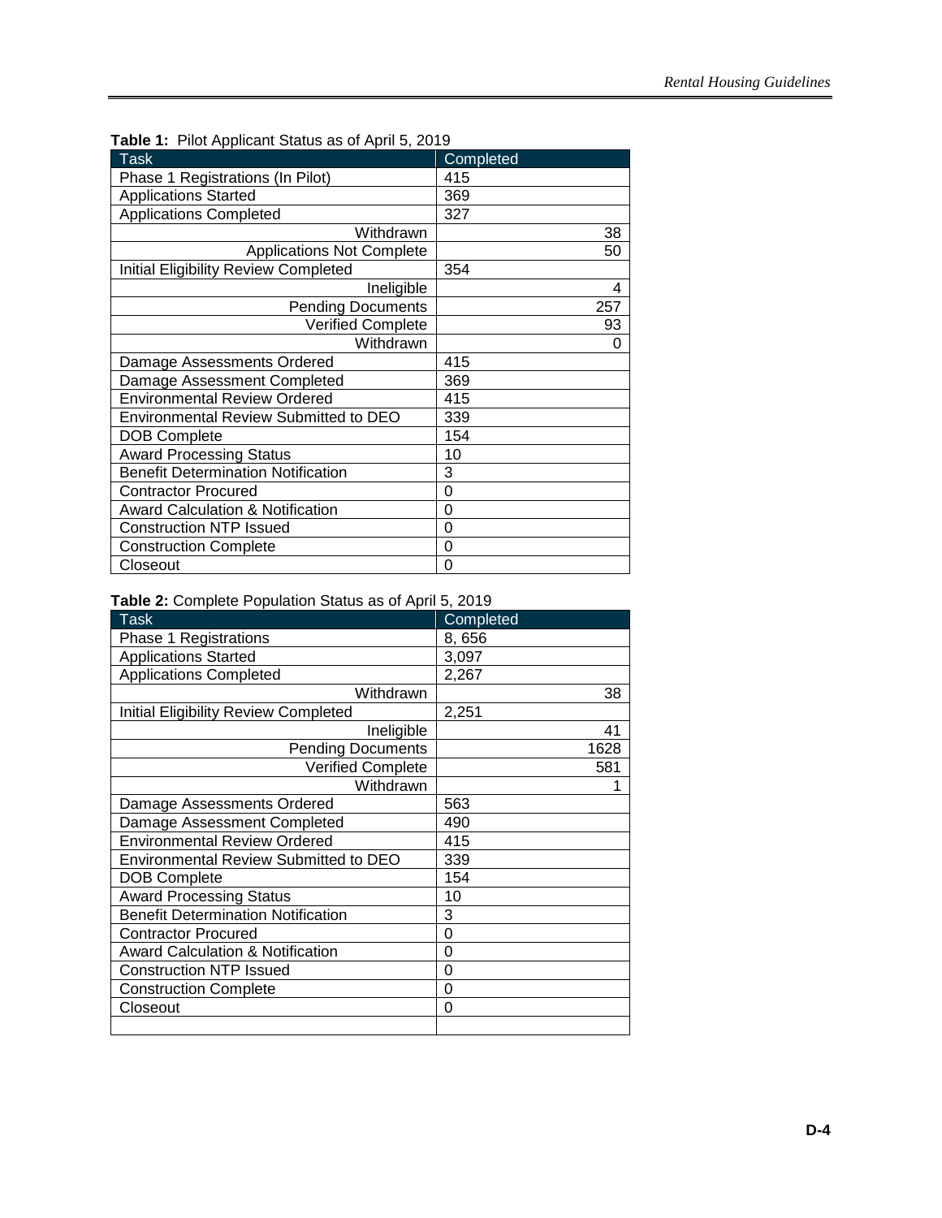**Table 1:** Pilot Applicant Status as of April 5, 2019

| Task | Completed |
|---|---|
| Phase 1 Registrations (In Pilot) | 415 |
| Applications Started | 369 |
| Applications Completed | 327 |
| Withdrawn | 38 |
| Applications Not Complete | 50 |
| Initial Eligibility Review Completed | 354 |
| Ineligible | 4 |
| Pending Documents | 257 |
| Verified Complete | 93 |
| Withdrawn | 0 |
| Damage Assessments Ordered | 415 |
| Damage Assessment Completed | 369 |
| Environmental Review Ordered | 415 |
| Environmental Review Submitted to DEO | 339 |
| DOB Complete | 154 |
| Award Processing Status | 10 |
| Benefit Determination Notification | 3 |
| Contractor Procured | 0 |
| Award Calculation & Notification | 0 |
| Construction NTP Issued | 0 |
| Construction Complete | 0 |
| Closeout | 0 |

**Table 2:** Complete Population Status as of April 5, 2019

| Task | Completed |
|---|---|
| Phase 1 Registrations | 8, 656 |
| Applications Started | 3,097 |
| Applications Completed | 2,267 |
| Withdrawn | 38 |
| Initial Eligibility Review Completed | 2,251 |
| Ineligible | 41 |
| Pending Documents | 1628 |
| Verified Complete | 581 |
| Withdrawn | 1 |
| Damage Assessments Ordered | 563 |
| Damage Assessment Completed | 490 |
| Environmental Review Ordered | 415 |
| Environmental Review Submitted to DEO | 339 |
| DOB Complete | 154 |
| Award Processing Status | 10 |
| Benefit Determination Notification | 3 |
| Contractor Procured | 0 |
| Award Calculation & Notification | 0 |
| Construction NTP Issued | 0 |
| Construction Complete | 0 |
| Closeout | 0 |
| | |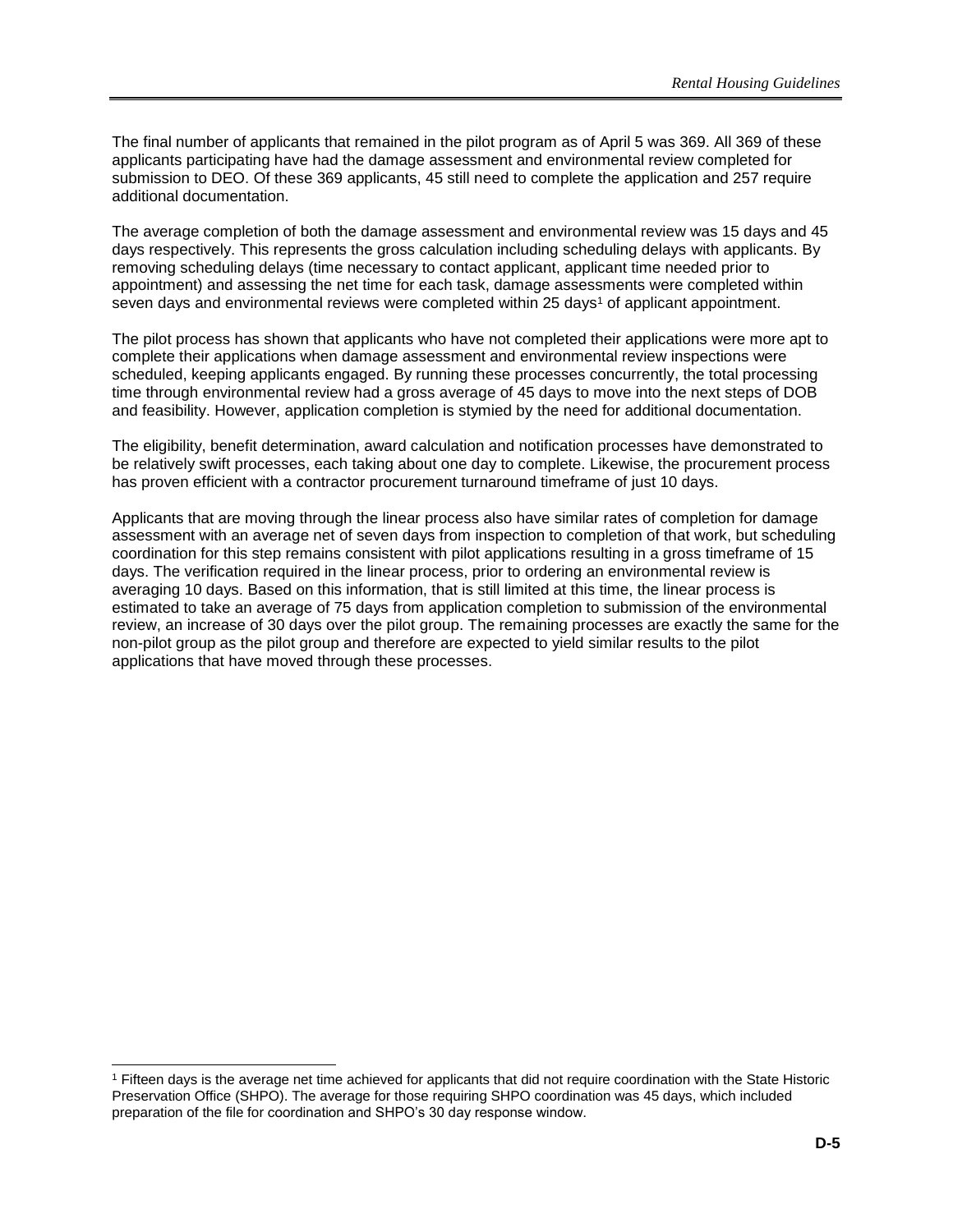The final number of applicants that remained in the pilot program as of April 5 was 369. All 369 of these applicants participating have had the damage assessment and environmental review completed for submission to DEO. Of these 369 applicants, 45 still need to complete the application and 257 require additional documentation.

The average completion of both the damage assessment and environmental review was 15 days and 45 days respectively. This represents the gross calculation including scheduling delays with applicants. By removing scheduling delays (time necessary to contact applicant, applicant time needed prior to appointment) and assessing the net time for each task, damage assessments were completed within seven days and environmental reviews were completed within 25 days[1] of applicant appointment.

The pilot process has shown that applicants who have not completed their applications were more apt to complete their applications when damage assessment and environmental review inspections were scheduled, keeping applicants engaged. By running these processes concurrently, the total processing time through environmental review had a gross average of 45 days to move into the next steps of DOB and feasibility. However, application completion is stymied by the need for additional documentation.

The eligibility, benefit determination, award calculation and notification processes have demonstrated to be relatively swift processes, each taking about one day to complete. Likewise, the procurement process has proven efficient with a contractor procurement turnaround timeframe of just 10 days.

Applicants that are moving through the linear process also have similar rates of completion for damage assessment with an average net of seven days from inspection to completion of that work, but scheduling coordination for this step remains consistent with pilot applications resulting in a gross timeframe of 15 days. The verification required in the linear process, prior to ordering an environmental review is averaging 10 days. Based on this information, that is still limited at this time, the linear process is estimated to take an average of 75 days from application completion to submission of the environmental review, an increase of 30 days over the pilot group. The remaining processes are exactly the same for the non-pilot group as the pilot group and therefore are expected to yield similar results to the pilot applications that have moved through these processes.

[1] Fifteen days is the average net time achieved for applicants that did not require coordination with the State Historic Preservation Office (SHPO). The average for those requiring SHPO coordination was 45 days, which included preparation of the file for coordination and SHPO's 30 day response window.